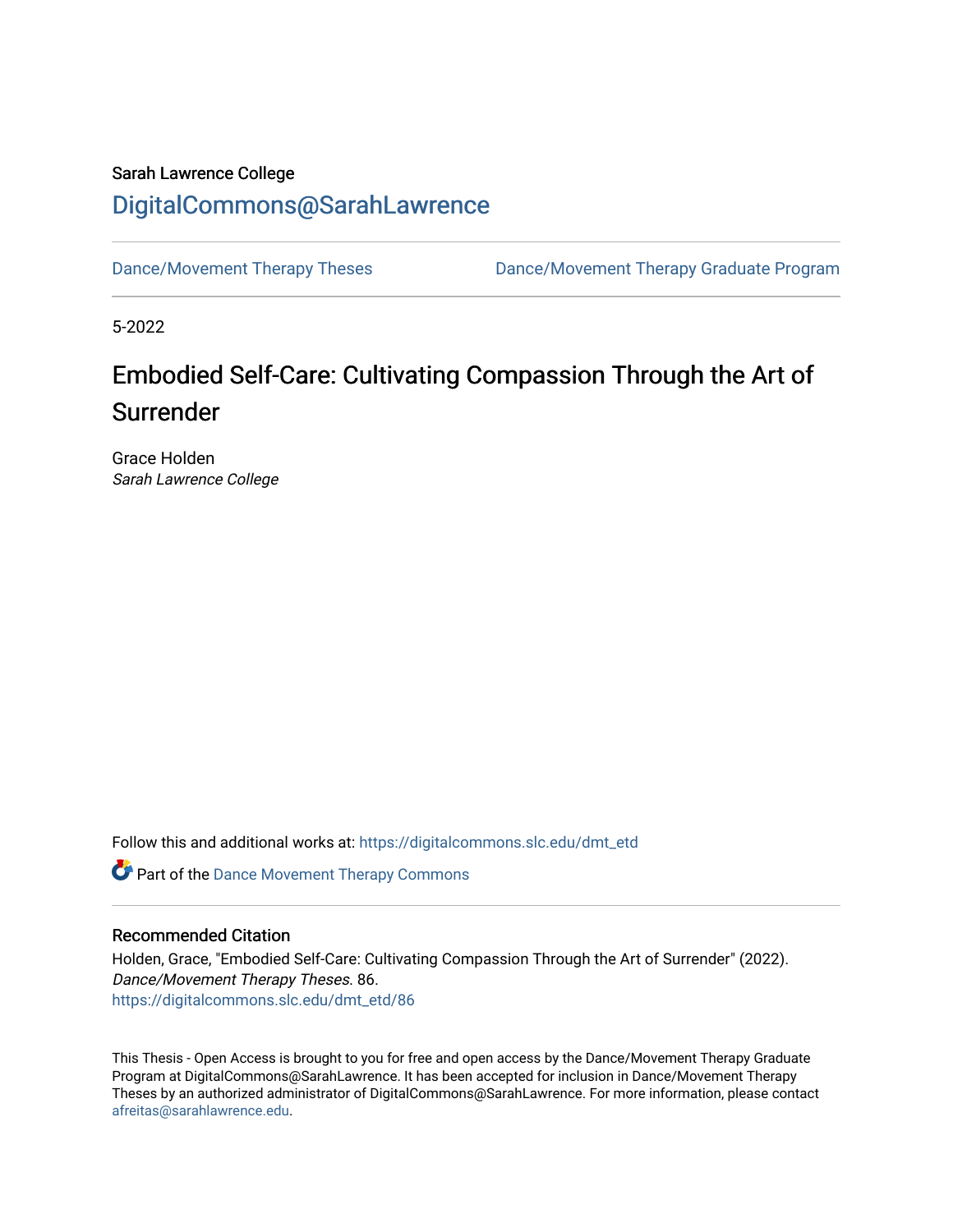Sarah Lawrence College

DigitalCommons@SarahLawrence

Dance/Movement Therapy Theses | Dance/Movement Therapy Graduate Program

5-2022

# Embodied Self-Care: Cultivating Compassion Through the Art of Surrender

Grace Holden
*Sarah Lawrence College*

Follow this and additional works at: https://digitalcommons.slc.edu/dmt_etd

Part of the Dance Movement Therapy Commons

## Recommended Citation

Holden, Grace, "Embodied Self-Care: Cultivating Compassion Through the Art of Surrender" (2022). *Dance/Movement Therapy Theses*. 86.
https://digitalcommons.slc.edu/dmt_etd/86

This Thesis - Open Access is brought to you for free and open access by the Dance/Movement Therapy Graduate Program at DigitalCommons@SarahLawrence. It has been accepted for inclusion in Dance/Movement Therapy Theses by an authorized administrator of DigitalCommons@SarahLawrence. For more information, please contact afreitas@sarahlawrence.edu.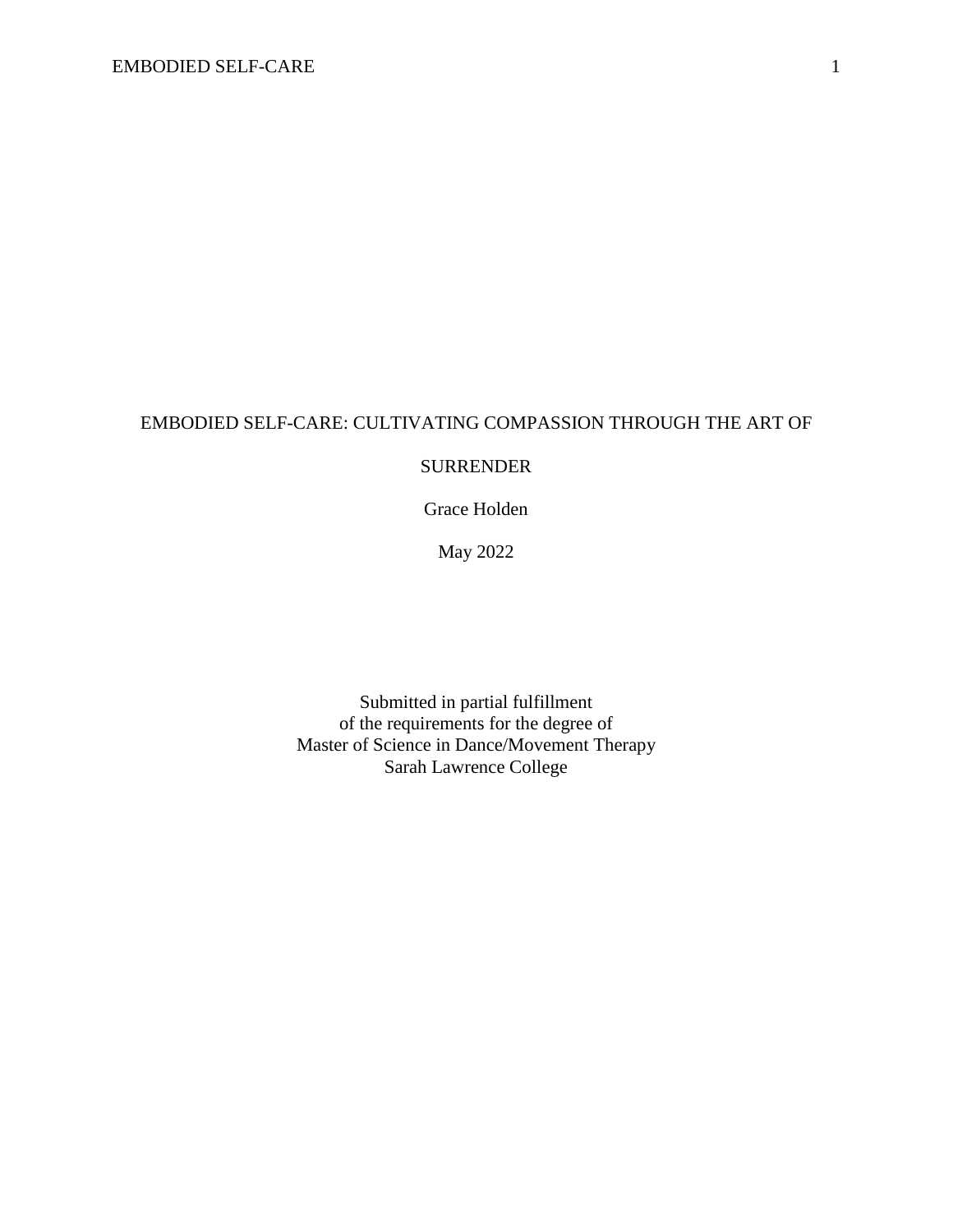# EMBODIED SELF-CARE: CULTIVATING COMPASSION THROUGH THE ART OF SURRENDER

Grace Holden

May 2022

Submitted in partial fulfillment
of the requirements for the degree of
Master of Science in Dance/Movement Therapy
Sarah Lawrence College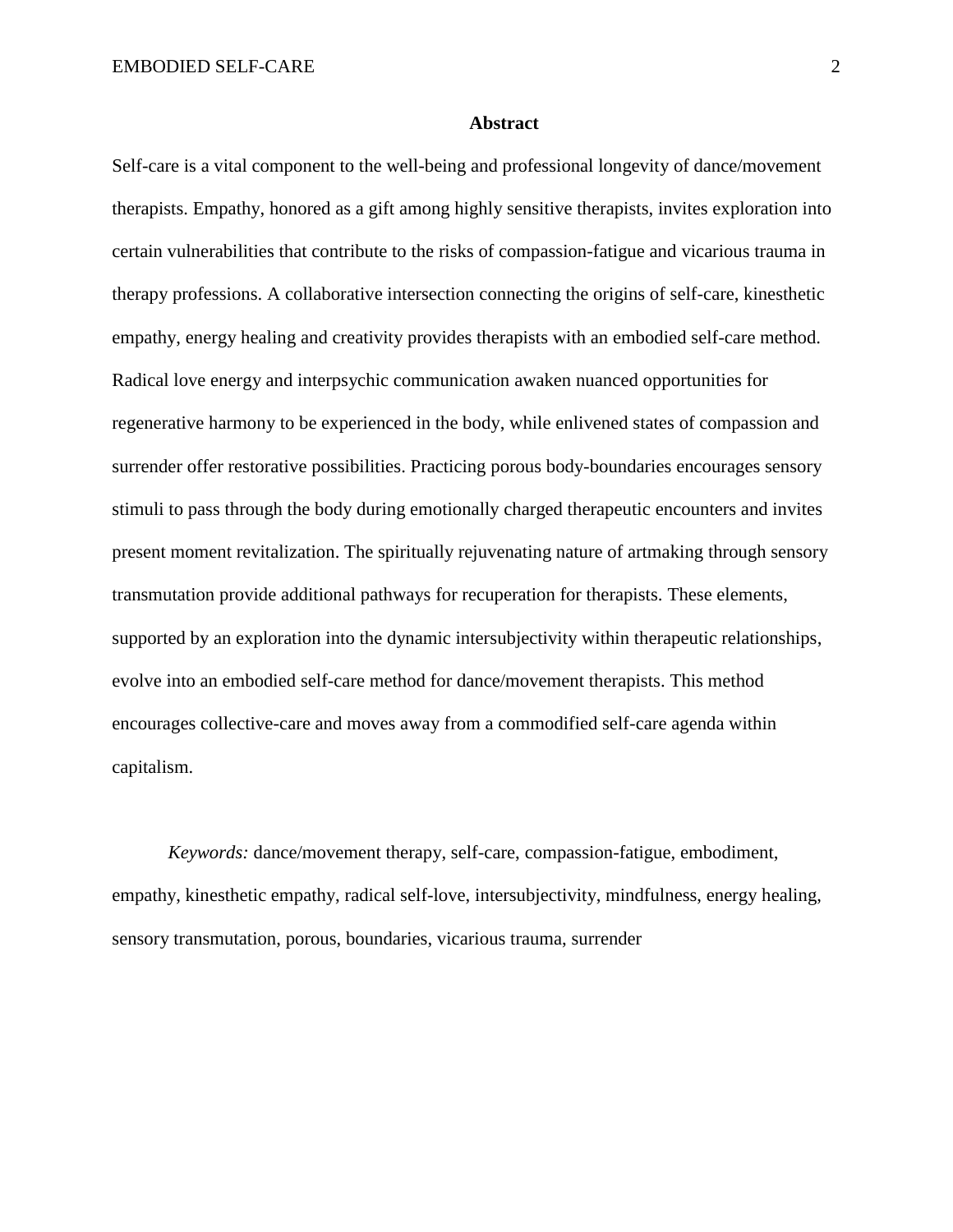# Abstract

Self-care is a vital component to the well-being and professional longevity of dance/movement therapists. Empathy, honored as a gift among highly sensitive therapists, invites exploration into certain vulnerabilities that contribute to the risks of compassion-fatigue and vicarious trauma in therapy professions. A collaborative intersection connecting the origins of self-care, kinesthetic empathy, energy healing and creativity provides therapists with an embodied self-care method. Radical love energy and interpsychic communication awaken nuanced opportunities for regenerative harmony to be experienced in the body, while enlivened states of compassion and surrender offer restorative possibilities. Practicing porous body-boundaries encourages sensory stimuli to pass through the body during emotionally charged therapeutic encounters and invites present moment revitalization. The spiritually rejuvenating nature of artmaking through sensory transmutation provide additional pathways for recuperation for therapists. These elements, supported by an exploration into the dynamic intersubjectivity within therapeutic relationships, evolve into an embodied self-care method for dance/movement therapists. This method encourages collective-care and moves away from a commodified self-care agenda within capitalism.

*Keywords:* dance/movement therapy, self-care, compassion-fatigue, embodiment, empathy, kinesthetic empathy, radical self-love, intersubjectivity, mindfulness, energy healing, sensory transmutation, porous, boundaries, vicarious trauma, surrender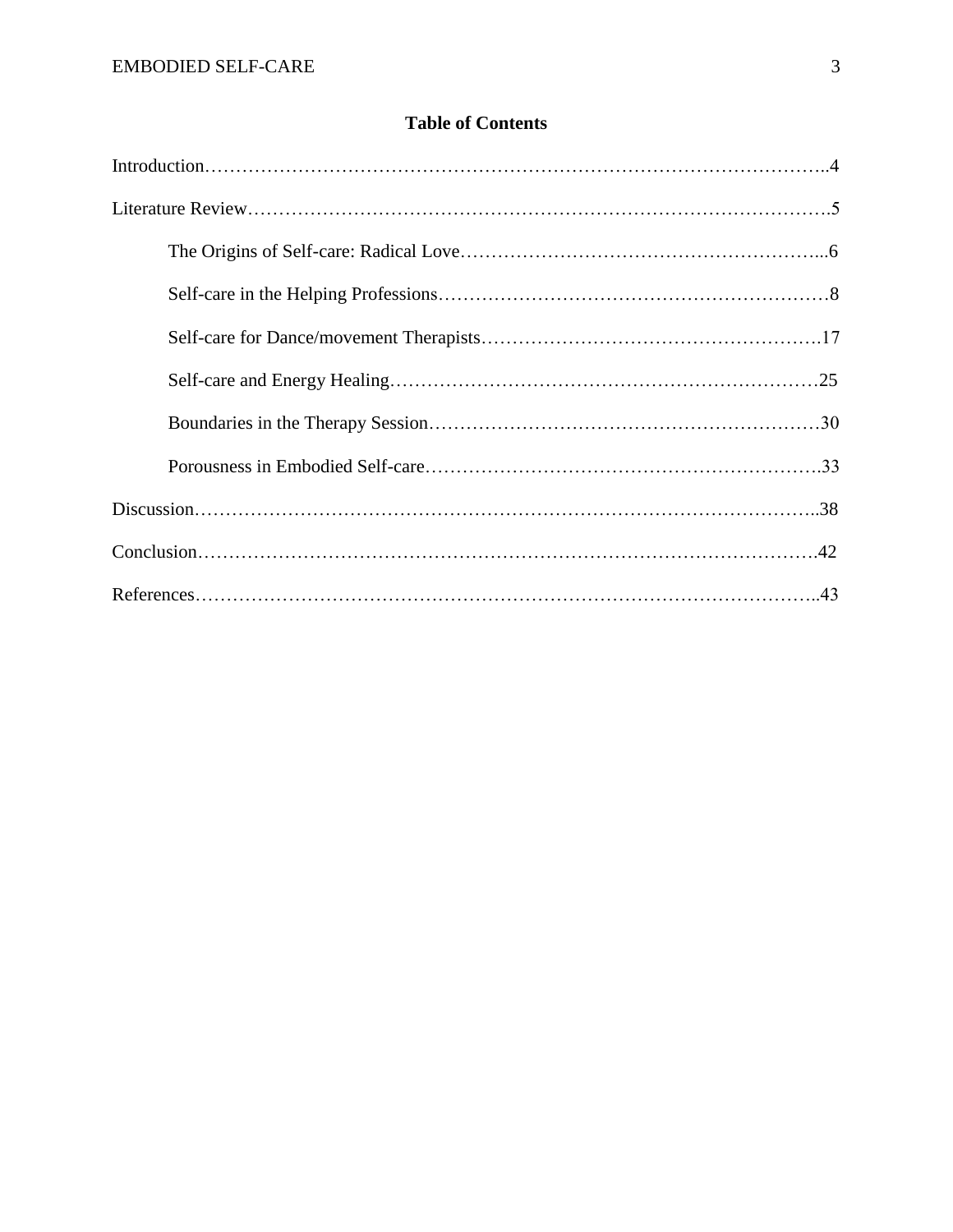# Table of Contents

Introduction……………………………………………………………………………………..4

Literature Review……………………………………………………………………………….5

- The Origins of Self-care: Radical Love…………………………………………………...6
- Self-care in the Helping Professions………………………………………………………8
- Self-care for Dance/movement Therapists……………………………………………….17
- Self-care and Energy Healing……………………………………………………………25
- Boundaries in the Therapy Session………………………………………………………30
- Porousness in Embodied Self-care……………………………………………………….33

Discussion……………………………………………………………………………………..38

Conclusion…………………………………………………………………………………….42

References……………………………………………………………………………………..43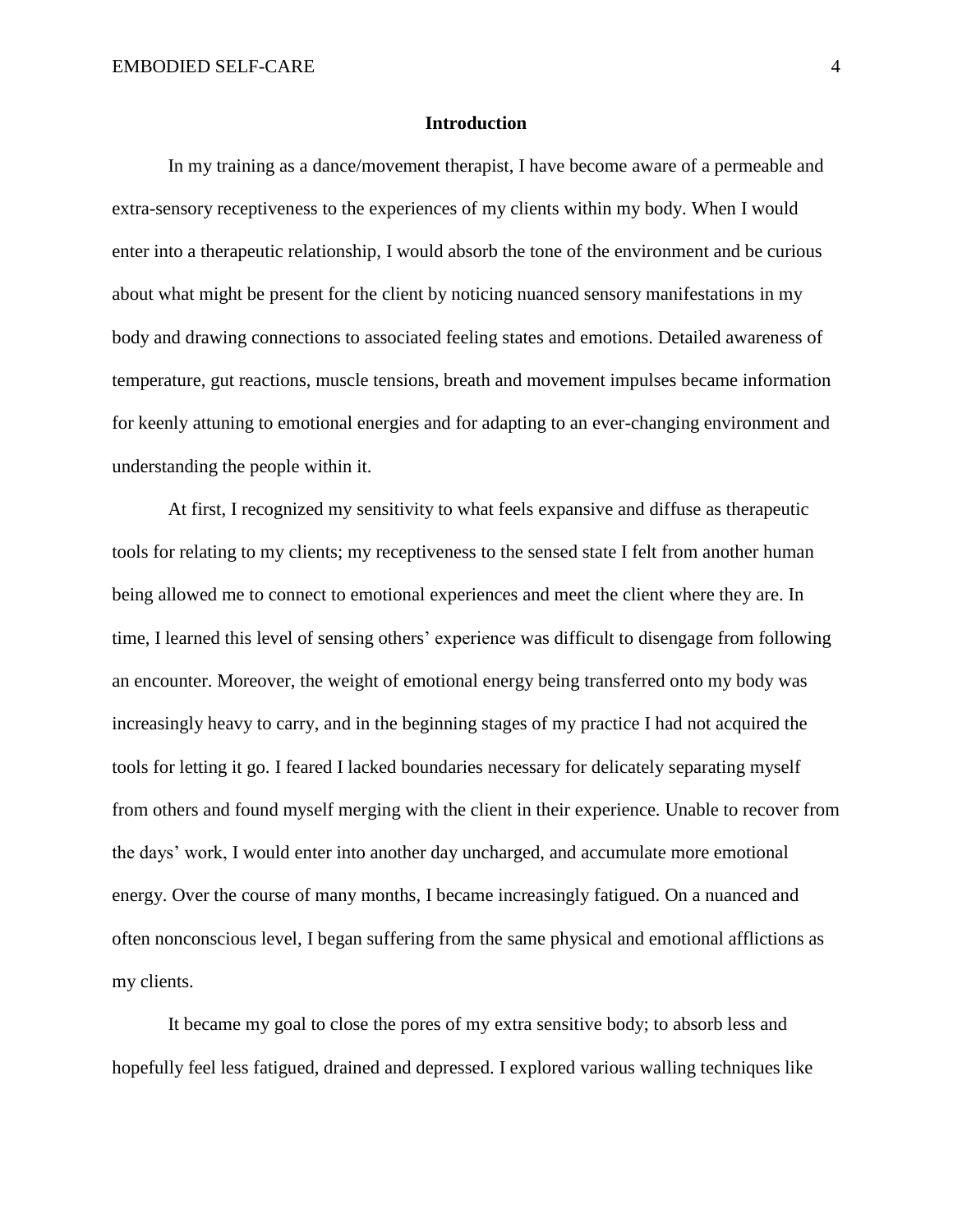## Introduction

In my training as a dance/movement therapist, I have become aware of a permeable and extra-sensory receptiveness to the experiences of my clients within my body. When I would enter into a therapeutic relationship, I would absorb the tone of the environment and be curious about what might be present for the client by noticing nuanced sensory manifestations in my body and drawing connections to associated feeling states and emotions. Detailed awareness of temperature, gut reactions, muscle tensions, breath and movement impulses became information for keenly attuning to emotional energies and for adapting to an ever-changing environment and understanding the people within it.

At first, I recognized my sensitivity to what feels expansive and diffuse as therapeutic tools for relating to my clients; my receptiveness to the sensed state I felt from another human being allowed me to connect to emotional experiences and meet the client where they are. In time, I learned this level of sensing others' experience was difficult to disengage from following an encounter. Moreover, the weight of emotional energy being transferred onto my body was increasingly heavy to carry, and in the beginning stages of my practice I had not acquired the tools for letting it go. I feared I lacked boundaries necessary for delicately separating myself from others and found myself merging with the client in their experience. Unable to recover from the days' work, I would enter into another day uncharged, and accumulate more emotional energy. Over the course of many months, I became increasingly fatigued. On a nuanced and often nonconscious level, I began suffering from the same physical and emotional afflictions as my clients.

It became my goal to close the pores of my extra sensitive body; to absorb less and hopefully feel less fatigued, drained and depressed. I explored various walling techniques like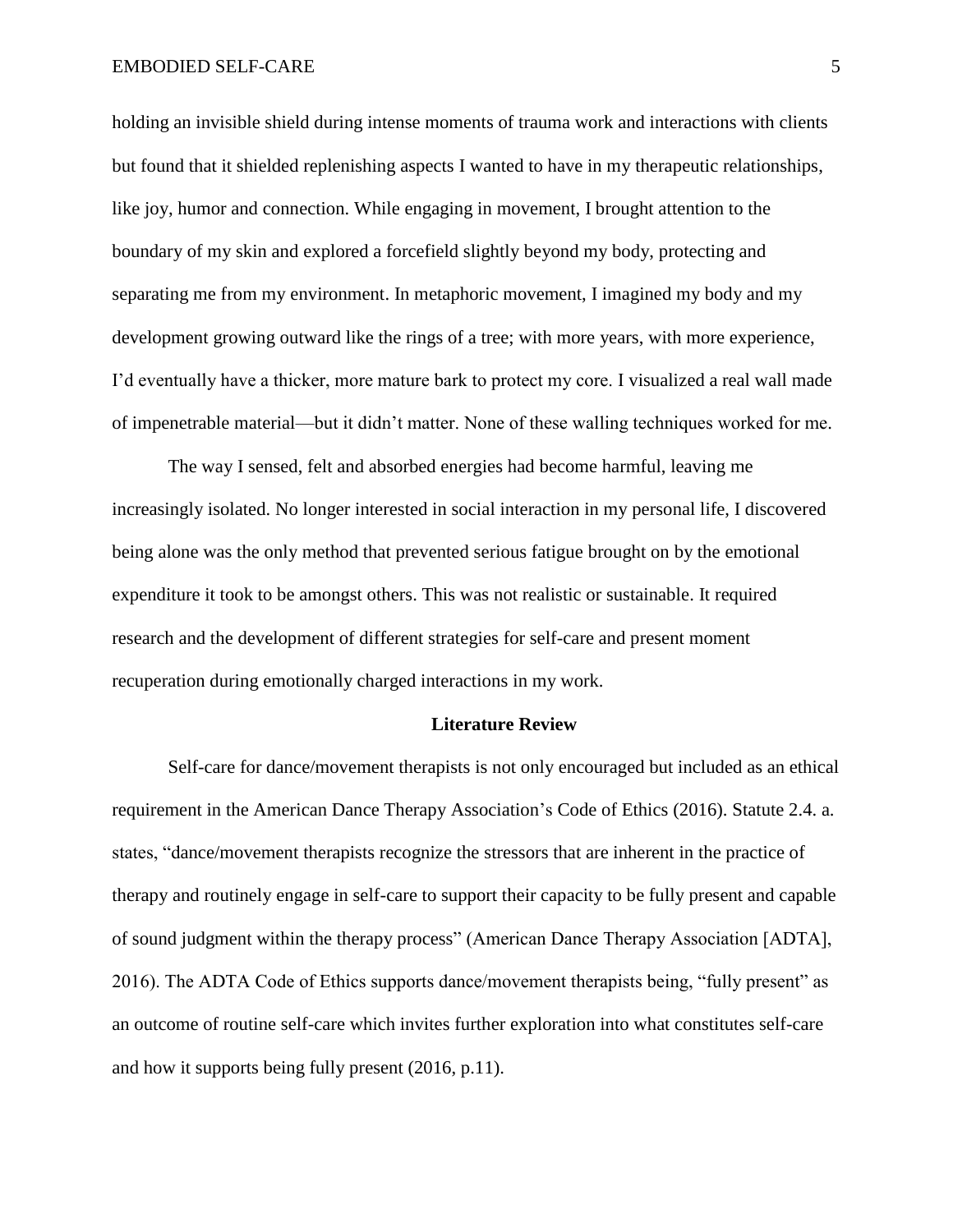holding an invisible shield during intense moments of trauma work and interactions with clients but found that it shielded replenishing aspects I wanted to have in my therapeutic relationships, like joy, humor and connection. While engaging in movement, I brought attention to the boundary of my skin and explored a forcefield slightly beyond my body, protecting and separating me from my environment. In metaphoric movement, I imagined my body and my development growing outward like the rings of a tree; with more years, with more experience, I'd eventually have a thicker, more mature bark to protect my core. I visualized a real wall made of impenetrable material—but it didn't matter. None of these walling techniques worked for me.

The way I sensed, felt and absorbed energies had become harmful, leaving me increasingly isolated. No longer interested in social interaction in my personal life, I discovered being alone was the only method that prevented serious fatigue brought on by the emotional expenditure it took to be amongst others. This was not realistic or sustainable. It required research and the development of different strategies for self-care and present moment recuperation during emotionally charged interactions in my work.

## Literature Review

Self-care for dance/movement therapists is not only encouraged but included as an ethical requirement in the American Dance Therapy Association's Code of Ethics (2016). Statute 2.4. a. states, "dance/movement therapists recognize the stressors that are inherent in the practice of therapy and routinely engage in self-care to support their capacity to be fully present and capable of sound judgment within the therapy process" (American Dance Therapy Association [ADTA], 2016). The ADTA Code of Ethics supports dance/movement therapists being, "fully present" as an outcome of routine self-care which invites further exploration into what constitutes self-care and how it supports being fully present (2016, p.11).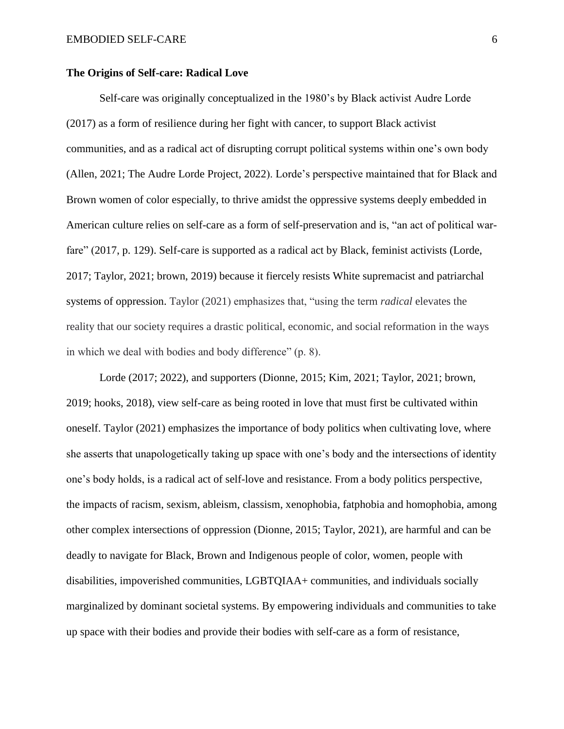**The Origins of Self-care: Radical Love**

Self-care was originally conceptualized in the 1980's by Black activist Audre Lorde (2017) as a form of resilience during her fight with cancer, to support Black activist communities, and as a radical act of disrupting corrupt political systems within one's own body (Allen, 2021; The Audre Lorde Project, 2022). Lorde's perspective maintained that for Black and Brown women of color especially, to thrive amidst the oppressive systems deeply embedded in American culture relies on self-care as a form of self-preservation and is, "an act of political war-fare" (2017, p. 129). Self-care is supported as a radical act by Black, feminist activists (Lorde, 2017; Taylor, 2021; brown, 2019) because it fiercely resists White supremacist and patriarchal systems of oppression. Taylor (2021) emphasizes that, "using the term *radical* elevates the reality that our society requires a drastic political, economic, and social reformation in the ways in which we deal with bodies and body difference" (p. 8).

Lorde (2017; 2022), and supporters (Dionne, 2015; Kim, 2021; Taylor, 2021; brown, 2019; hooks, 2018), view self-care as being rooted in love that must first be cultivated within oneself. Taylor (2021) emphasizes the importance of body politics when cultivating love, where she asserts that unapologetically taking up space with one's body and the intersections of identity one's body holds, is a radical act of self-love and resistance. From a body politics perspective, the impacts of racism, sexism, ableism, classism, xenophobia, fatphobia and homophobia, among other complex intersections of oppression (Dionne, 2015; Taylor, 2021), are harmful and can be deadly to navigate for Black, Brown and Indigenous people of color, women, people with disabilities, impoverished communities, LGBTQIAA+ communities, and individuals socially marginalized by dominant societal systems. By empowering individuals and communities to take up space with their bodies and provide their bodies with self-care as a form of resistance,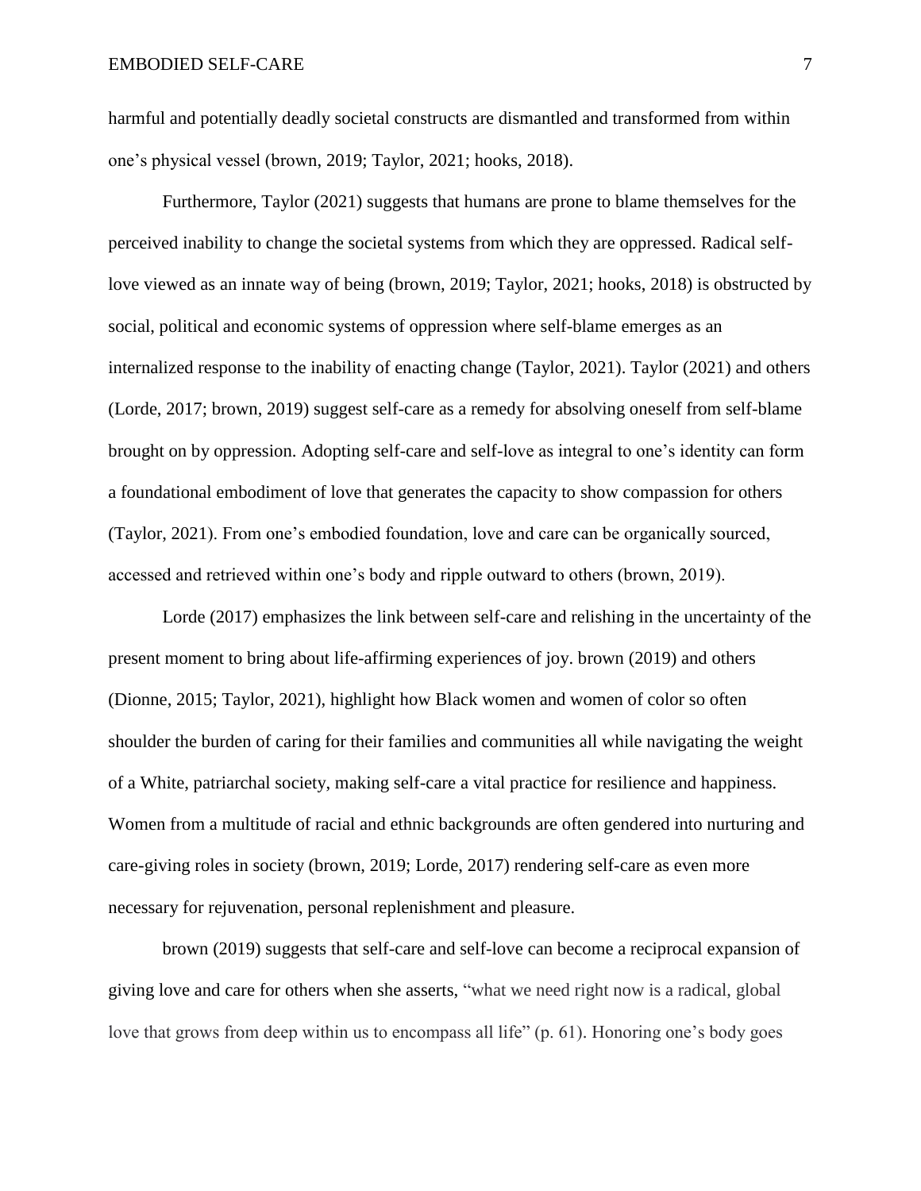harmful and potentially deadly societal constructs are dismantled and transformed from within one's physical vessel (brown, 2019; Taylor, 2021; hooks, 2018).

Furthermore, Taylor (2021) suggests that humans are prone to blame themselves for the perceived inability to change the societal systems from which they are oppressed. Radical self-love viewed as an innate way of being (brown, 2019; Taylor, 2021; hooks, 2018) is obstructed by social, political and economic systems of oppression where self-blame emerges as an internalized response to the inability of enacting change (Taylor, 2021). Taylor (2021) and others (Lorde, 2017; brown, 2019) suggest self-care as a remedy for absolving oneself from self-blame brought on by oppression. Adopting self-care and self-love as integral to one's identity can form a foundational embodiment of love that generates the capacity to show compassion for others (Taylor, 2021). From one's embodied foundation, love and care can be organically sourced, accessed and retrieved within one's body and ripple outward to others (brown, 2019).

Lorde (2017) emphasizes the link between self-care and relishing in the uncertainty of the present moment to bring about life-affirming experiences of joy. brown (2019) and others (Dionne, 2015; Taylor, 2021), highlight how Black women and women of color so often shoulder the burden of caring for their families and communities all while navigating the weight of a White, patriarchal society, making self-care a vital practice for resilience and happiness. Women from a multitude of racial and ethnic backgrounds are often gendered into nurturing and care-giving roles in society (brown, 2019; Lorde, 2017) rendering self-care as even more necessary for rejuvenation, personal replenishment and pleasure.

brown (2019) suggests that self-care and self-love can become a reciprocal expansion of giving love and care for others when she asserts, "what we need right now is a radical, global love that grows from deep within us to encompass all life" (p. 61). Honoring one's body goes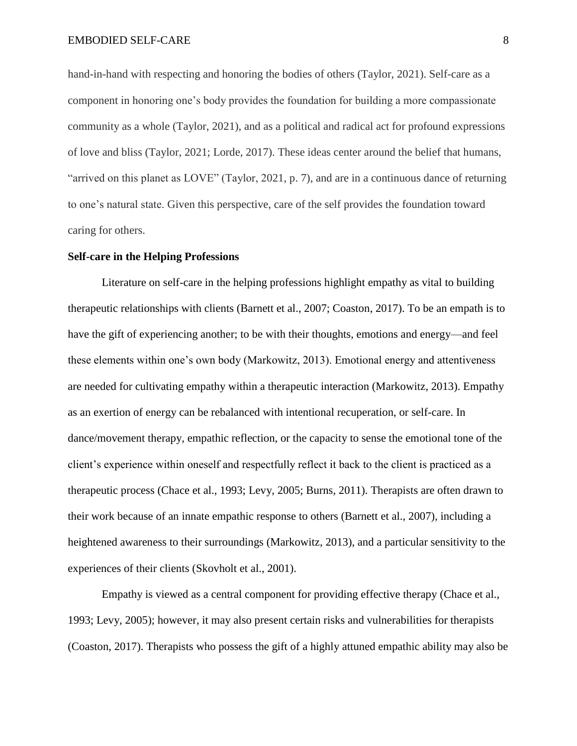hand-in-hand with respecting and honoring the bodies of others (Taylor, 2021). Self-care as a component in honoring one's body provides the foundation for building a more compassionate community as a whole (Taylor, 2021), and as a political and radical act for profound expressions of love and bliss (Taylor, 2021; Lorde, 2017). These ideas center around the belief that humans, "arrived on this planet as LOVE" (Taylor, 2021, p. 7), and are in a continuous dance of returning to one's natural state. Given this perspective, care of the self provides the foundation toward caring for others.

**Self-care in the Helping Professions**

Literature on self-care in the helping professions highlight empathy as vital to building therapeutic relationships with clients (Barnett et al., 2007; Coaston, 2017). To be an empath is to have the gift of experiencing another; to be with their thoughts, emotions and energy—and feel these elements within one's own body (Markowitz, 2013). Emotional energy and attentiveness are needed for cultivating empathy within a therapeutic interaction (Markowitz, 2013). Empathy as an exertion of energy can be rebalanced with intentional recuperation, or self-care. In dance/movement therapy, empathic reflection, or the capacity to sense the emotional tone of the client's experience within oneself and respectfully reflect it back to the client is practiced as a therapeutic process (Chace et al., 1993; Levy, 2005; Burns, 2011). Therapists are often drawn to their work because of an innate empathic response to others (Barnett et al., 2007), including a heightened awareness to their surroundings (Markowitz, 2013), and a particular sensitivity to the experiences of their clients (Skovholt et al., 2001).

Empathy is viewed as a central component for providing effective therapy (Chace et al., 1993; Levy, 2005); however, it may also present certain risks and vulnerabilities for therapists (Coaston, 2017). Therapists who possess the gift of a highly attuned empathic ability may also be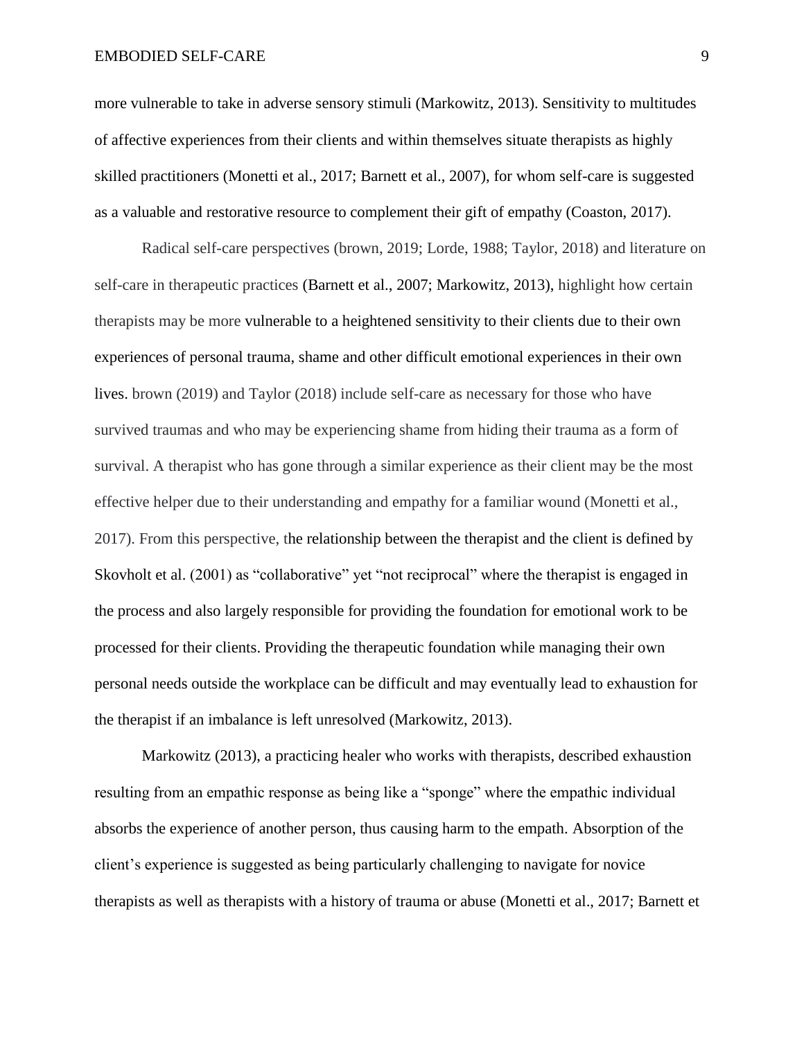more vulnerable to take in adverse sensory stimuli (Markowitz, 2013). Sensitivity to multitudes of affective experiences from their clients and within themselves situate therapists as highly skilled practitioners (Monetti et al., 2017; Barnett et al., 2007), for whom self-care is suggested as a valuable and restorative resource to complement their gift of empathy (Coaston, 2017).

Radical self-care perspectives (brown, 2019; Lorde, 1988; Taylor, 2018) and literature on self-care in therapeutic practices (Barnett et al., 2007; Markowitz, 2013), highlight how certain therapists may be more vulnerable to a heightened sensitivity to their clients due to their own experiences of personal trauma, shame and other difficult emotional experiences in their own lives. brown (2019) and Taylor (2018) include self-care as necessary for those who have survived traumas and who may be experiencing shame from hiding their trauma as a form of survival. A therapist who has gone through a similar experience as their client may be the most effective helper due to their understanding and empathy for a familiar wound (Monetti et al., 2017). From this perspective, the relationship between the therapist and the client is defined by Skovholt et al. (2001) as "collaborative" yet "not reciprocal" where the therapist is engaged in the process and also largely responsible for providing the foundation for emotional work to be processed for their clients. Providing the therapeutic foundation while managing their own personal needs outside the workplace can be difficult and may eventually lead to exhaustion for the therapist if an imbalance is left unresolved (Markowitz, 2013).

Markowitz (2013), a practicing healer who works with therapists, described exhaustion resulting from an empathic response as being like a "sponge" where the empathic individual absorbs the experience of another person, thus causing harm to the empath. Absorption of the client's experience is suggested as being particularly challenging to navigate for novice therapists as well as therapists with a history of trauma or abuse (Monetti et al., 2017; Barnett et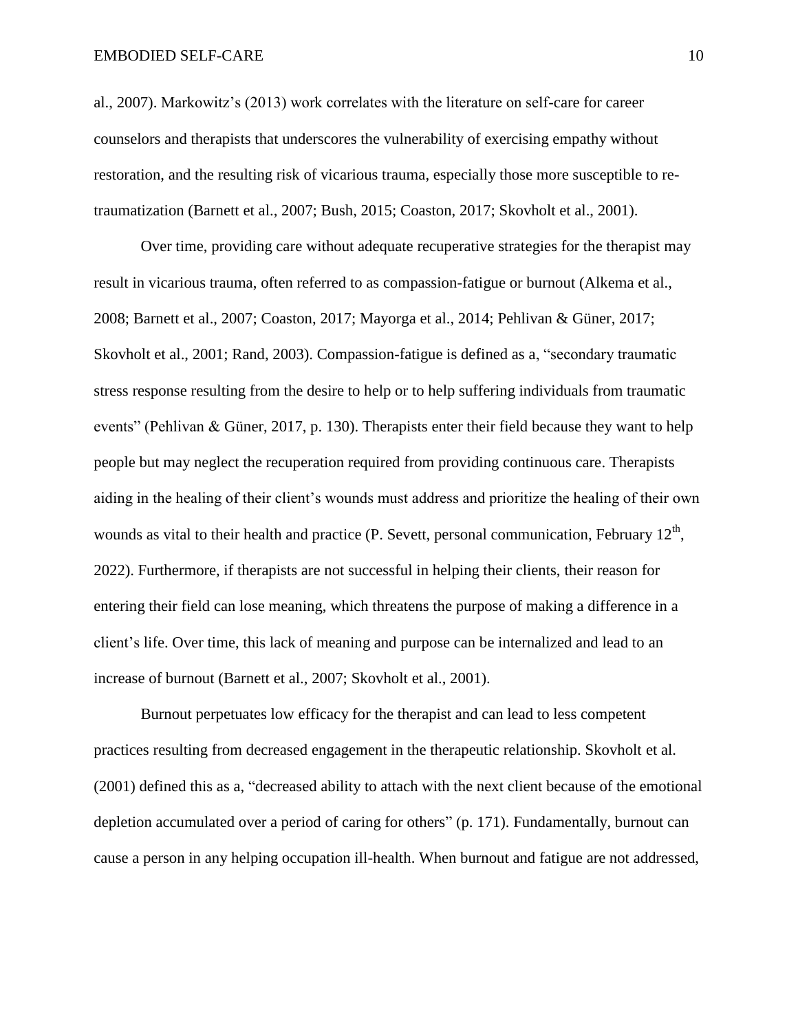al., 2007). Markowitz's (2013) work correlates with the literature on self-care for career counselors and therapists that underscores the vulnerability of exercising empathy without restoration, and the resulting risk of vicarious trauma, especially those more susceptible to re-traumatization (Barnett et al., 2007; Bush, 2015; Coaston, 2017; Skovholt et al., 2001).

Over time, providing care without adequate recuperative strategies for the therapist may result in vicarious trauma, often referred to as compassion-fatigue or burnout (Alkema et al., 2008; Barnett et al., 2007; Coaston, 2017; Mayorga et al., 2014; Pehlivan & Güner, 2017; Skovholt et al., 2001; Rand, 2003). Compassion-fatigue is defined as a, "secondary traumatic stress response resulting from the desire to help or to help suffering individuals from traumatic events" (Pehlivan & Güner, 2017, p. 130). Therapists enter their field because they want to help people but may neglect the recuperation required from providing continuous care. Therapists aiding in the healing of their client's wounds must address and prioritize the healing of their own wounds as vital to their health and practice (P. Sevett, personal communication, February 12th, 2022). Furthermore, if therapists are not successful in helping their clients, their reason for entering their field can lose meaning, which threatens the purpose of making a difference in a client's life. Over time, this lack of meaning and purpose can be internalized and lead to an increase of burnout (Barnett et al., 2007; Skovholt et al., 2001).

Burnout perpetuates low efficacy for the therapist and can lead to less competent practices resulting from decreased engagement in the therapeutic relationship. Skovholt et al. (2001) defined this as a, "decreased ability to attach with the next client because of the emotional depletion accumulated over a period of caring for others" (p. 171). Fundamentally, burnout can cause a person in any helping occupation ill-health. When burnout and fatigue are not addressed,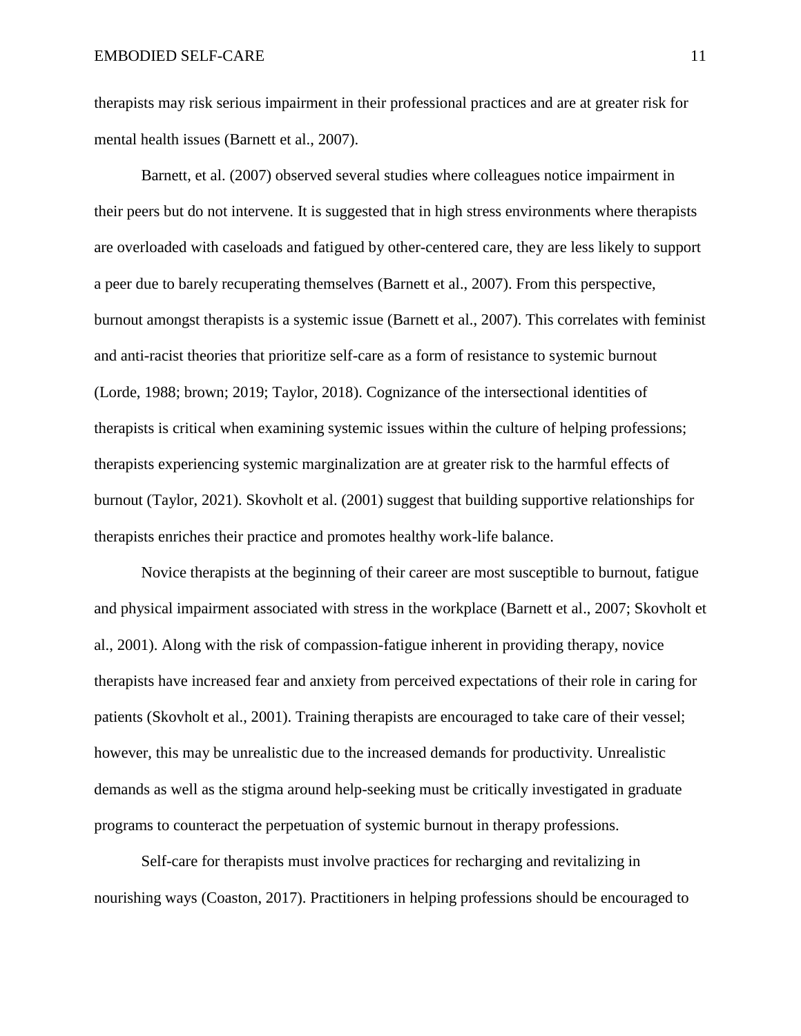therapists may risk serious impairment in their professional practices and are at greater risk for mental health issues (Barnett et al., 2007).

Barnett, et al. (2007) observed several studies where colleagues notice impairment in their peers but do not intervene. It is suggested that in high stress environments where therapists are overloaded with caseloads and fatigued by other-centered care, they are less likely to support a peer due to barely recuperating themselves (Barnett et al., 2007). From this perspective, burnout amongst therapists is a systemic issue (Barnett et al., 2007). This correlates with feminist and anti-racist theories that prioritize self-care as a form of resistance to systemic burnout (Lorde, 1988; brown; 2019; Taylor, 2018). Cognizance of the intersectional identities of therapists is critical when examining systemic issues within the culture of helping professions; therapists experiencing systemic marginalization are at greater risk to the harmful effects of burnout (Taylor, 2021). Skovholt et al. (2001) suggest that building supportive relationships for therapists enriches their practice and promotes healthy work-life balance.

Novice therapists at the beginning of their career are most susceptible to burnout, fatigue and physical impairment associated with stress in the workplace (Barnett et al., 2007; Skovholt et al., 2001). Along with the risk of compassion-fatigue inherent in providing therapy, novice therapists have increased fear and anxiety from perceived expectations of their role in caring for patients (Skovholt et al., 2001). Training therapists are encouraged to take care of their vessel; however, this may be unrealistic due to the increased demands for productivity. Unrealistic demands as well as the stigma around help-seeking must be critically investigated in graduate programs to counteract the perpetuation of systemic burnout in therapy professions.

Self-care for therapists must involve practices for recharging and revitalizing in nourishing ways (Coaston, 2017). Practitioners in helping professions should be encouraged to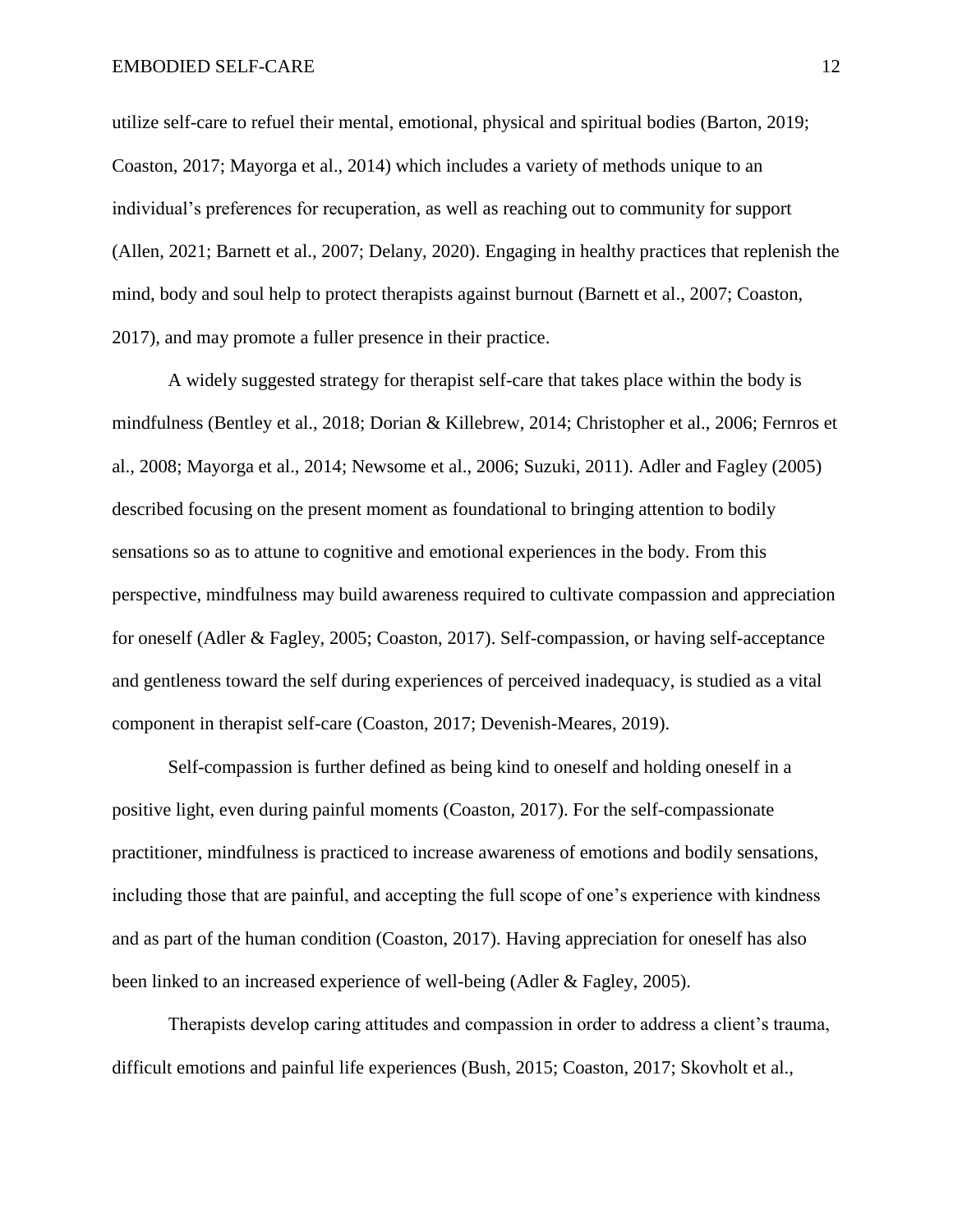utilize self-care to refuel their mental, emotional, physical and spiritual bodies (Barton, 2019; Coaston, 2017; Mayorga et al., 2014) which includes a variety of methods unique to an individual's preferences for recuperation, as well as reaching out to community for support (Allen, 2021; Barnett et al., 2007; Delany, 2020). Engaging in healthy practices that replenish the mind, body and soul help to protect therapists against burnout (Barnett et al., 2007; Coaston, 2017), and may promote a fuller presence in their practice.

A widely suggested strategy for therapist self-care that takes place within the body is mindfulness (Bentley et al., 2018; Dorian & Killebrew, 2014; Christopher et al., 2006; Fernros et al., 2008; Mayorga et al., 2014; Newsome et al., 2006; Suzuki, 2011). Adler and Fagley (2005) described focusing on the present moment as foundational to bringing attention to bodily sensations so as to attune to cognitive and emotional experiences in the body. From this perspective, mindfulness may build awareness required to cultivate compassion and appreciation for oneself (Adler & Fagley, 2005; Coaston, 2017). Self-compassion, or having self-acceptance and gentleness toward the self during experiences of perceived inadequacy, is studied as a vital component in therapist self-care (Coaston, 2017; Devenish-Meares, 2019).

Self-compassion is further defined as being kind to oneself and holding oneself in a positive light, even during painful moments (Coaston, 2017). For the self-compassionate practitioner, mindfulness is practiced to increase awareness of emotions and bodily sensations, including those that are painful, and accepting the full scope of one's experience with kindness and as part of the human condition (Coaston, 2017). Having appreciation for oneself has also been linked to an increased experience of well-being (Adler & Fagley, 2005).

Therapists develop caring attitudes and compassion in order to address a client's trauma, difficult emotions and painful life experiences (Bush, 2015; Coaston, 2017; Skovholt et al.,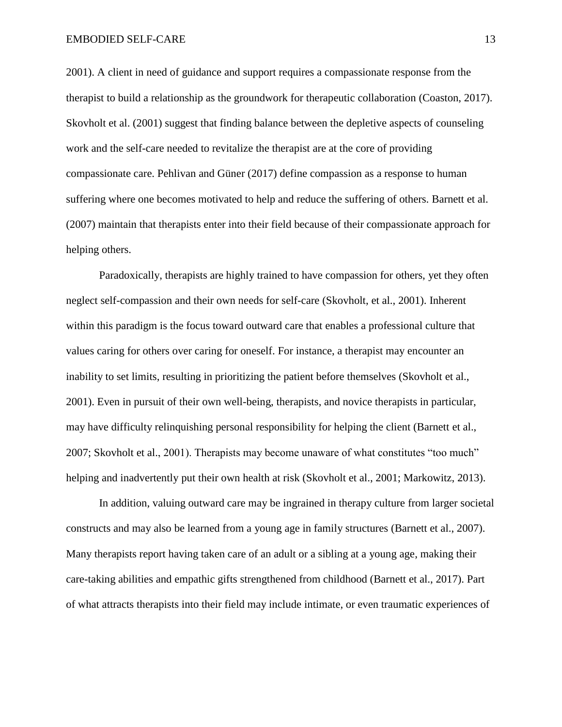2001). A client in need of guidance and support requires a compassionate response from the therapist to build a relationship as the groundwork for therapeutic collaboration (Coaston, 2017). Skovholt et al. (2001) suggest that finding balance between the depletive aspects of counseling work and the self-care needed to revitalize the therapist are at the core of providing compassionate care. Pehlivan and Güner (2017) define compassion as a response to human suffering where one becomes motivated to help and reduce the suffering of others. Barnett et al. (2007) maintain that therapists enter into their field because of their compassionate approach for helping others.

Paradoxically, therapists are highly trained to have compassion for others, yet they often neglect self-compassion and their own needs for self-care (Skovholt, et al., 2001). Inherent within this paradigm is the focus toward outward care that enables a professional culture that values caring for others over caring for oneself. For instance, a therapist may encounter an inability to set limits, resulting in prioritizing the patient before themselves (Skovholt et al., 2001). Even in pursuit of their own well-being, therapists, and novice therapists in particular, may have difficulty relinquishing personal responsibility for helping the client (Barnett et al., 2007; Skovholt et al., 2001). Therapists may become unaware of what constitutes "too much" helping and inadvertently put their own health at risk (Skovholt et al., 2001; Markowitz, 2013).

In addition, valuing outward care may be ingrained in therapy culture from larger societal constructs and may also be learned from a young age in family structures (Barnett et al., 2007). Many therapists report having taken care of an adult or a sibling at a young age, making their care-taking abilities and empathic gifts strengthened from childhood (Barnett et al., 2017). Part of what attracts therapists into their field may include intimate, or even traumatic experiences of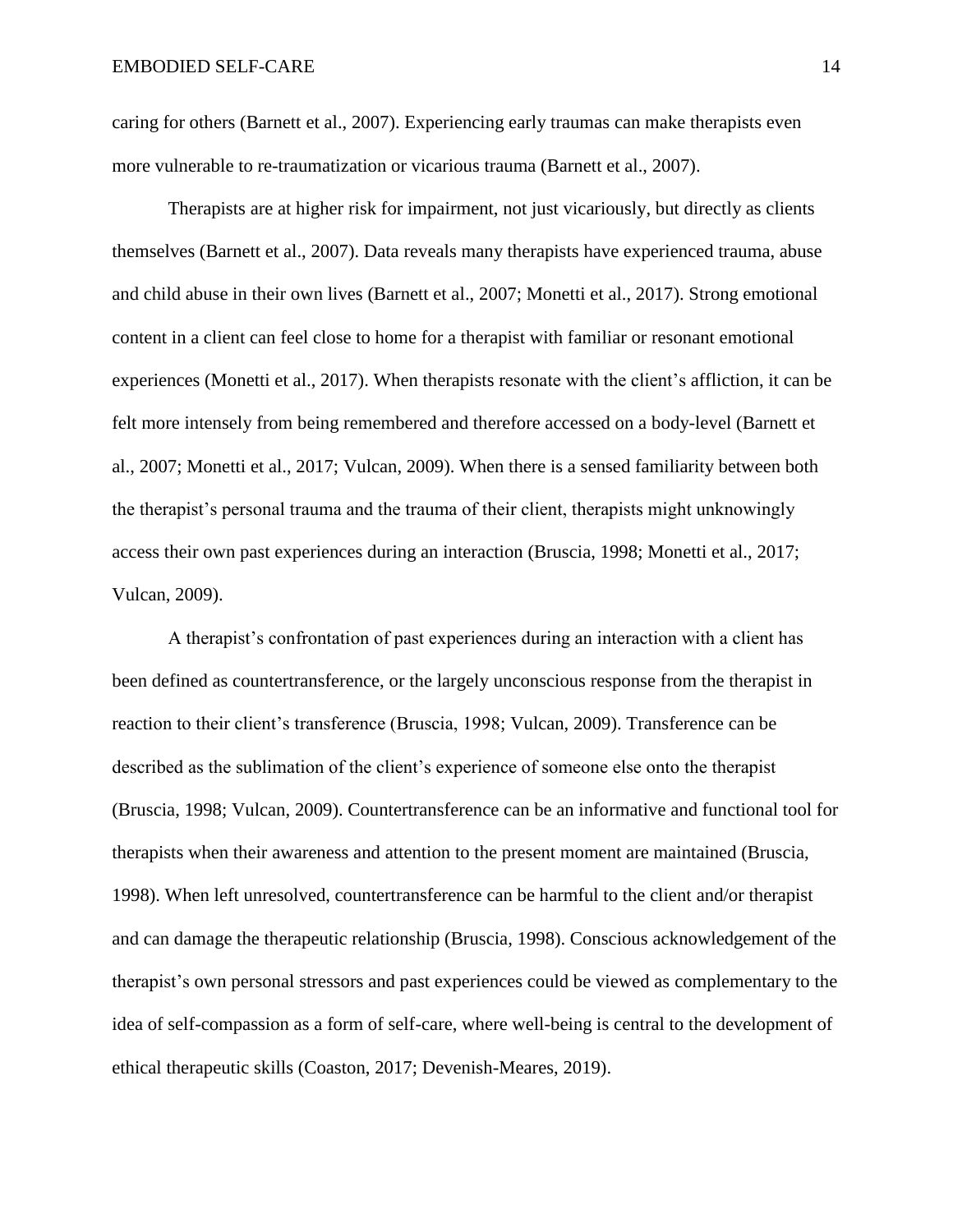caring for others (Barnett et al., 2007). Experiencing early traumas can make therapists even more vulnerable to re-traumatization or vicarious trauma (Barnett et al., 2007).

Therapists are at higher risk for impairment, not just vicariously, but directly as clients themselves (Barnett et al., 2007). Data reveals many therapists have experienced trauma, abuse and child abuse in their own lives (Barnett et al., 2007; Monetti et al., 2017). Strong emotional content in a client can feel close to home for a therapist with familiar or resonant emotional experiences (Monetti et al., 2017). When therapists resonate with the client's affliction, it can be felt more intensely from being remembered and therefore accessed on a body-level (Barnett et al., 2007; Monetti et al., 2017; Vulcan, 2009). When there is a sensed familiarity between both the therapist's personal trauma and the trauma of their client, therapists might unknowingly access their own past experiences during an interaction (Bruscia, 1998; Monetti et al., 2017; Vulcan, 2009).

A therapist's confrontation of past experiences during an interaction with a client has been defined as countertransference, or the largely unconscious response from the therapist in reaction to their client's transference (Bruscia, 1998; Vulcan, 2009). Transference can be described as the sublimation of the client's experience of someone else onto the therapist (Bruscia, 1998; Vulcan, 2009). Countertransference can be an informative and functional tool for therapists when their awareness and attention to the present moment are maintained (Bruscia, 1998). When left unresolved, countertransference can be harmful to the client and/or therapist and can damage the therapeutic relationship (Bruscia, 1998). Conscious acknowledgement of the therapist's own personal stressors and past experiences could be viewed as complementary to the idea of self-compassion as a form of self-care, where well-being is central to the development of ethical therapeutic skills (Coaston, 2017; Devenish-Meares, 2019).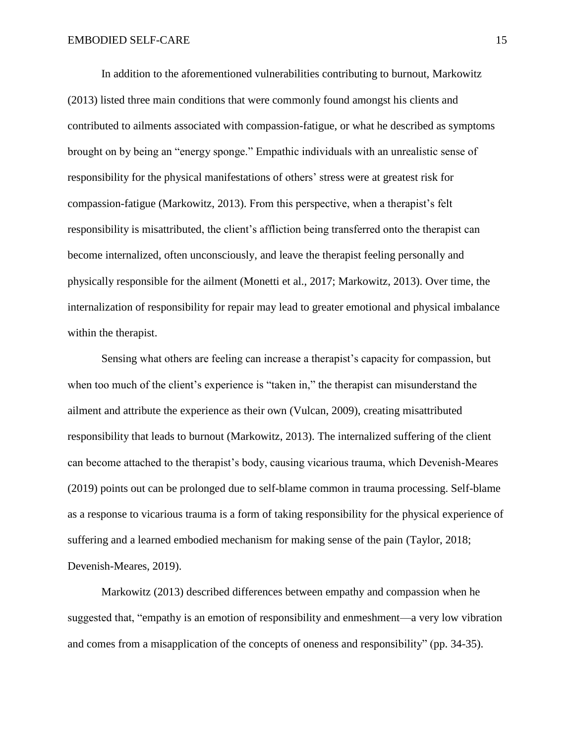In addition to the aforementioned vulnerabilities contributing to burnout, Markowitz (2013) listed three main conditions that were commonly found amongst his clients and contributed to ailments associated with compassion-fatigue, or what he described as symptoms brought on by being an "energy sponge." Empathic individuals with an unrealistic sense of responsibility for the physical manifestations of others' stress were at greatest risk for compassion-fatigue (Markowitz, 2013). From this perspective, when a therapist's felt responsibility is misattributed, the client's affliction being transferred onto the therapist can become internalized, often unconsciously, and leave the therapist feeling personally and physically responsible for the ailment (Monetti et al., 2017; Markowitz, 2013). Over time, the internalization of responsibility for repair may lead to greater emotional and physical imbalance within the therapist.

Sensing what others are feeling can increase a therapist's capacity for compassion, but when too much of the client's experience is "taken in," the therapist can misunderstand the ailment and attribute the experience as their own (Vulcan, 2009), creating misattributed responsibility that leads to burnout (Markowitz, 2013). The internalized suffering of the client can become attached to the therapist's body, causing vicarious trauma, which Devenish-Meares (2019) points out can be prolonged due to self-blame common in trauma processing. Self-blame as a response to vicarious trauma is a form of taking responsibility for the physical experience of suffering and a learned embodied mechanism for making sense of the pain (Taylor, 2018; Devenish-Meares, 2019).

Markowitz (2013) described differences between empathy and compassion when he suggested that, "empathy is an emotion of responsibility and enmeshment—a very low vibration and comes from a misapplication of the concepts of oneness and responsibility" (pp. 34-35).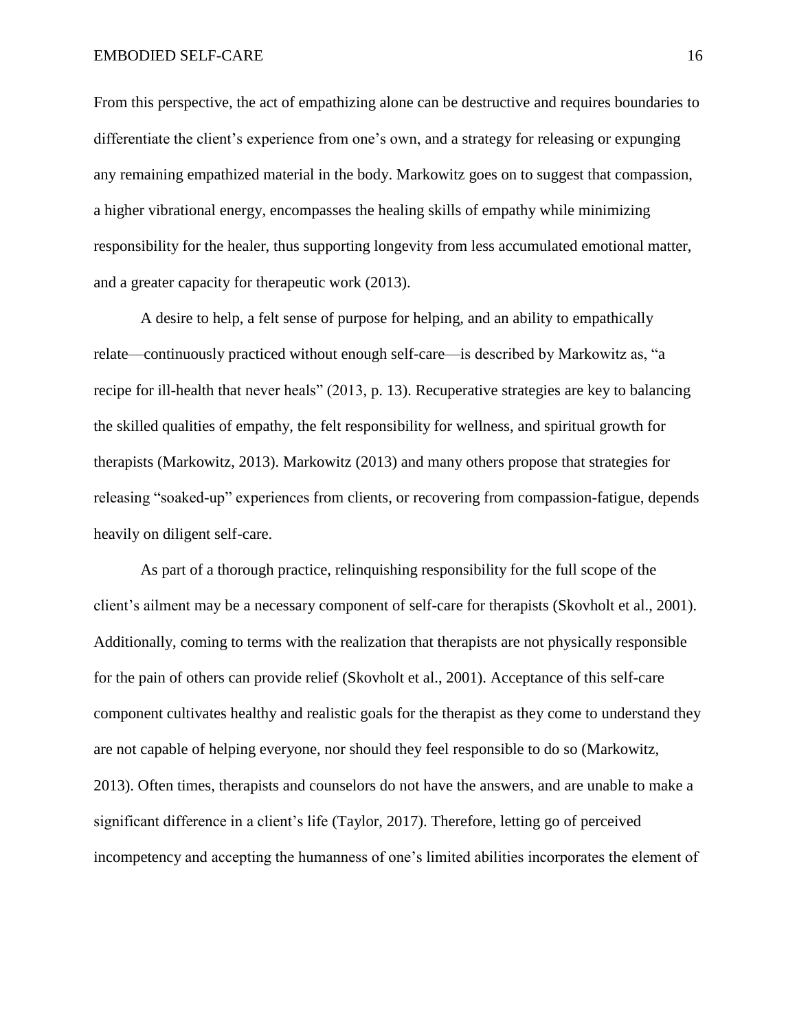From this perspective, the act of empathizing alone can be destructive and requires boundaries to differentiate the client's experience from one's own, and a strategy for releasing or expunging any remaining empathized material in the body. Markowitz goes on to suggest that compassion, a higher vibrational energy, encompasses the healing skills of empathy while minimizing responsibility for the healer, thus supporting longevity from less accumulated emotional matter, and a greater capacity for therapeutic work (2013).

A desire to help, a felt sense of purpose for helping, and an ability to empathically relate—continuously practiced without enough self-care—is described by Markowitz as, "a recipe for ill-health that never heals" (2013, p. 13). Recuperative strategies are key to balancing the skilled qualities of empathy, the felt responsibility for wellness, and spiritual growth for therapists (Markowitz, 2013). Markowitz (2013) and many others propose that strategies for releasing "soaked-up" experiences from clients, or recovering from compassion-fatigue, depends heavily on diligent self-care.

As part of a thorough practice, relinquishing responsibility for the full scope of the client's ailment may be a necessary component of self-care for therapists (Skovholt et al., 2001). Additionally, coming to terms with the realization that therapists are not physically responsible for the pain of others can provide relief (Skovholt et al., 2001). Acceptance of this self-care component cultivates healthy and realistic goals for the therapist as they come to understand they are not capable of helping everyone, nor should they feel responsible to do so (Markowitz, 2013). Often times, therapists and counselors do not have the answers, and are unable to make a significant difference in a client's life (Taylor, 2017). Therefore, letting go of perceived incompetency and accepting the humanness of one's limited abilities incorporates the element of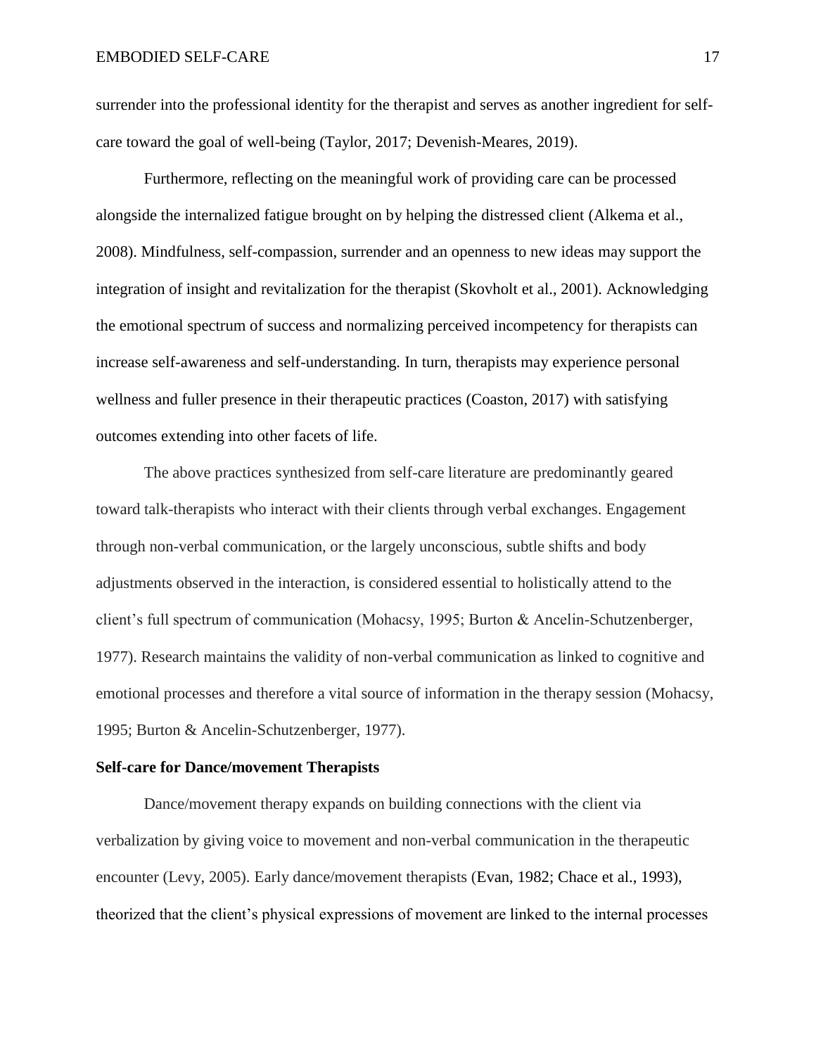surrender into the professional identity for the therapist and serves as another ingredient for self-care toward the goal of well-being (Taylor, 2017; Devenish-Meares, 2019).

Furthermore, reflecting on the meaningful work of providing care can be processed alongside the internalized fatigue brought on by helping the distressed client (Alkema et al., 2008). Mindfulness, self-compassion, surrender and an openness to new ideas may support the integration of insight and revitalization for the therapist (Skovholt et al., 2001). Acknowledging the emotional spectrum of success and normalizing perceived incompetency for therapists can increase self-awareness and self-understanding. In turn, therapists may experience personal wellness and fuller presence in their therapeutic practices (Coaston, 2017) with satisfying outcomes extending into other facets of life.

The above practices synthesized from self-care literature are predominantly geared toward talk-therapists who interact with their clients through verbal exchanges. Engagement through non-verbal communication, or the largely unconscious, subtle shifts and body adjustments observed in the interaction, is considered essential to holistically attend to the client's full spectrum of communication (Mohacsy, 1995; Burton & Ancelin-Schutzenberger, 1977). Research maintains the validity of non-verbal communication as linked to cognitive and emotional processes and therefore a vital source of information in the therapy session (Mohacsy, 1995; Burton & Ancelin-Schutzenberger, 1977).

**Self-care for Dance/movement Therapists**

Dance/movement therapy expands on building connections with the client via verbalization by giving voice to movement and non-verbal communication in the therapeutic encounter (Levy, 2005). Early dance/movement therapists (Evan, 1982; Chace et al., 1993), theorized that the client's physical expressions of movement are linked to the internal processes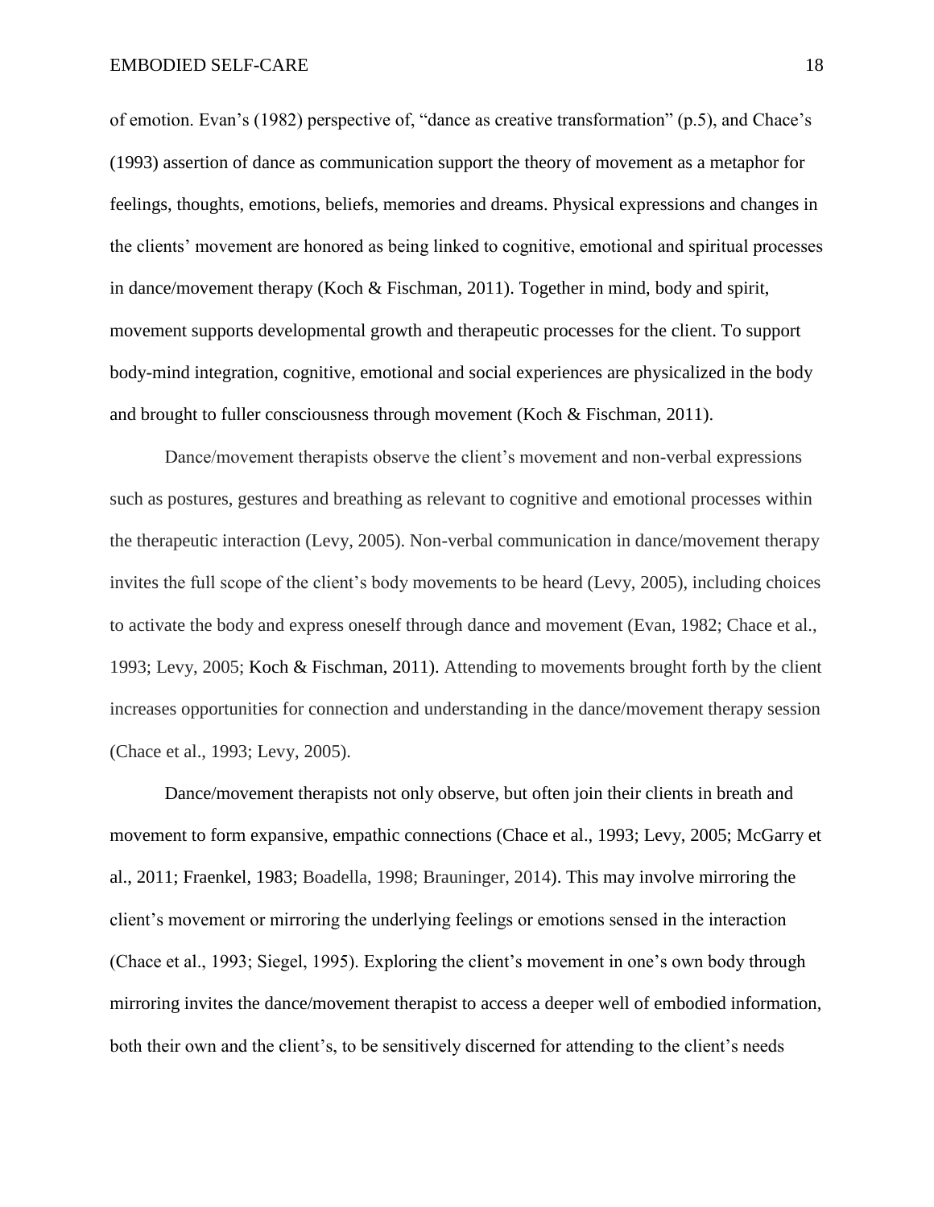of emotion. Evan's (1982) perspective of, "dance as creative transformation" (p.5), and Chace's (1993) assertion of dance as communication support the theory of movement as a metaphor for feelings, thoughts, emotions, beliefs, memories and dreams. Physical expressions and changes in the clients' movement are honored as being linked to cognitive, emotional and spiritual processes in dance/movement therapy (Koch & Fischman, 2011). Together in mind, body and spirit, movement supports developmental growth and therapeutic processes for the client. To support body-mind integration, cognitive, emotional and social experiences are physicalized in the body and brought to fuller consciousness through movement (Koch & Fischman, 2011).

Dance/movement therapists observe the client's movement and non-verbal expressions such as postures, gestures and breathing as relevant to cognitive and emotional processes within the therapeutic interaction (Levy, 2005). Non-verbal communication in dance/movement therapy invites the full scope of the client's body movements to be heard (Levy, 2005), including choices to activate the body and express oneself through dance and movement (Evan, 1982; Chace et al., 1993; Levy, 2005; Koch & Fischman, 2011). Attending to movements brought forth by the client increases opportunities for connection and understanding in the dance/movement therapy session (Chace et al., 1993; Levy, 2005).

Dance/movement therapists not only observe, but often join their clients in breath and movement to form expansive, empathic connections (Chace et al., 1993; Levy, 2005; McGarry et al., 2011; Fraenkel, 1983; Boadella, 1998; Brauninger, 2014). This may involve mirroring the client's movement or mirroring the underlying feelings or emotions sensed in the interaction (Chace et al., 1993; Siegel, 1995). Exploring the client's movement in one's own body through mirroring invites the dance/movement therapist to access a deeper well of embodied information, both their own and the client's, to be sensitively discerned for attending to the client's needs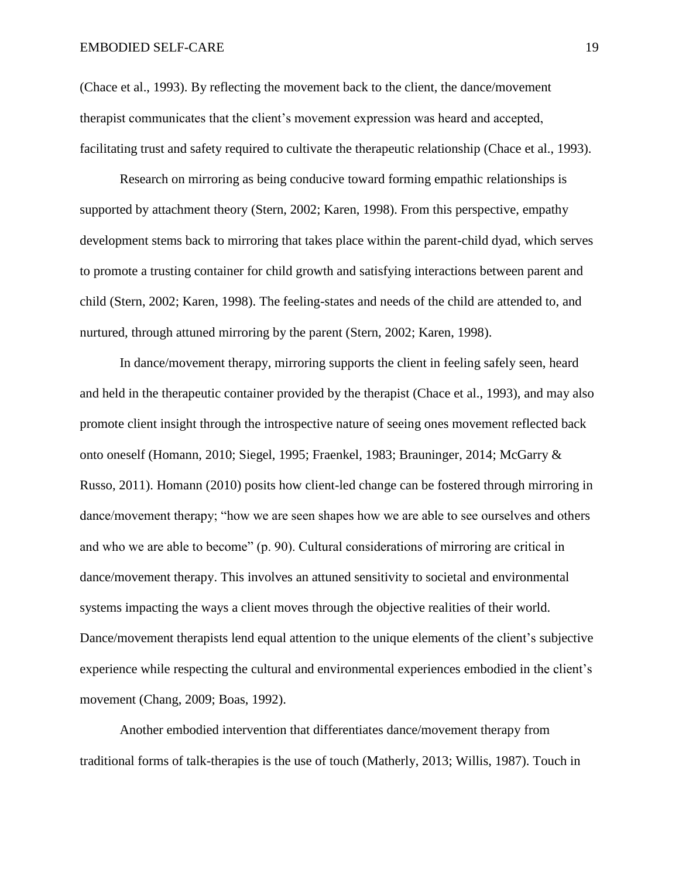(Chace et al., 1993). By reflecting the movement back to the client, the dance/movement therapist communicates that the client's movement expression was heard and accepted, facilitating trust and safety required to cultivate the therapeutic relationship (Chace et al., 1993).

Research on mirroring as being conducive toward forming empathic relationships is supported by attachment theory (Stern, 2002; Karen, 1998). From this perspective, empathy development stems back to mirroring that takes place within the parent-child dyad, which serves to promote a trusting container for child growth and satisfying interactions between parent and child (Stern, 2002; Karen, 1998). The feeling-states and needs of the child are attended to, and nurtured, through attuned mirroring by the parent (Stern, 2002; Karen, 1998).

In dance/movement therapy, mirroring supports the client in feeling safely seen, heard and held in the therapeutic container provided by the therapist (Chace et al., 1993), and may also promote client insight through the introspective nature of seeing ones movement reflected back onto oneself (Homann, 2010; Siegel, 1995; Fraenkel, 1983; Brauninger, 2014; McGarry & Russo, 2011). Homann (2010) posits how client-led change can be fostered through mirroring in dance/movement therapy; "how we are seen shapes how we are able to see ourselves and others and who we are able to become" (p. 90). Cultural considerations of mirroring are critical in dance/movement therapy. This involves an attuned sensitivity to societal and environmental systems impacting the ways a client moves through the objective realities of their world. Dance/movement therapists lend equal attention to the unique elements of the client's subjective experience while respecting the cultural and environmental experiences embodied in the client's movement (Chang, 2009; Boas, 1992).

Another embodied intervention that differentiates dance/movement therapy from traditional forms of talk-therapies is the use of touch (Matherly, 2013; Willis, 1987). Touch in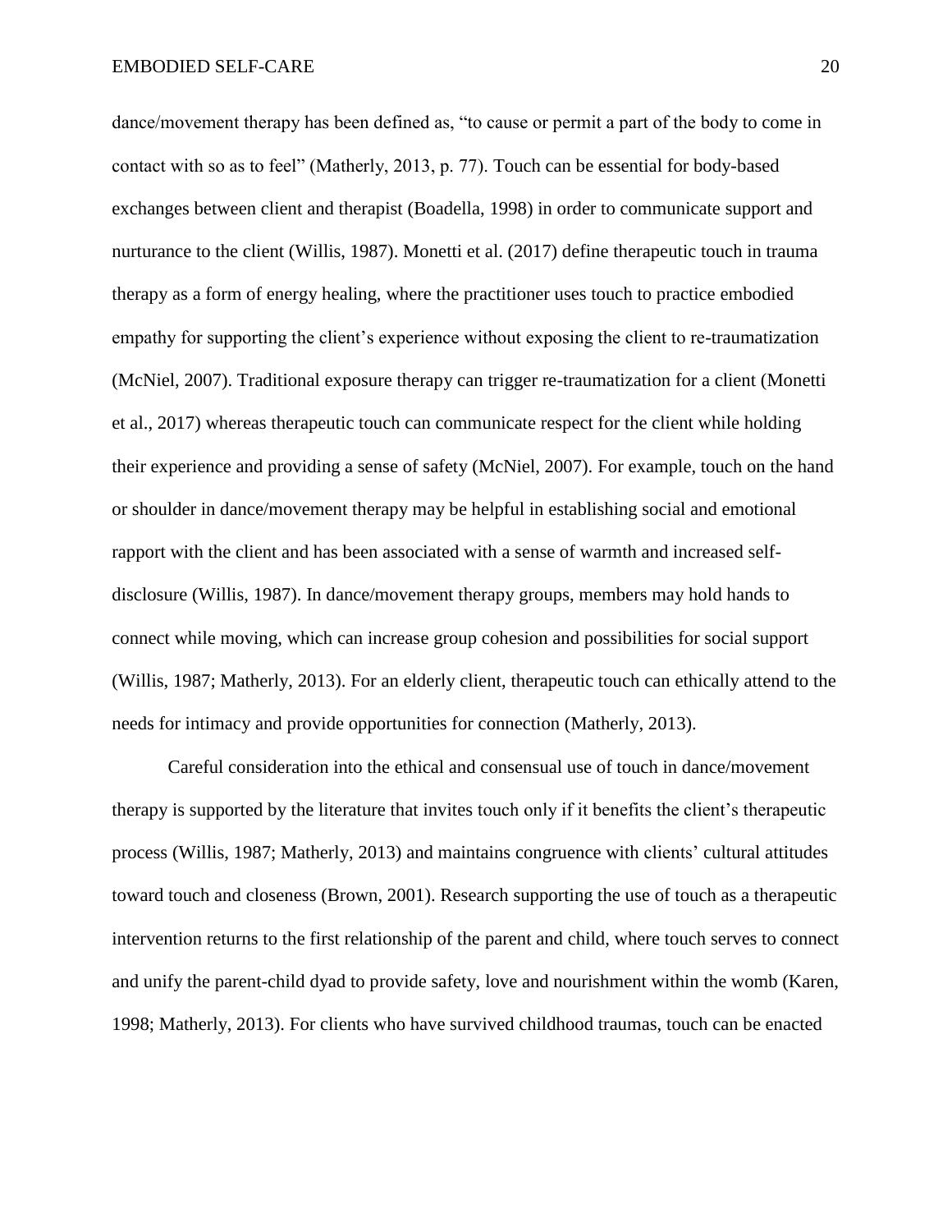dance/movement therapy has been defined as, "to cause or permit a part of the body to come in contact with so as to feel" (Matherly, 2013, p. 77). Touch can be essential for body-based exchanges between client and therapist (Boadella, 1998) in order to communicate support and nurturance to the client (Willis, 1987). Monetti et al. (2017) define therapeutic touch in trauma therapy as a form of energy healing, where the practitioner uses touch to practice embodied empathy for supporting the client's experience without exposing the client to re-traumatization (McNiel, 2007). Traditional exposure therapy can trigger re-traumatization for a client (Monetti et al., 2017) whereas therapeutic touch can communicate respect for the client while holding their experience and providing a sense of safety (McNiel, 2007). For example, touch on the hand or shoulder in dance/movement therapy may be helpful in establishing social and emotional rapport with the client and has been associated with a sense of warmth and increased self-disclosure (Willis, 1987). In dance/movement therapy groups, members may hold hands to connect while moving, which can increase group cohesion and possibilities for social support (Willis, 1987; Matherly, 2013). For an elderly client, therapeutic touch can ethically attend to the needs for intimacy and provide opportunities for connection (Matherly, 2013).

Careful consideration into the ethical and consensual use of touch in dance/movement therapy is supported by the literature that invites touch only if it benefits the client's therapeutic process (Willis, 1987; Matherly, 2013) and maintains congruence with clients' cultural attitudes toward touch and closeness (Brown, 2001). Research supporting the use of touch as a therapeutic intervention returns to the first relationship of the parent and child, where touch serves to connect and unify the parent-child dyad to provide safety, love and nourishment within the womb (Karen, 1998; Matherly, 2013). For clients who have survived childhood traumas, touch can be enacted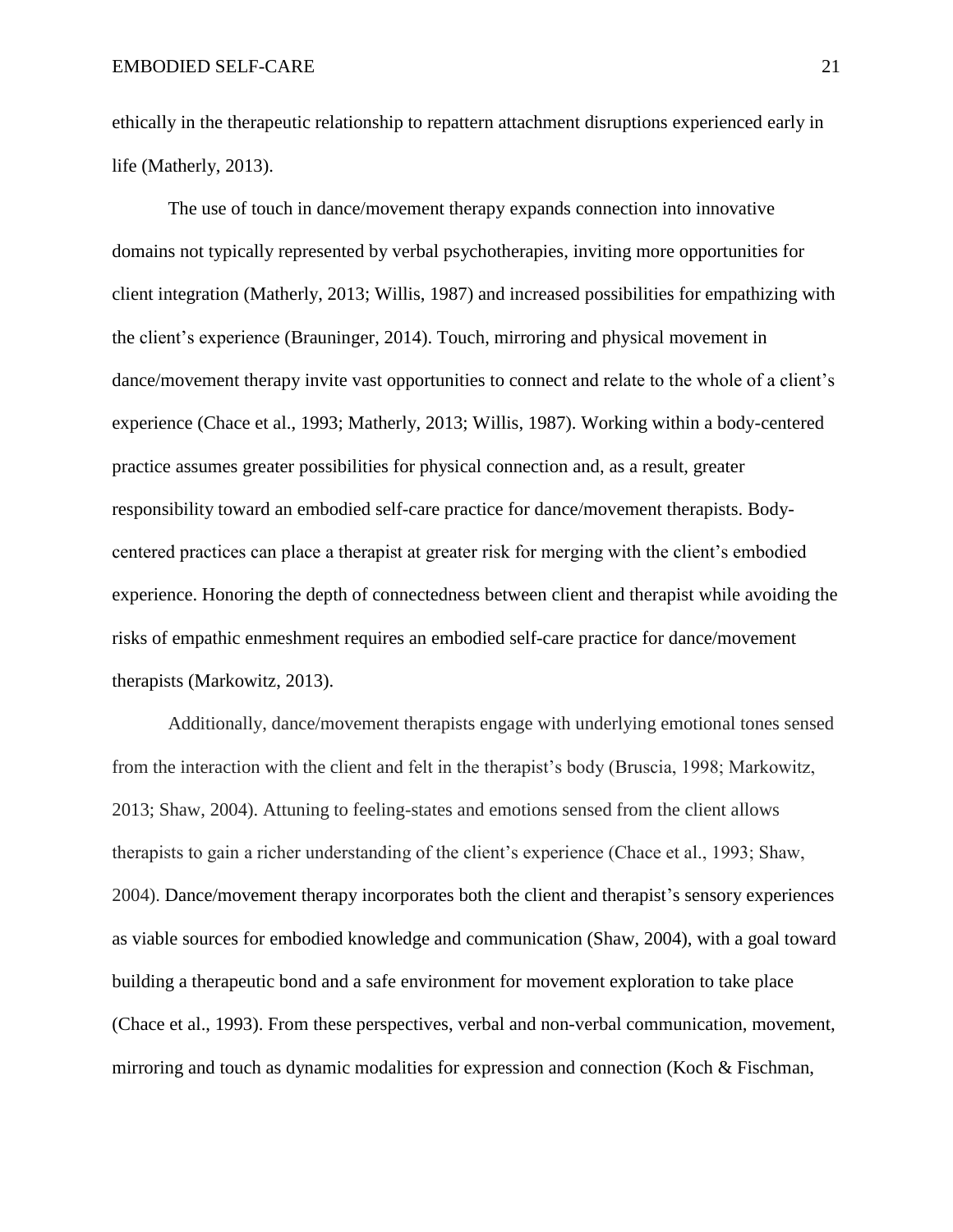ethically in the therapeutic relationship to repattern attachment disruptions experienced early in life (Matherly, 2013).

The use of touch in dance/movement therapy expands connection into innovative domains not typically represented by verbal psychotherapies, inviting more opportunities for client integration (Matherly, 2013; Willis, 1987) and increased possibilities for empathizing with the client's experience (Brauninger, 2014). Touch, mirroring and physical movement in dance/movement therapy invite vast opportunities to connect and relate to the whole of a client's experience (Chace et al., 1993; Matherly, 2013; Willis, 1987). Working within a body-centered practice assumes greater possibilities for physical connection and, as a result, greater responsibility toward an embodied self-care practice for dance/movement therapists. Body-centered practices can place a therapist at greater risk for merging with the client's embodied experience. Honoring the depth of connectedness between client and therapist while avoiding the risks of empathic enmeshment requires an embodied self-care practice for dance/movement therapists (Markowitz, 2013).

Additionally, dance/movement therapists engage with underlying emotional tones sensed from the interaction with the client and felt in the therapist's body (Bruscia, 1998; Markowitz, 2013; Shaw, 2004). Attuning to feeling-states and emotions sensed from the client allows therapists to gain a richer understanding of the client's experience (Chace et al., 1993; Shaw, 2004). Dance/movement therapy incorporates both the client and therapist's sensory experiences as viable sources for embodied knowledge and communication (Shaw, 2004), with a goal toward building a therapeutic bond and a safe environment for movement exploration to take place (Chace et al., 1993). From these perspectives, verbal and non-verbal communication, movement, mirroring and touch as dynamic modalities for expression and connection (Koch & Fischman,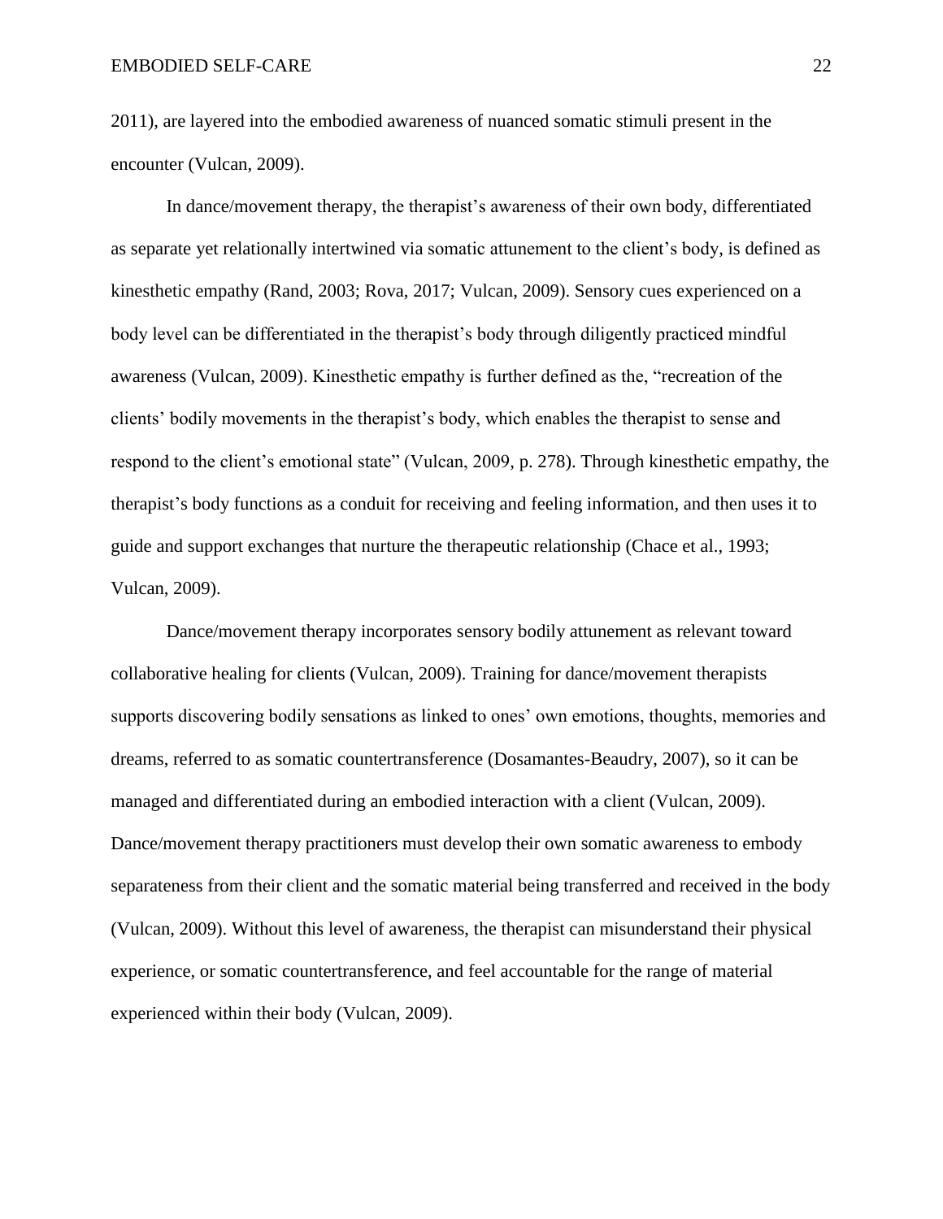2011), are layered into the embodied awareness of nuanced somatic stimuli present in the encounter (Vulcan, 2009).

In dance/movement therapy, the therapist's awareness of their own body, differentiated as separate yet relationally intertwined via somatic attunement to the client's body, is defined as kinesthetic empathy (Rand, 2003; Rova, 2017; Vulcan, 2009). Sensory cues experienced on a body level can be differentiated in the therapist's body through diligently practiced mindful awareness (Vulcan, 2009). Kinesthetic empathy is further defined as the, "recreation of the clients' bodily movements in the therapist's body, which enables the therapist to sense and respond to the client's emotional state" (Vulcan, 2009, p. 278). Through kinesthetic empathy, the therapist's body functions as a conduit for receiving and feeling information, and then uses it to guide and support exchanges that nurture the therapeutic relationship (Chace et al., 1993; Vulcan, 2009).

Dance/movement therapy incorporates sensory bodily attunement as relevant toward collaborative healing for clients (Vulcan, 2009). Training for dance/movement therapists supports discovering bodily sensations as linked to ones' own emotions, thoughts, memories and dreams, referred to as somatic countertransference (Dosamantes-Beaudry, 2007), so it can be managed and differentiated during an embodied interaction with a client (Vulcan, 2009). Dance/movement therapy practitioners must develop their own somatic awareness to embody separateness from their client and the somatic material being transferred and received in the body (Vulcan, 2009). Without this level of awareness, the therapist can misunderstand their physical experience, or somatic countertransference, and feel accountable for the range of material experienced within their body (Vulcan, 2009).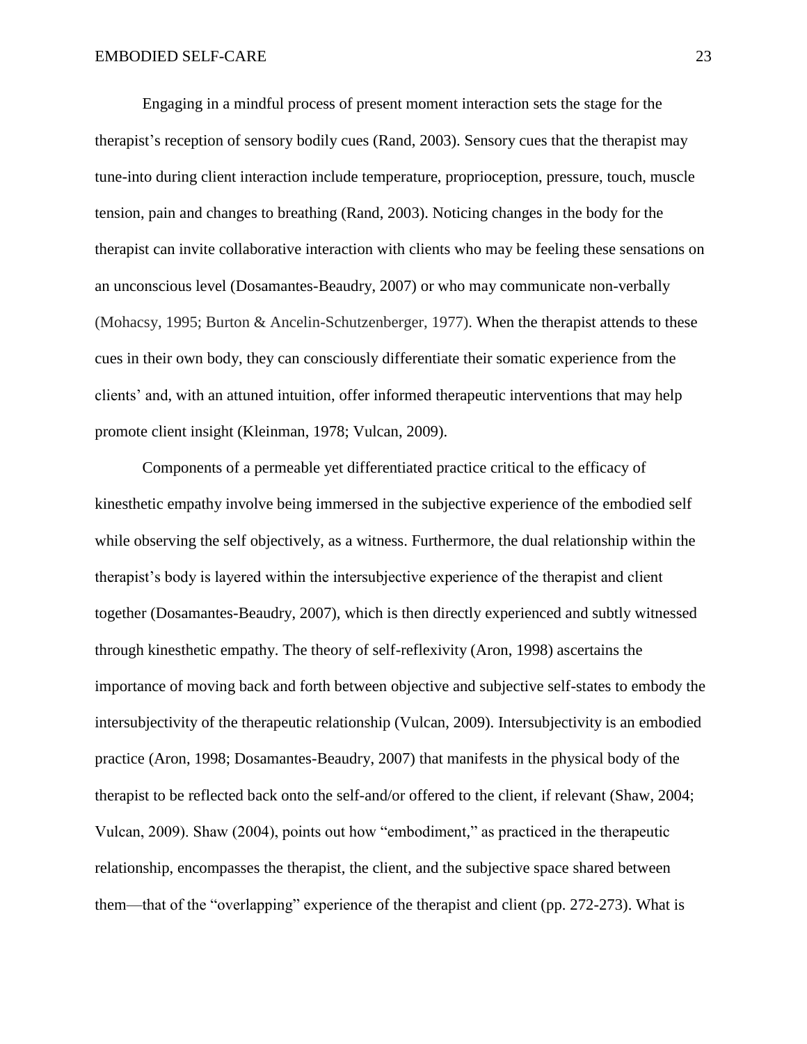Engaging in a mindful process of present moment interaction sets the stage for the therapist's reception of sensory bodily cues (Rand, 2003). Sensory cues that the therapist may tune-into during client interaction include temperature, proprioception, pressure, touch, muscle tension, pain and changes to breathing (Rand, 2003). Noticing changes in the body for the therapist can invite collaborative interaction with clients who may be feeling these sensations on an unconscious level (Dosamantes-Beaudry, 2007) or who may communicate non-verbally (Mohacsy, 1995; Burton & Ancelin-Schutzenberger, 1977). When the therapist attends to these cues in their own body, they can consciously differentiate their somatic experience from the clients' and, with an attuned intuition, offer informed therapeutic interventions that may help promote client insight (Kleinman, 1978; Vulcan, 2009).

Components of a permeable yet differentiated practice critical to the efficacy of kinesthetic empathy involve being immersed in the subjective experience of the embodied self while observing the self objectively, as a witness. Furthermore, the dual relationship within the therapist's body is layered within the intersubjective experience of the therapist and client together (Dosamantes-Beaudry, 2007), which is then directly experienced and subtly witnessed through kinesthetic empathy. The theory of self-reflexivity (Aron, 1998) ascertains the importance of moving back and forth between objective and subjective self-states to embody the intersubjectivity of the therapeutic relationship (Vulcan, 2009). Intersubjectivity is an embodied practice (Aron, 1998; Dosamantes-Beaudry, 2007) that manifests in the physical body of the therapist to be reflected back onto the self-and/or offered to the client, if relevant (Shaw, 2004; Vulcan, 2009). Shaw (2004), points out how "embodiment," as practiced in the therapeutic relationship, encompasses the therapist, the client, and the subjective space shared between them—that of the "overlapping" experience of the therapist and client (pp. 272-273). What is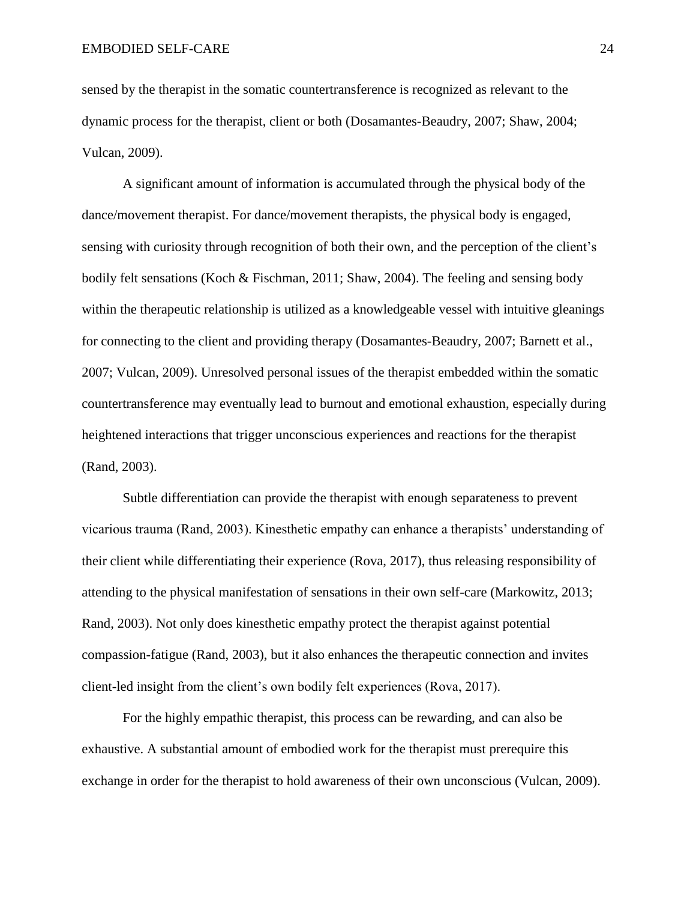sensed by the therapist in the somatic countertransference is recognized as relevant to the dynamic process for the therapist, client or both (Dosamantes-Beaudry, 2007; Shaw, 2004; Vulcan, 2009).

A significant amount of information is accumulated through the physical body of the dance/movement therapist. For dance/movement therapists, the physical body is engaged, sensing with curiosity through recognition of both their own, and the perception of the client's bodily felt sensations (Koch & Fischman, 2011; Shaw, 2004). The feeling and sensing body within the therapeutic relationship is utilized as a knowledgeable vessel with intuitive gleanings for connecting to the client and providing therapy (Dosamantes-Beaudry, 2007; Barnett et al., 2007; Vulcan, 2009). Unresolved personal issues of the therapist embedded within the somatic countertransference may eventually lead to burnout and emotional exhaustion, especially during heightened interactions that trigger unconscious experiences and reactions for the therapist (Rand, 2003).

Subtle differentiation can provide the therapist with enough separateness to prevent vicarious trauma (Rand, 2003). Kinesthetic empathy can enhance a therapists' understanding of their client while differentiating their experience (Rova, 2017), thus releasing responsibility of attending to the physical manifestation of sensations in their own self-care (Markowitz, 2013; Rand, 2003). Not only does kinesthetic empathy protect the therapist against potential compassion-fatigue (Rand, 2003), but it also enhances the therapeutic connection and invites client-led insight from the client's own bodily felt experiences (Rova, 2017).

For the highly empathic therapist, this process can be rewarding, and can also be exhaustive. A substantial amount of embodied work for the therapist must prerequire this exchange in order for the therapist to hold awareness of their own unconscious (Vulcan, 2009).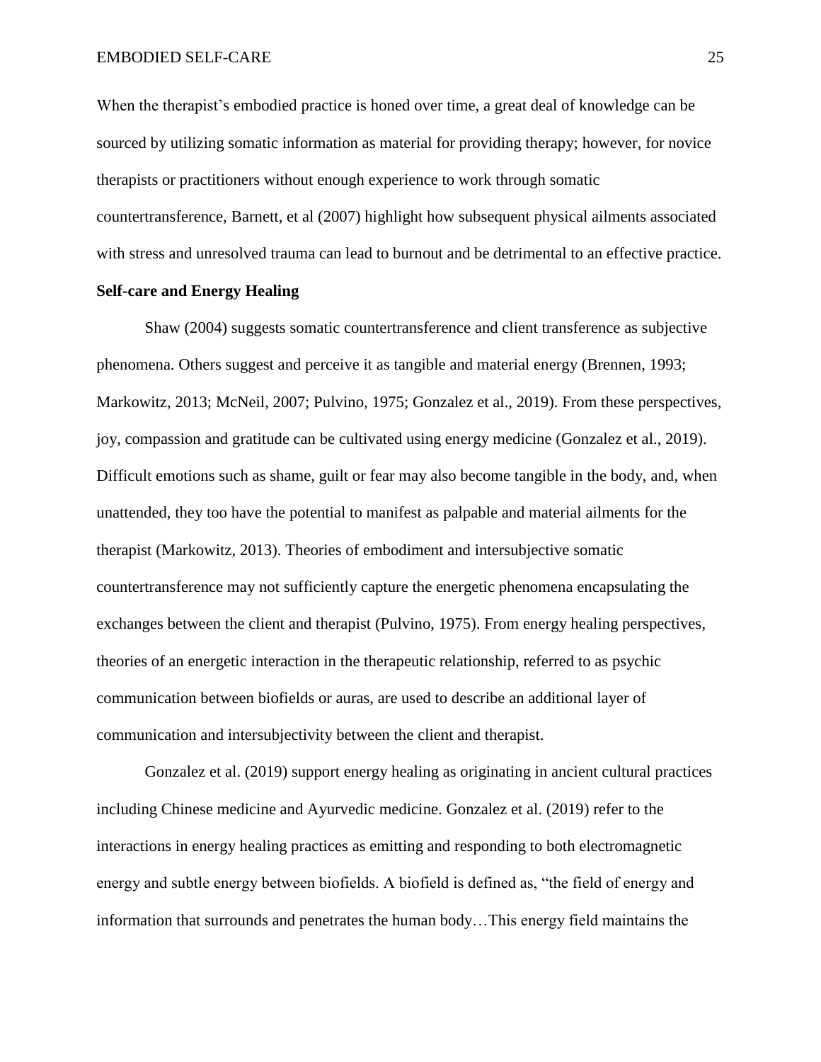When the therapist's embodied practice is honed over time, a great deal of knowledge can be sourced by utilizing somatic information as material for providing therapy; however, for novice therapists or practitioners without enough experience to work through somatic countertransference, Barnett, et al (2007) highlight how subsequent physical ailments associated with stress and unresolved trauma can lead to burnout and be detrimental to an effective practice.

**Self-care and Energy Healing**

Shaw (2004) suggests somatic countertransference and client transference as subjective phenomena. Others suggest and perceive it as tangible and material energy (Brennen, 1993; Markowitz, 2013; McNeil, 2007; Pulvino, 1975; Gonzalez et al., 2019). From these perspectives, joy, compassion and gratitude can be cultivated using energy medicine (Gonzalez et al., 2019). Difficult emotions such as shame, guilt or fear may also become tangible in the body, and, when unattended, they too have the potential to manifest as palpable and material ailments for the therapist (Markowitz, 2013). Theories of embodiment and intersubjective somatic countertransference may not sufficiently capture the energetic phenomena encapsulating the exchanges between the client and therapist (Pulvino, 1975). From energy healing perspectives, theories of an energetic interaction in the therapeutic relationship, referred to as psychic communication between biofields or auras, are used to describe an additional layer of communication and intersubjectivity between the client and therapist.

Gonzalez et al. (2019) support energy healing as originating in ancient cultural practices including Chinese medicine and Ayurvedic medicine. Gonzalez et al. (2019) refer to the interactions in energy healing practices as emitting and responding to both electromagnetic energy and subtle energy between biofields. A biofield is defined as, "the field of energy and information that surrounds and penetrates the human body…This energy field maintains the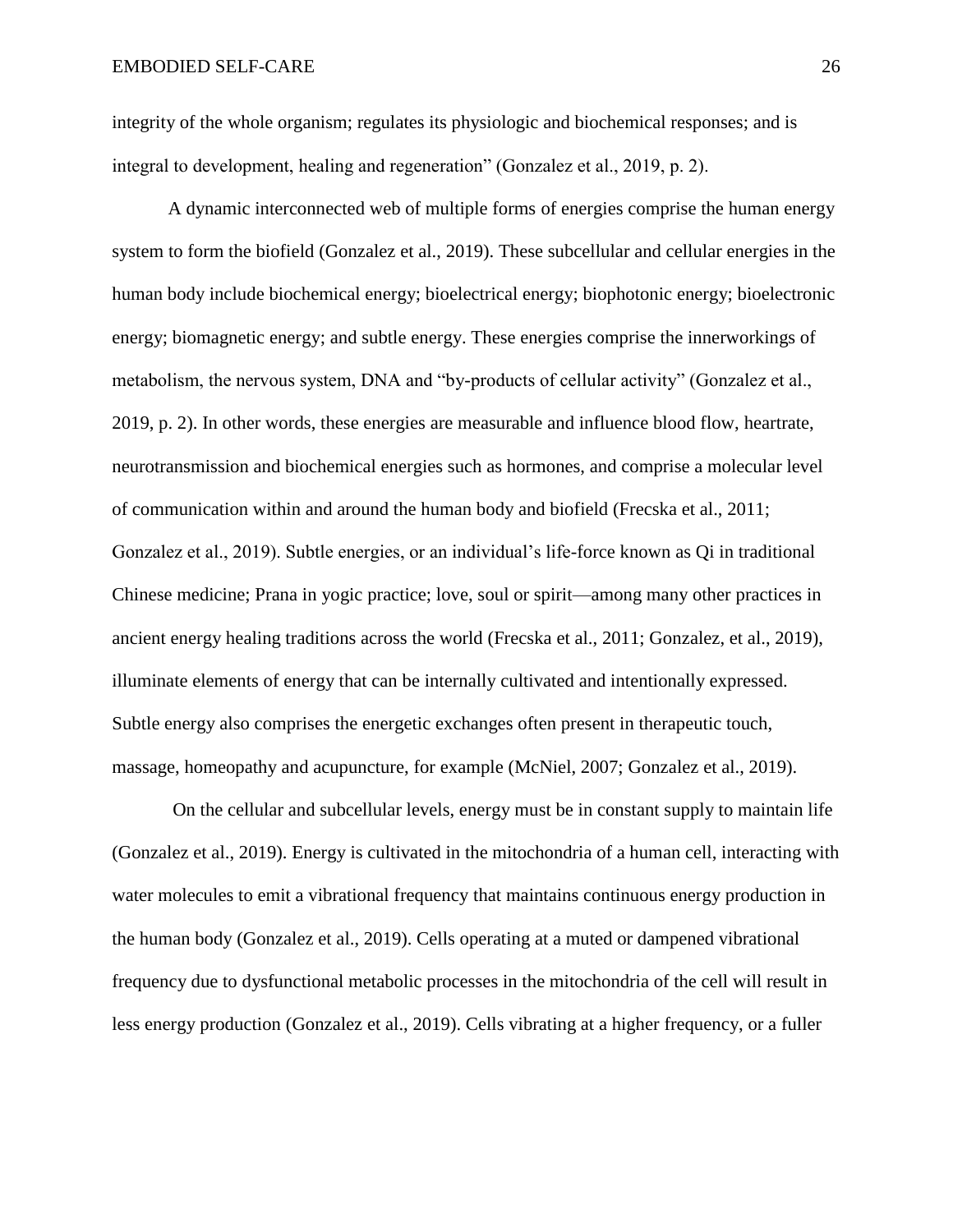integrity of the whole organism; regulates its physiologic and biochemical responses; and is integral to development, healing and regeneration" (Gonzalez et al., 2019, p. 2).

A dynamic interconnected web of multiple forms of energies comprise the human energy system to form the biofield (Gonzalez et al., 2019). These subcellular and cellular energies in the human body include biochemical energy; bioelectrical energy; biophotonic energy; bioelectronic energy; biomagnetic energy; and subtle energy. These energies comprise the innerworkings of metabolism, the nervous system, DNA and "by-products of cellular activity" (Gonzalez et al., 2019, p. 2). In other words, these energies are measurable and influence blood flow, heartrate, neurotransmission and biochemical energies such as hormones, and comprise a molecular level of communication within and around the human body and biofield (Frecska et al., 2011; Gonzalez et al., 2019). Subtle energies, or an individual's life-force known as Qi in traditional Chinese medicine; Prana in yogic practice; love, soul or spirit—among many other practices in ancient energy healing traditions across the world (Frecska et al., 2011; Gonzalez, et al., 2019), illuminate elements of energy that can be internally cultivated and intentionally expressed. Subtle energy also comprises the energetic exchanges often present in therapeutic touch, massage, homeopathy and acupuncture, for example (McNiel, 2007; Gonzalez et al., 2019).

On the cellular and subcellular levels, energy must be in constant supply to maintain life (Gonzalez et al., 2019). Energy is cultivated in the mitochondria of a human cell, interacting with water molecules to emit a vibrational frequency that maintains continuous energy production in the human body (Gonzalez et al., 2019). Cells operating at a muted or dampened vibrational frequency due to dysfunctional metabolic processes in the mitochondria of the cell will result in less energy production (Gonzalez et al., 2019). Cells vibrating at a higher frequency, or a fuller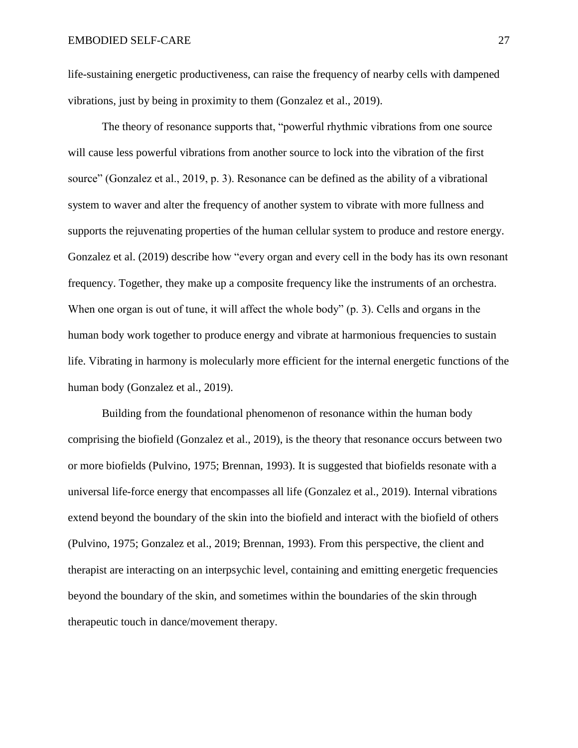life-sustaining energetic productiveness, can raise the frequency of nearby cells with dampened vibrations, just by being in proximity to them (Gonzalez et al., 2019).

The theory of resonance supports that, "powerful rhythmic vibrations from one source will cause less powerful vibrations from another source to lock into the vibration of the first source" (Gonzalez et al., 2019, p. 3). Resonance can be defined as the ability of a vibrational system to waver and alter the frequency of another system to vibrate with more fullness and supports the rejuvenating properties of the human cellular system to produce and restore energy. Gonzalez et al. (2019) describe how "every organ and every cell in the body has its own resonant frequency. Together, they make up a composite frequency like the instruments of an orchestra. When one organ is out of tune, it will affect the whole body" (p. 3). Cells and organs in the human body work together to produce energy and vibrate at harmonious frequencies to sustain life. Vibrating in harmony is molecularly more efficient for the internal energetic functions of the human body (Gonzalez et al., 2019).

Building from the foundational phenomenon of resonance within the human body comprising the biofield (Gonzalez et al., 2019), is the theory that resonance occurs between two or more biofields (Pulvino, 1975; Brennan, 1993). It is suggested that biofields resonate with a universal life-force energy that encompasses all life (Gonzalez et al., 2019). Internal vibrations extend beyond the boundary of the skin into the biofield and interact with the biofield of others (Pulvino, 1975; Gonzalez et al., 2019; Brennan, 1993). From this perspective, the client and therapist are interacting on an interpsychic level, containing and emitting energetic frequencies beyond the boundary of the skin, and sometimes within the boundaries of the skin through therapeutic touch in dance/movement therapy.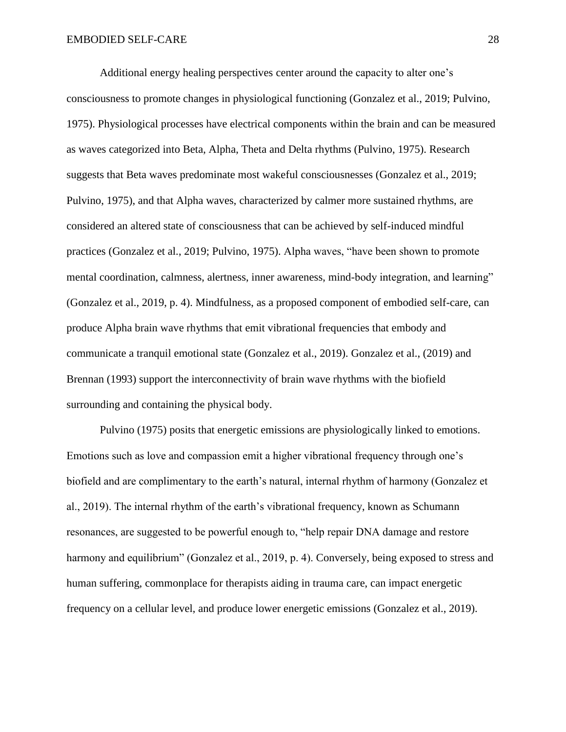Additional energy healing perspectives center around the capacity to alter one's consciousness to promote changes in physiological functioning (Gonzalez et al., 2019; Pulvino, 1975). Physiological processes have electrical components within the brain and can be measured as waves categorized into Beta, Alpha, Theta and Delta rhythms (Pulvino, 1975). Research suggests that Beta waves predominate most wakeful consciousnesses (Gonzalez et al., 2019; Pulvino, 1975), and that Alpha waves, characterized by calmer more sustained rhythms, are considered an altered state of consciousness that can be achieved by self-induced mindful practices (Gonzalez et al., 2019; Pulvino, 1975). Alpha waves, "have been shown to promote mental coordination, calmness, alertness, inner awareness, mind-body integration, and learning" (Gonzalez et al., 2019, p. 4). Mindfulness, as a proposed component of embodied self-care, can produce Alpha brain wave rhythms that emit vibrational frequencies that embody and communicate a tranquil emotional state (Gonzalez et al., 2019). Gonzalez et al., (2019) and Brennan (1993) support the interconnectivity of brain wave rhythms with the biofield surrounding and containing the physical body.

Pulvino (1975) posits that energetic emissions are physiologically linked to emotions. Emotions such as love and compassion emit a higher vibrational frequency through one's biofield and are complimentary to the earth's natural, internal rhythm of harmony (Gonzalez et al., 2019). The internal rhythm of the earth's vibrational frequency, known as Schumann resonances, are suggested to be powerful enough to, "help repair DNA damage and restore harmony and equilibrium" (Gonzalez et al., 2019, p. 4). Conversely, being exposed to stress and human suffering, commonplace for therapists aiding in trauma care, can impact energetic frequency on a cellular level, and produce lower energetic emissions (Gonzalez et al., 2019).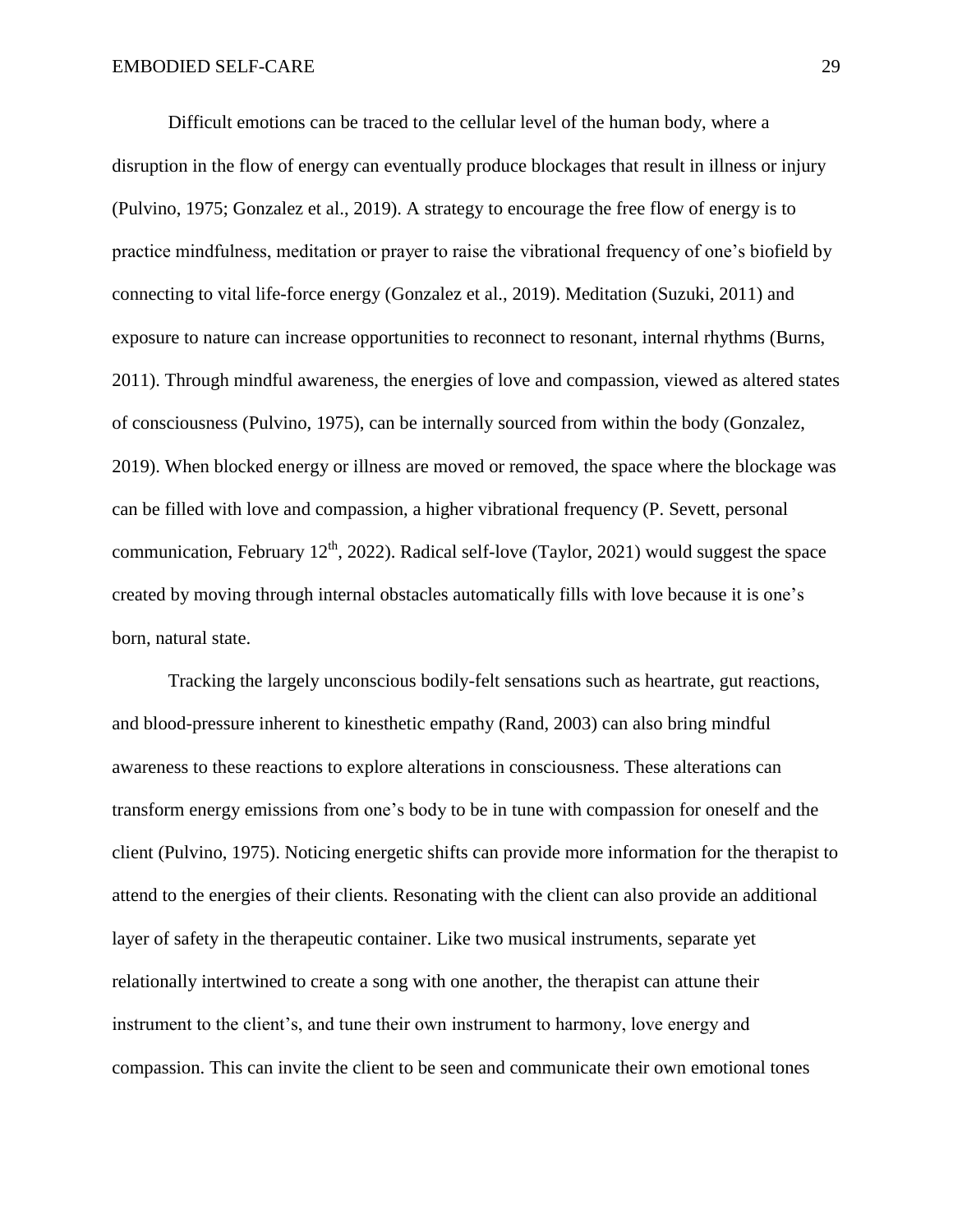Difficult emotions can be traced to the cellular level of the human body, where a disruption in the flow of energy can eventually produce blockages that result in illness or injury (Pulvino, 1975; Gonzalez et al., 2019). A strategy to encourage the free flow of energy is to practice mindfulness, meditation or prayer to raise the vibrational frequency of one's biofield by connecting to vital life-force energy (Gonzalez et al., 2019). Meditation (Suzuki, 2011) and exposure to nature can increase opportunities to reconnect to resonant, internal rhythms (Burns, 2011). Through mindful awareness, the energies of love and compassion, viewed as altered states of consciousness (Pulvino, 1975), can be internally sourced from within the body (Gonzalez, 2019). When blocked energy or illness are moved or removed, the space where the blockage was can be filled with love and compassion, a higher vibrational frequency (P. Sevett, personal communication, February 12th, 2022). Radical self-love (Taylor, 2021) would suggest the space created by moving through internal obstacles automatically fills with love because it is one's born, natural state.

Tracking the largely unconscious bodily-felt sensations such as heartrate, gut reactions, and blood-pressure inherent to kinesthetic empathy (Rand, 2003) can also bring mindful awareness to these reactions to explore alterations in consciousness. These alterations can transform energy emissions from one's body to be in tune with compassion for oneself and the client (Pulvino, 1975). Noticing energetic shifts can provide more information for the therapist to attend to the energies of their clients. Resonating with the client can also provide an additional layer of safety in the therapeutic container. Like two musical instruments, separate yet relationally intertwined to create a song with one another, the therapist can attune their instrument to the client's, and tune their own instrument to harmony, love energy and compassion. This can invite the client to be seen and communicate their own emotional tones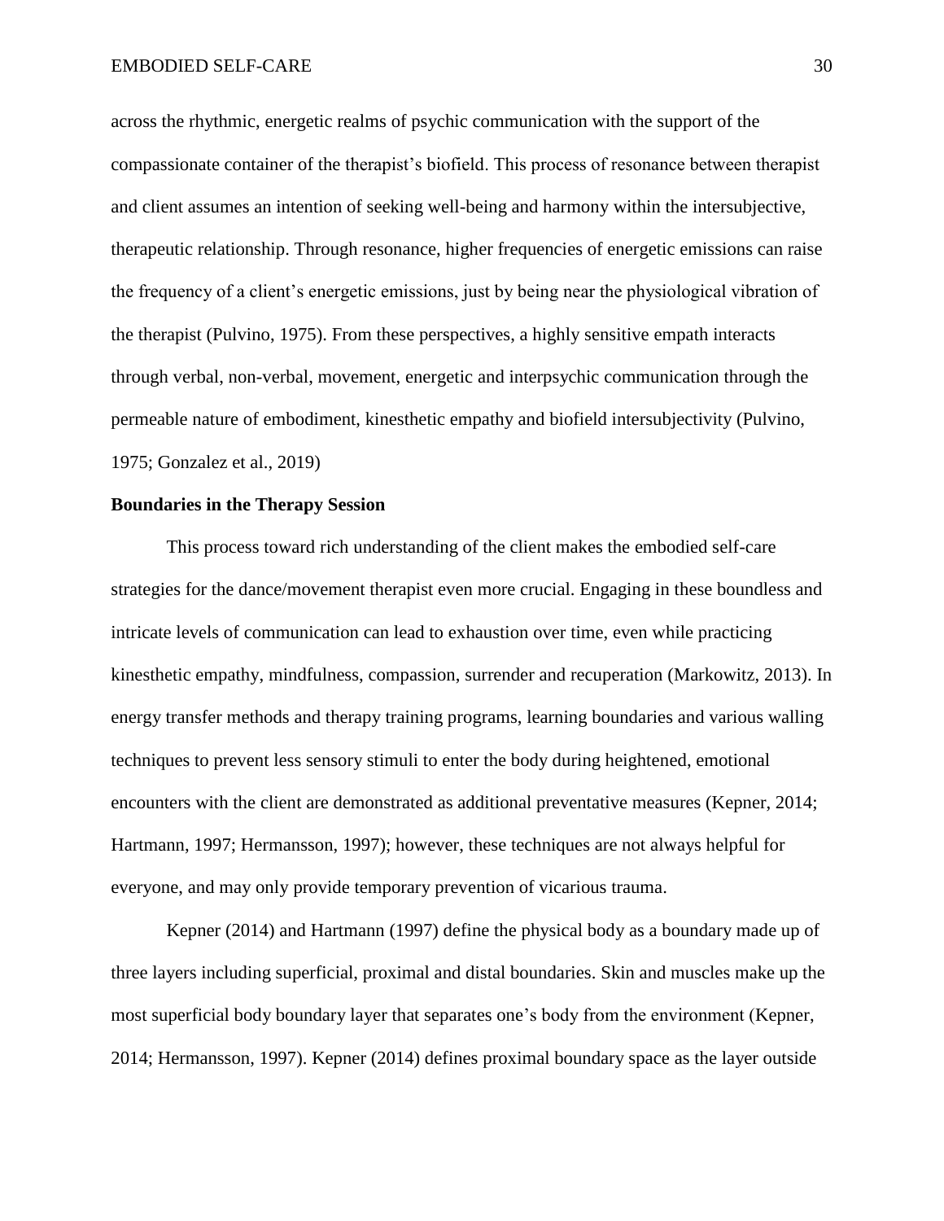across the rhythmic, energetic realms of psychic communication with the support of the compassionate container of the therapist's biofield. This process of resonance between therapist and client assumes an intention of seeking well-being and harmony within the intersubjective, therapeutic relationship. Through resonance, higher frequencies of energetic emissions can raise the frequency of a client's energetic emissions, just by being near the physiological vibration of the therapist (Pulvino, 1975). From these perspectives, a highly sensitive empath interacts through verbal, non-verbal, movement, energetic and interpsychic communication through the permeable nature of embodiment, kinesthetic empathy and biofield intersubjectivity (Pulvino, 1975; Gonzalez et al., 2019)

**Boundaries in the Therapy Session**

This process toward rich understanding of the client makes the embodied self-care strategies for the dance/movement therapist even more crucial. Engaging in these boundless and intricate levels of communication can lead to exhaustion over time, even while practicing kinesthetic empathy, mindfulness, compassion, surrender and recuperation (Markowitz, 2013). In energy transfer methods and therapy training programs, learning boundaries and various walling techniques to prevent less sensory stimuli to enter the body during heightened, emotional encounters with the client are demonstrated as additional preventative measures (Kepner, 2014; Hartmann, 1997; Hermansson, 1997); however, these techniques are not always helpful for everyone, and may only provide temporary prevention of vicarious trauma.

Kepner (2014) and Hartmann (1997) define the physical body as a boundary made up of three layers including superficial, proximal and distal boundaries. Skin and muscles make up the most superficial body boundary layer that separates one's body from the environment (Kepner, 2014; Hermansson, 1997). Kepner (2014) defines proximal boundary space as the layer outside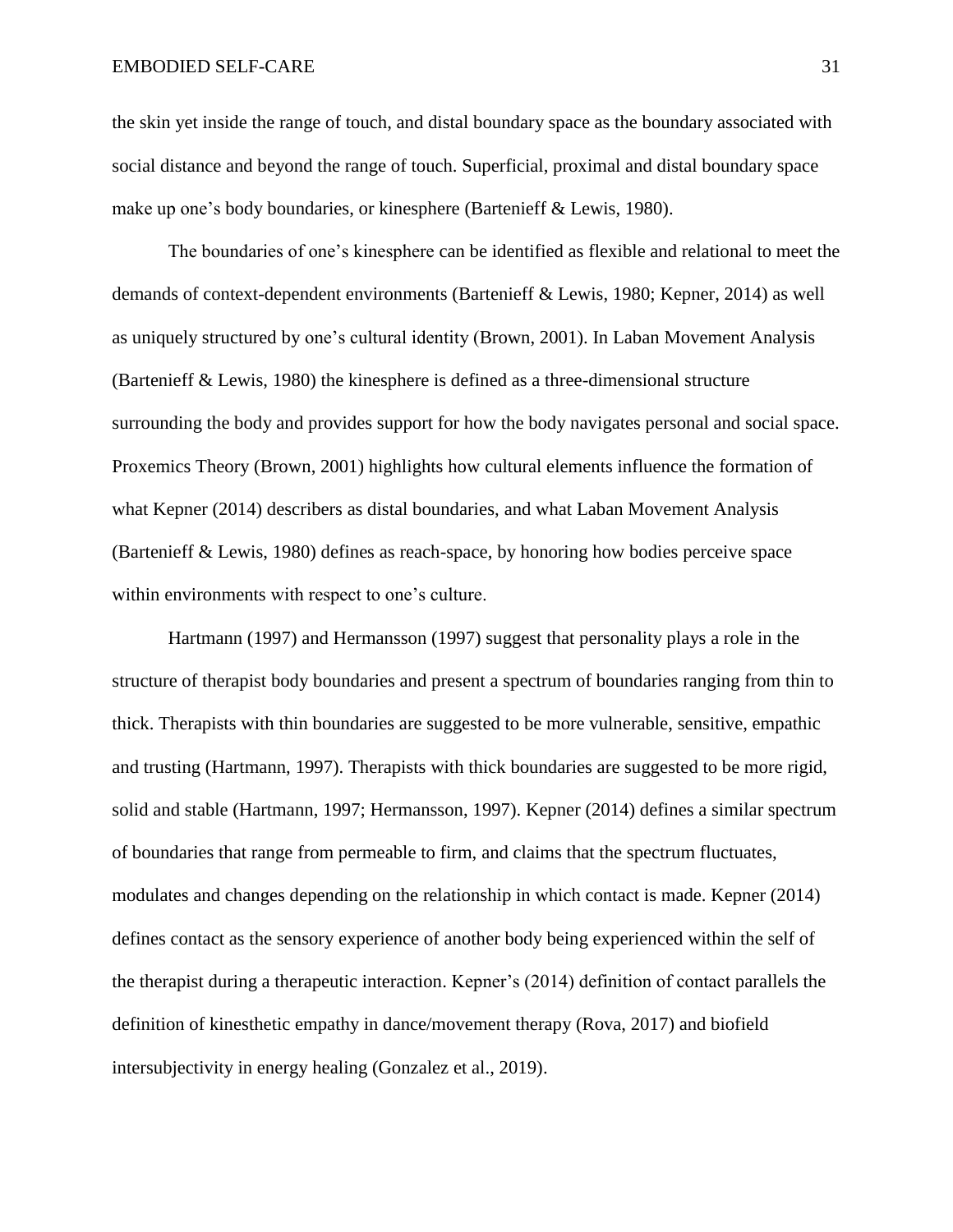the skin yet inside the range of touch, and distal boundary space as the boundary associated with social distance and beyond the range of touch. Superficial, proximal and distal boundary space make up one's body boundaries, or kinesphere (Bartenieff & Lewis, 1980).

The boundaries of one's kinesphere can be identified as flexible and relational to meet the demands of context-dependent environments (Bartenieff & Lewis, 1980; Kepner, 2014) as well as uniquely structured by one's cultural identity (Brown, 2001). In Laban Movement Analysis (Bartenieff & Lewis, 1980) the kinesphere is defined as a three-dimensional structure surrounding the body and provides support for how the body navigates personal and social space. Proxemics Theory (Brown, 2001) highlights how cultural elements influence the formation of what Kepner (2014) describers as distal boundaries, and what Laban Movement Analysis (Bartenieff & Lewis, 1980) defines as reach-space, by honoring how bodies perceive space within environments with respect to one's culture.

Hartmann (1997) and Hermansson (1997) suggest that personality plays a role in the structure of therapist body boundaries and present a spectrum of boundaries ranging from thin to thick. Therapists with thin boundaries are suggested to be more vulnerable, sensitive, empathic and trusting (Hartmann, 1997). Therapists with thick boundaries are suggested to be more rigid, solid and stable (Hartmann, 1997; Hermansson, 1997). Kepner (2014) defines a similar spectrum of boundaries that range from permeable to firm, and claims that the spectrum fluctuates, modulates and changes depending on the relationship in which contact is made. Kepner (2014) defines contact as the sensory experience of another body being experienced within the self of the therapist during a therapeutic interaction. Kepner's (2014) definition of contact parallels the definition of kinesthetic empathy in dance/movement therapy (Rova, 2017) and biofield intersubjectivity in energy healing (Gonzalez et al., 2019).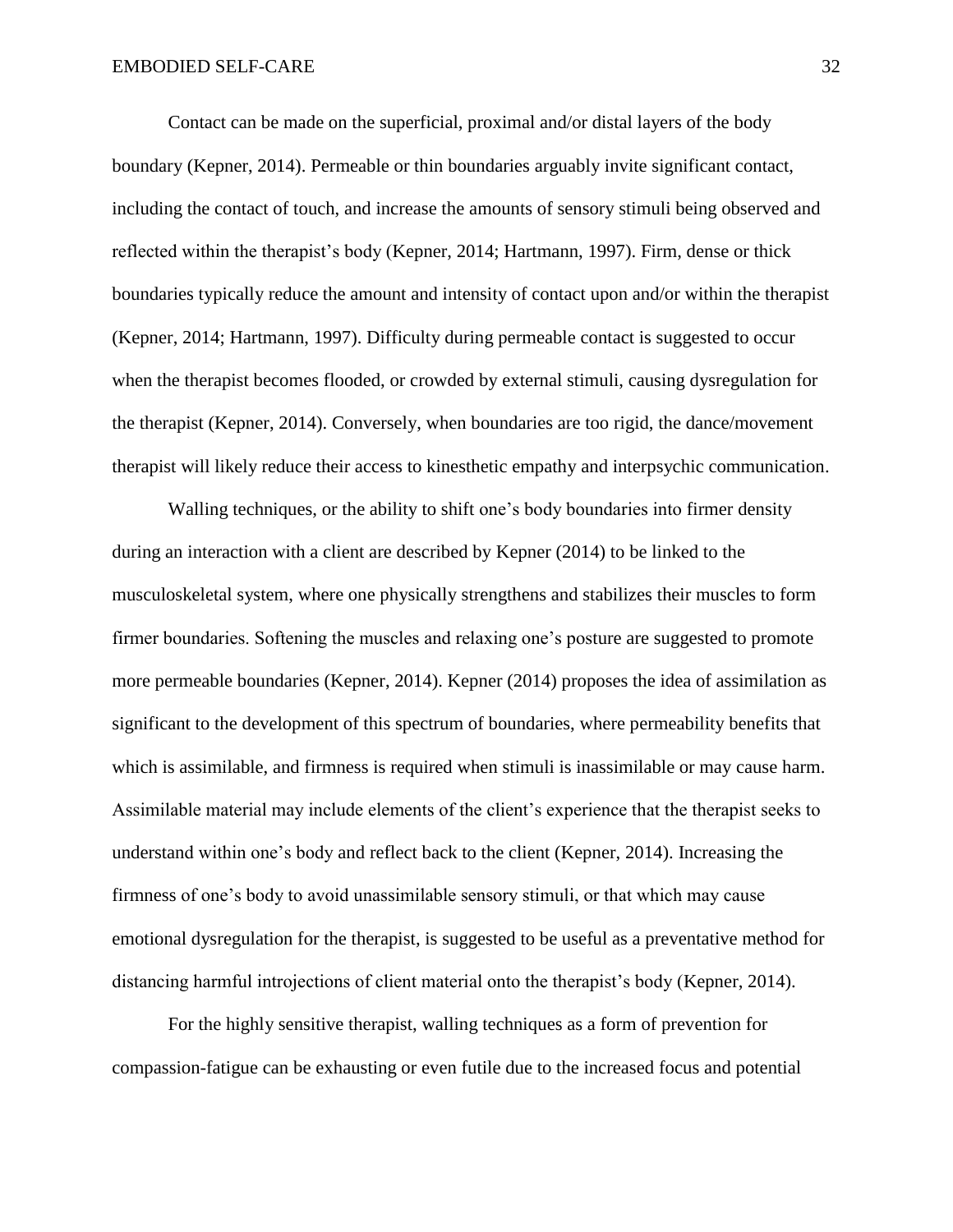Contact can be made on the superficial, proximal and/or distal layers of the body boundary (Kepner, 2014). Permeable or thin boundaries arguably invite significant contact, including the contact of touch, and increase the amounts of sensory stimuli being observed and reflected within the therapist's body (Kepner, 2014; Hartmann, 1997). Firm, dense or thick boundaries typically reduce the amount and intensity of contact upon and/or within the therapist (Kepner, 2014; Hartmann, 1997). Difficulty during permeable contact is suggested to occur when the therapist becomes flooded, or crowded by external stimuli, causing dysregulation for the therapist (Kepner, 2014). Conversely, when boundaries are too rigid, the dance/movement therapist will likely reduce their access to kinesthetic empathy and interpsychic communication.

Walling techniques, or the ability to shift one's body boundaries into firmer density during an interaction with a client are described by Kepner (2014) to be linked to the musculoskeletal system, where one physically strengthens and stabilizes their muscles to form firmer boundaries. Softening the muscles and relaxing one's posture are suggested to promote more permeable boundaries (Kepner, 2014). Kepner (2014) proposes the idea of assimilation as significant to the development of this spectrum of boundaries, where permeability benefits that which is assimilable, and firmness is required when stimuli is inassimilable or may cause harm. Assimilable material may include elements of the client's experience that the therapist seeks to understand within one's body and reflect back to the client (Kepner, 2014). Increasing the firmness of one's body to avoid unassimilable sensory stimuli, or that which may cause emotional dysregulation for the therapist, is suggested to be useful as a preventative method for distancing harmful introjections of client material onto the therapist's body (Kepner, 2014).

For the highly sensitive therapist, walling techniques as a form of prevention for compassion-fatigue can be exhausting or even futile due to the increased focus and potential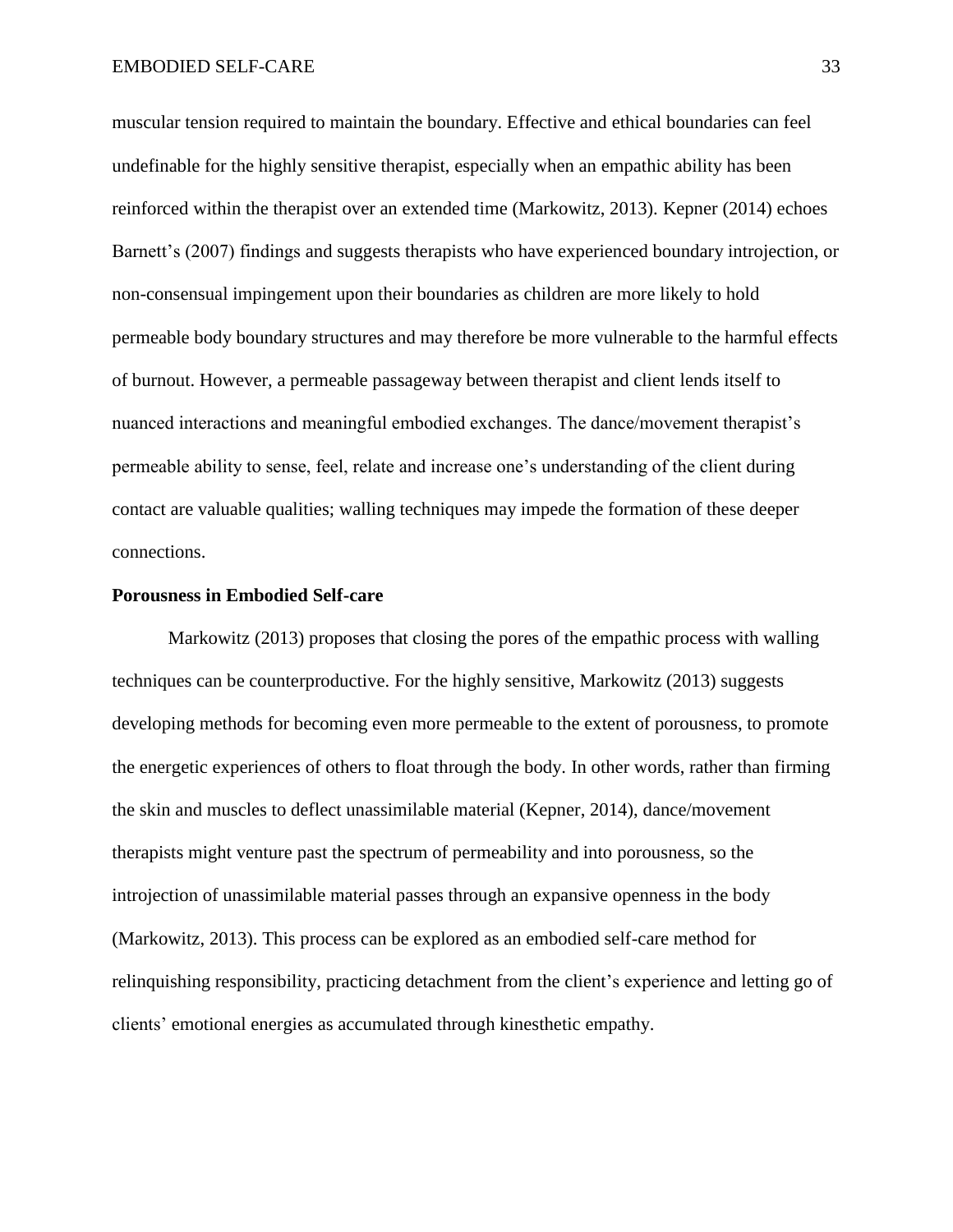muscular tension required to maintain the boundary. Effective and ethical boundaries can feel undefinable for the highly sensitive therapist, especially when an empathic ability has been reinforced within the therapist over an extended time (Markowitz, 2013). Kepner (2014) echoes Barnett's (2007) findings and suggests therapists who have experienced boundary introjection, or non-consensual impingement upon their boundaries as children are more likely to hold permeable body boundary structures and may therefore be more vulnerable to the harmful effects of burnout. However, a permeable passageway between therapist and client lends itself to nuanced interactions and meaningful embodied exchanges. The dance/movement therapist's permeable ability to sense, feel, relate and increase one's understanding of the client during contact are valuable qualities; walling techniques may impede the formation of these deeper connections.

**Porousness in Embodied Self-care**

Markowitz (2013) proposes that closing the pores of the empathic process with walling techniques can be counterproductive. For the highly sensitive, Markowitz (2013) suggests developing methods for becoming even more permeable to the extent of porousness, to promote the energetic experiences of others to float through the body. In other words, rather than firming the skin and muscles to deflect unassimilable material (Kepner, 2014), dance/movement therapists might venture past the spectrum of permeability and into porousness, so the introjection of unassimilable material passes through an expansive openness in the body (Markowitz, 2013). This process can be explored as an embodied self-care method for relinquishing responsibility, practicing detachment from the client's experience and letting go of clients' emotional energies as accumulated through kinesthetic empathy.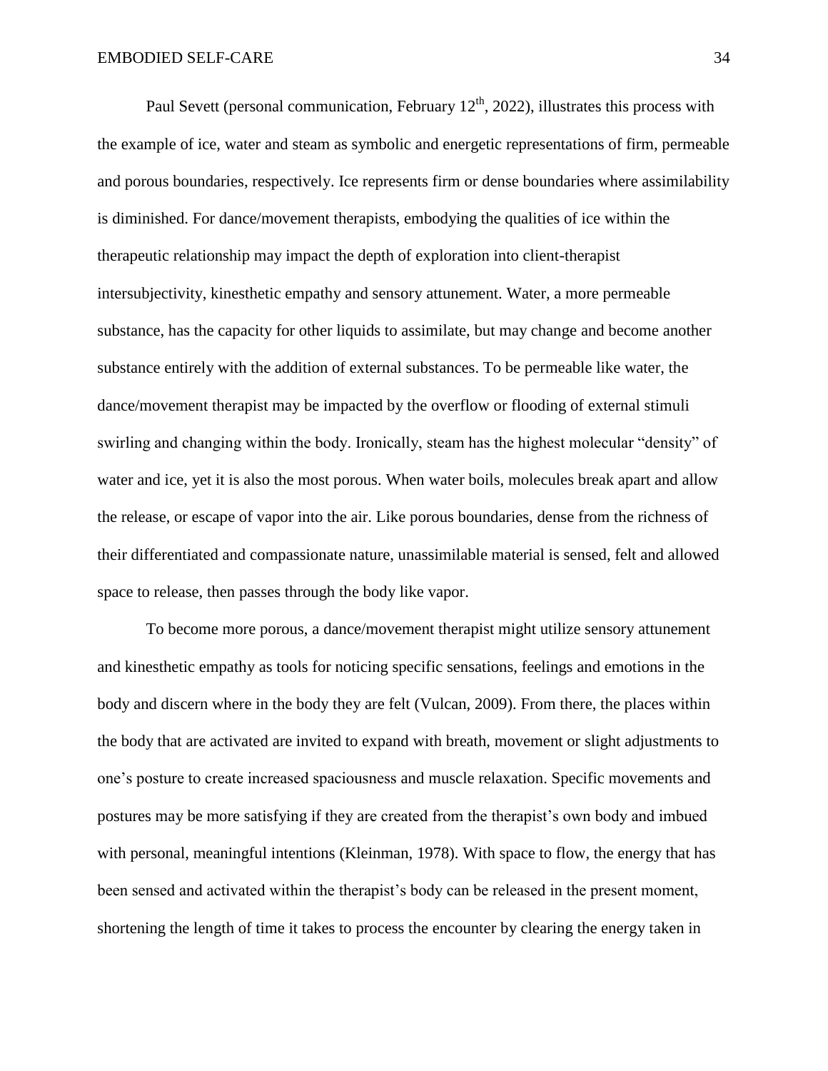Paul Sevett (personal communication, February 12th, 2022), illustrates this process with the example of ice, water and steam as symbolic and energetic representations of firm, permeable and porous boundaries, respectively. Ice represents firm or dense boundaries where assimilability is diminished. For dance/movement therapists, embodying the qualities of ice within the therapeutic relationship may impact the depth of exploration into client-therapist intersubjectivity, kinesthetic empathy and sensory attunement. Water, a more permeable substance, has the capacity for other liquids to assimilate, but may change and become another substance entirely with the addition of external substances. To be permeable like water, the dance/movement therapist may be impacted by the overflow or flooding of external stimuli swirling and changing within the body. Ironically, steam has the highest molecular "density" of water and ice, yet it is also the most porous. When water boils, molecules break apart and allow the release, or escape of vapor into the air. Like porous boundaries, dense from the richness of their differentiated and compassionate nature, unassimilable material is sensed, felt and allowed space to release, then passes through the body like vapor.

To become more porous, a dance/movement therapist might utilize sensory attunement and kinesthetic empathy as tools for noticing specific sensations, feelings and emotions in the body and discern where in the body they are felt (Vulcan, 2009). From there, the places within the body that are activated are invited to expand with breath, movement or slight adjustments to one's posture to create increased spaciousness and muscle relaxation. Specific movements and postures may be more satisfying if they are created from the therapist's own body and imbued with personal, meaningful intentions (Kleinman, 1978). With space to flow, the energy that has been sensed and activated within the therapist's body can be released in the present moment, shortening the length of time it takes to process the encounter by clearing the energy taken in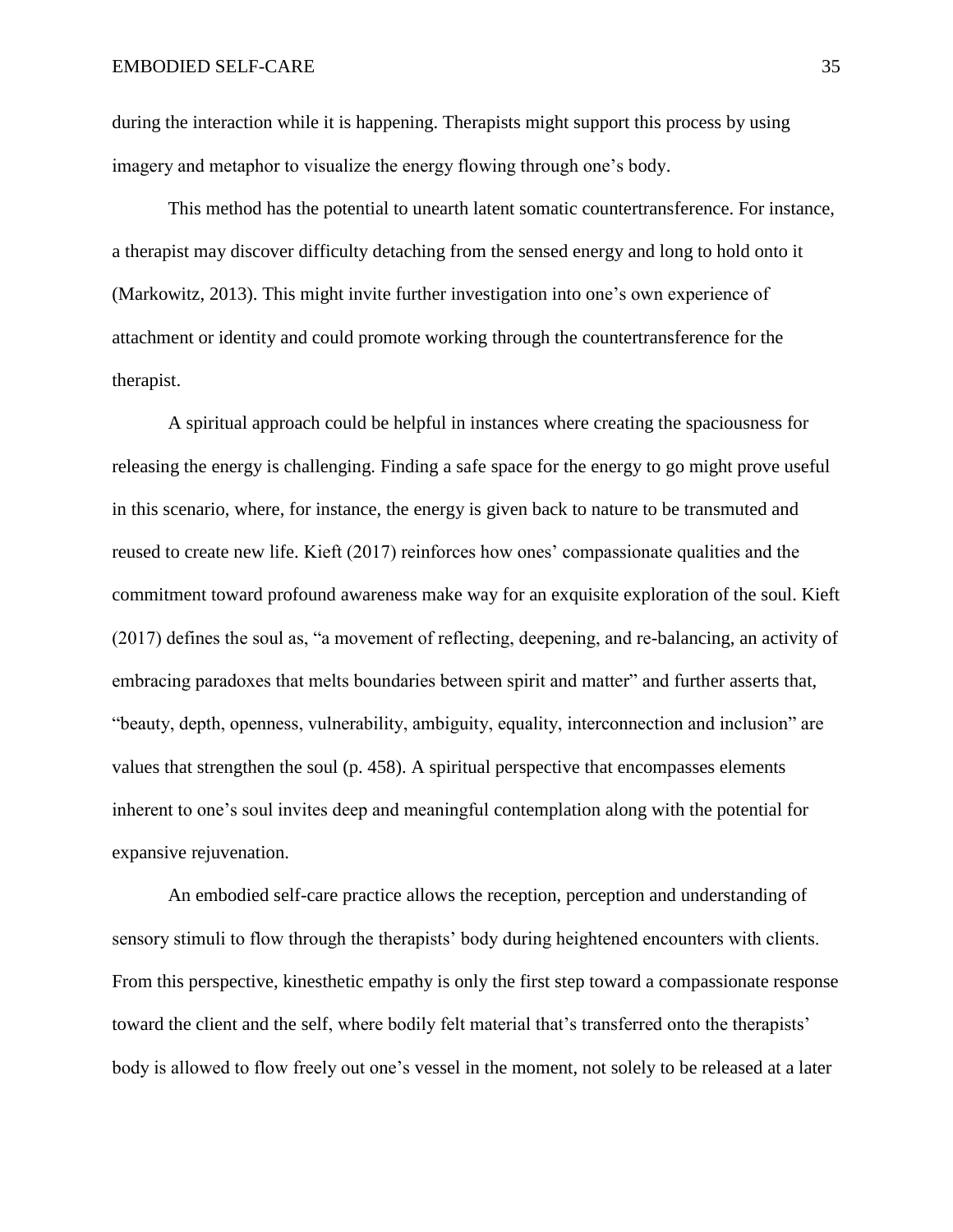during the interaction while it is happening. Therapists might support this process by using imagery and metaphor to visualize the energy flowing through one's body.

This method has the potential to unearth latent somatic countertransference. For instance, a therapist may discover difficulty detaching from the sensed energy and long to hold onto it (Markowitz, 2013). This might invite further investigation into one's own experience of attachment or identity and could promote working through the countertransference for the therapist.

A spiritual approach could be helpful in instances where creating the spaciousness for releasing the energy is challenging. Finding a safe space for the energy to go might prove useful in this scenario, where, for instance, the energy is given back to nature to be transmuted and reused to create new life. Kieft (2017) reinforces how ones' compassionate qualities and the commitment toward profound awareness make way for an exquisite exploration of the soul. Kieft (2017) defines the soul as, "a movement of reflecting, deepening, and re-balancing, an activity of embracing paradoxes that melts boundaries between spirit and matter" and further asserts that, "beauty, depth, openness, vulnerability, ambiguity, equality, interconnection and inclusion" are values that strengthen the soul (p. 458). A spiritual perspective that encompasses elements inherent to one's soul invites deep and meaningful contemplation along with the potential for expansive rejuvenation.

An embodied self-care practice allows the reception, perception and understanding of sensory stimuli to flow through the therapists' body during heightened encounters with clients. From this perspective, kinesthetic empathy is only the first step toward a compassionate response toward the client and the self, where bodily felt material that's transferred onto the therapists' body is allowed to flow freely out one's vessel in the moment, not solely to be released at a later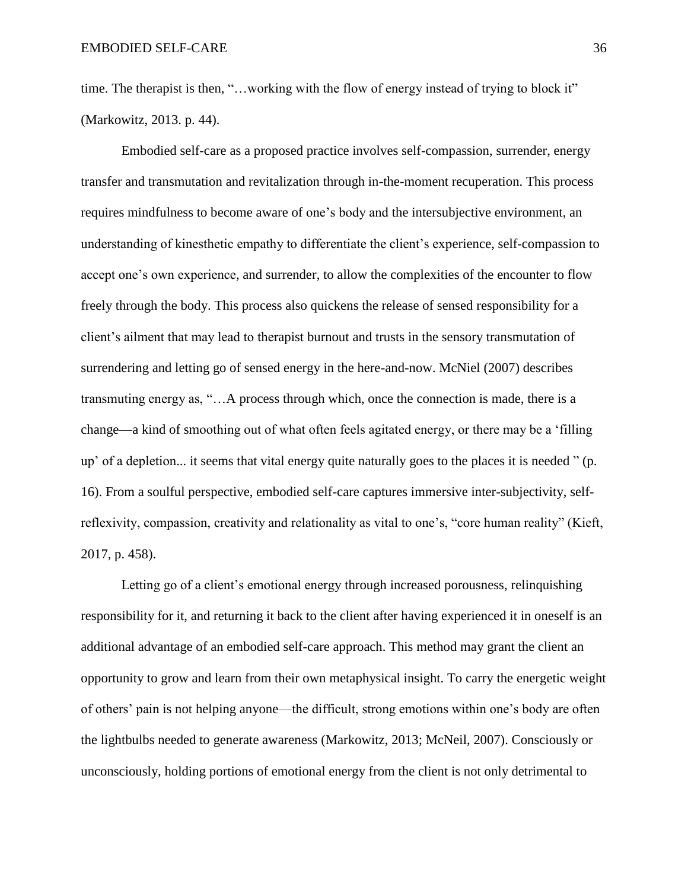time. The therapist is then, "…working with the flow of energy instead of trying to block it" (Markowitz, 2013. p. 44).

Embodied self-care as a proposed practice involves self-compassion, surrender, energy transfer and transmutation and revitalization through in-the-moment recuperation. This process requires mindfulness to become aware of one's body and the intersubjective environment, an understanding of kinesthetic empathy to differentiate the client's experience, self-compassion to accept one's own experience, and surrender, to allow the complexities of the encounter to flow freely through the body. This process also quickens the release of sensed responsibility for a client's ailment that may lead to therapist burnout and trusts in the sensory transmutation of surrendering and letting go of sensed energy in the here-and-now. McNiel (2007) describes transmuting energy as, "…A process through which, once the connection is made, there is a change—a kind of smoothing out of what often feels agitated energy, or there may be a 'filling up' of a depletion... it seems that vital energy quite naturally goes to the places it is needed " (p. 16). From a soulful perspective, embodied self-care captures immersive inter-subjectivity, self-reflexivity, compassion, creativity and relationality as vital to one's, "core human reality" (Kieft, 2017, p. 458).

Letting go of a client's emotional energy through increased porousness, relinquishing responsibility for it, and returning it back to the client after having experienced it in oneself is an additional advantage of an embodied self-care approach. This method may grant the client an opportunity to grow and learn from their own metaphysical insight. To carry the energetic weight of others' pain is not helping anyone—the difficult, strong emotions within one's body are often the lightbulbs needed to generate awareness (Markowitz, 2013; McNeil, 2007). Consciously or unconsciously, holding portions of emotional energy from the client is not only detrimental to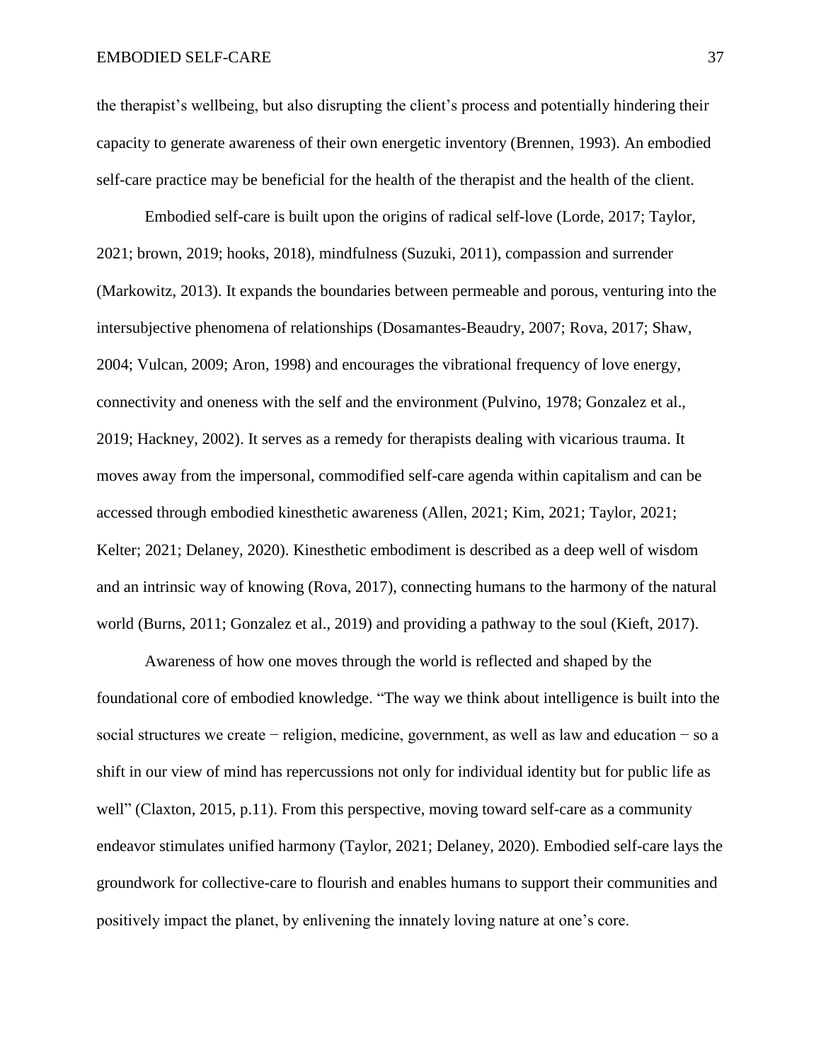the therapist's wellbeing, but also disrupting the client's process and potentially hindering their capacity to generate awareness of their own energetic inventory (Brennen, 1993). An embodied self-care practice may be beneficial for the health of the therapist and the health of the client.

Embodied self-care is built upon the origins of radical self-love (Lorde, 2017; Taylor, 2021; brown, 2019; hooks, 2018), mindfulness (Suzuki, 2011), compassion and surrender (Markowitz, 2013). It expands the boundaries between permeable and porous, venturing into the intersubjective phenomena of relationships (Dosamantes-Beaudry, 2007; Rova, 2017; Shaw, 2004; Vulcan, 2009; Aron, 1998) and encourages the vibrational frequency of love energy, connectivity and oneness with the self and the environment (Pulvino, 1978; Gonzalez et al., 2019; Hackney, 2002). It serves as a remedy for therapists dealing with vicarious trauma. It moves away from the impersonal, commodified self-care agenda within capitalism and can be accessed through embodied kinesthetic awareness (Allen, 2021; Kim, 2021; Taylor, 2021; Kelter; 2021; Delaney, 2020). Kinesthetic embodiment is described as a deep well of wisdom and an intrinsic way of knowing (Rova, 2017), connecting humans to the harmony of the natural world (Burns, 2011; Gonzalez et al., 2019) and providing a pathway to the soul (Kieft, 2017).

Awareness of how one moves through the world is reflected and shaped by the foundational core of embodied knowledge. "The way we think about intelligence is built into the social structures we create − religion, medicine, government, as well as law and education − so a shift in our view of mind has repercussions not only for individual identity but for public life as well" (Claxton, 2015, p.11). From this perspective, moving toward self-care as a community endeavor stimulates unified harmony (Taylor, 2021; Delaney, 2020). Embodied self-care lays the groundwork for collective-care to flourish and enables humans to support their communities and positively impact the planet, by enlivening the innately loving nature at one's core.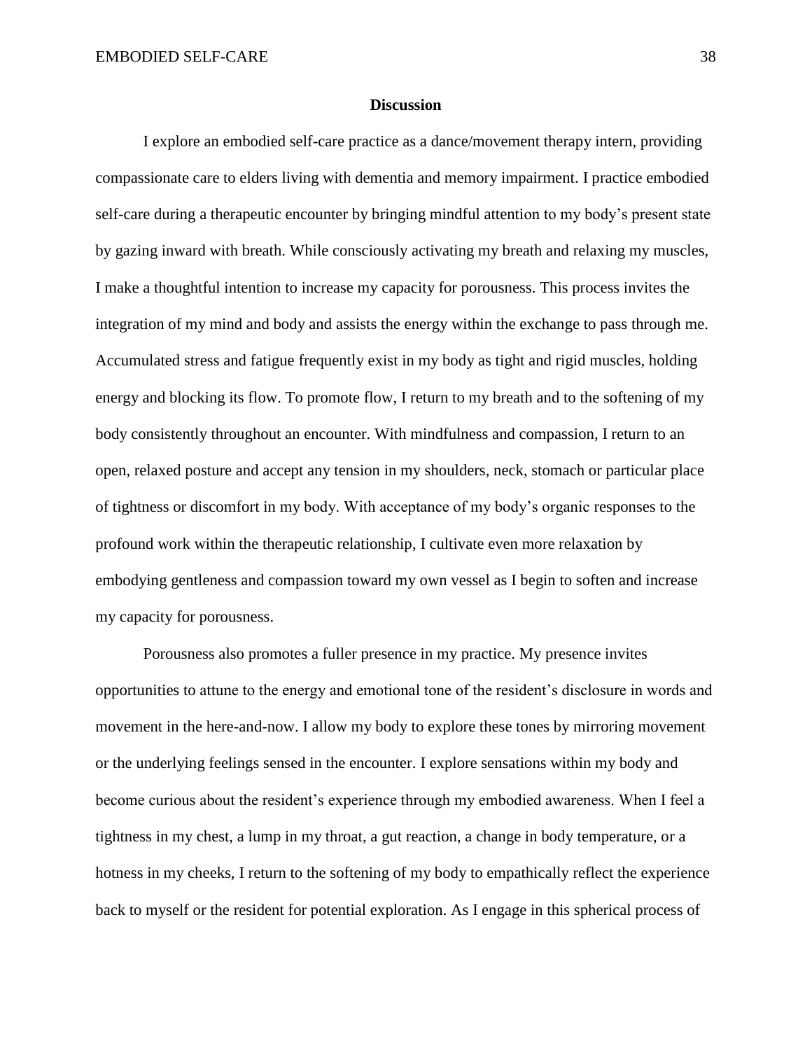## Discussion

I explore an embodied self-care practice as a dance/movement therapy intern, providing compassionate care to elders living with dementia and memory impairment. I practice embodied self-care during a therapeutic encounter by bringing mindful attention to my body's present state by gazing inward with breath. While consciously activating my breath and relaxing my muscles, I make a thoughtful intention to increase my capacity for porousness. This process invites the integration of my mind and body and assists the energy within the exchange to pass through me. Accumulated stress and fatigue frequently exist in my body as tight and rigid muscles, holding energy and blocking its flow. To promote flow, I return to my breath and to the softening of my body consistently throughout an encounter. With mindfulness and compassion, I return to an open, relaxed posture and accept any tension in my shoulders, neck, stomach or particular place of tightness or discomfort in my body. With acceptance of my body's organic responses to the profound work within the therapeutic relationship, I cultivate even more relaxation by embodying gentleness and compassion toward my own vessel as I begin to soften and increase my capacity for porousness.

Porousness also promotes a fuller presence in my practice. My presence invites opportunities to attune to the energy and emotional tone of the resident's disclosure in words and movement in the here-and-now. I allow my body to explore these tones by mirroring movement or the underlying feelings sensed in the encounter. I explore sensations within my body and become curious about the resident's experience through my embodied awareness. When I feel a tightness in my chest, a lump in my throat, a gut reaction, a change in body temperature, or a hotness in my cheeks, I return to the softening of my body to empathically reflect the experience back to myself or the resident for potential exploration. As I engage in this spherical process of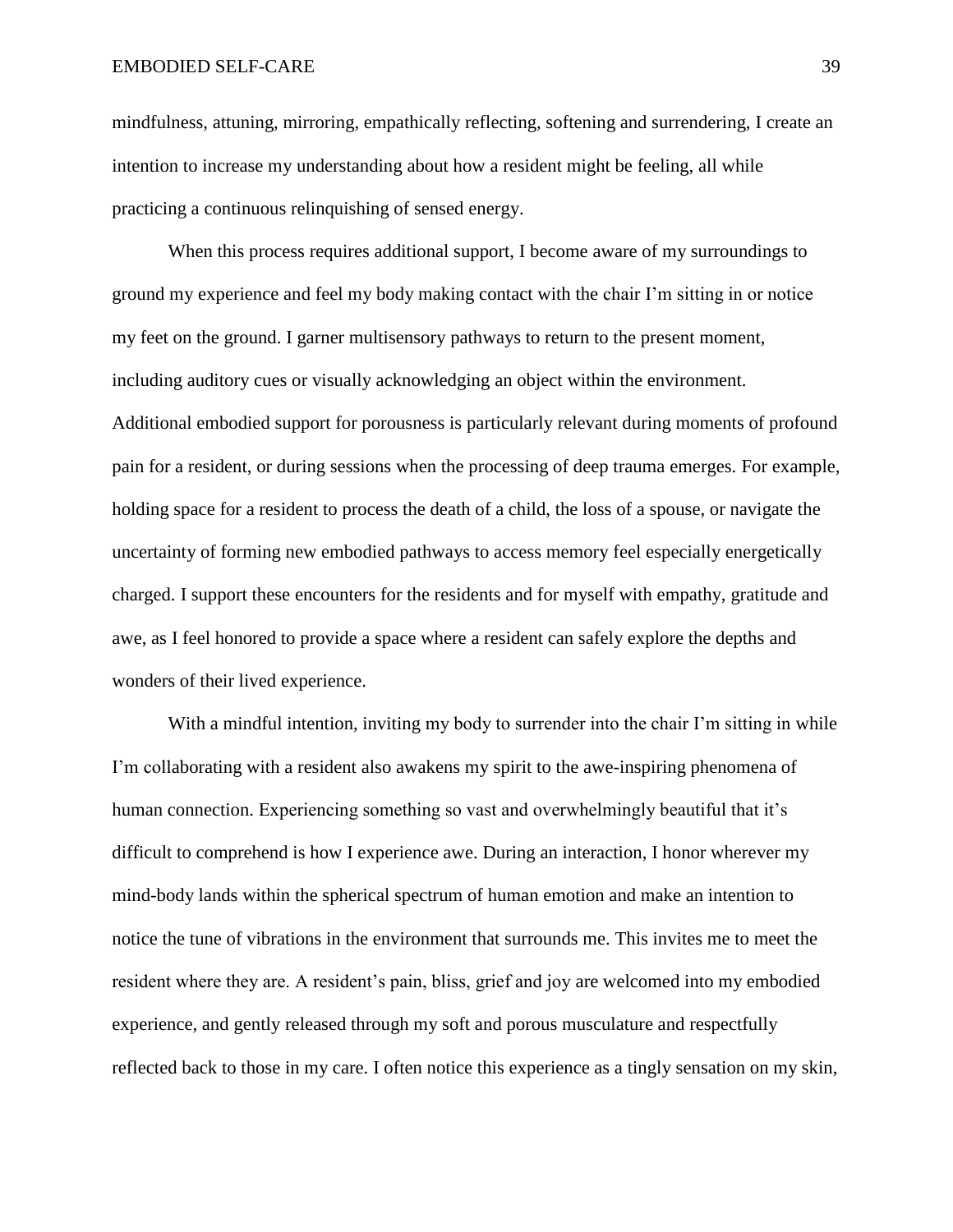mindfulness, attuning, mirroring, empathically reflecting, softening and surrendering, I create an intention to increase my understanding about how a resident might be feeling, all while practicing a continuous relinquishing of sensed energy.

When this process requires additional support, I become aware of my surroundings to ground my experience and feel my body making contact with the chair I'm sitting in or notice my feet on the ground. I garner multisensory pathways to return to the present moment, including auditory cues or visually acknowledging an object within the environment. Additional embodied support for porousness is particularly relevant during moments of profound pain for a resident, or during sessions when the processing of deep trauma emerges. For example, holding space for a resident to process the death of a child, the loss of a spouse, or navigate the uncertainty of forming new embodied pathways to access memory feel especially energetically charged. I support these encounters for the residents and for myself with empathy, gratitude and awe, as I feel honored to provide a space where a resident can safely explore the depths and wonders of their lived experience.

With a mindful intention, inviting my body to surrender into the chair I'm sitting in while I'm collaborating with a resident also awakens my spirit to the awe-inspiring phenomena of human connection. Experiencing something so vast and overwhelmingly beautiful that it's difficult to comprehend is how I experience awe. During an interaction, I honor wherever my mind-body lands within the spherical spectrum of human emotion and make an intention to notice the tune of vibrations in the environment that surrounds me. This invites me to meet the resident where they are. A resident's pain, bliss, grief and joy are welcomed into my embodied experience, and gently released through my soft and porous musculature and respectfully reflected back to those in my care. I often notice this experience as a tingly sensation on my skin,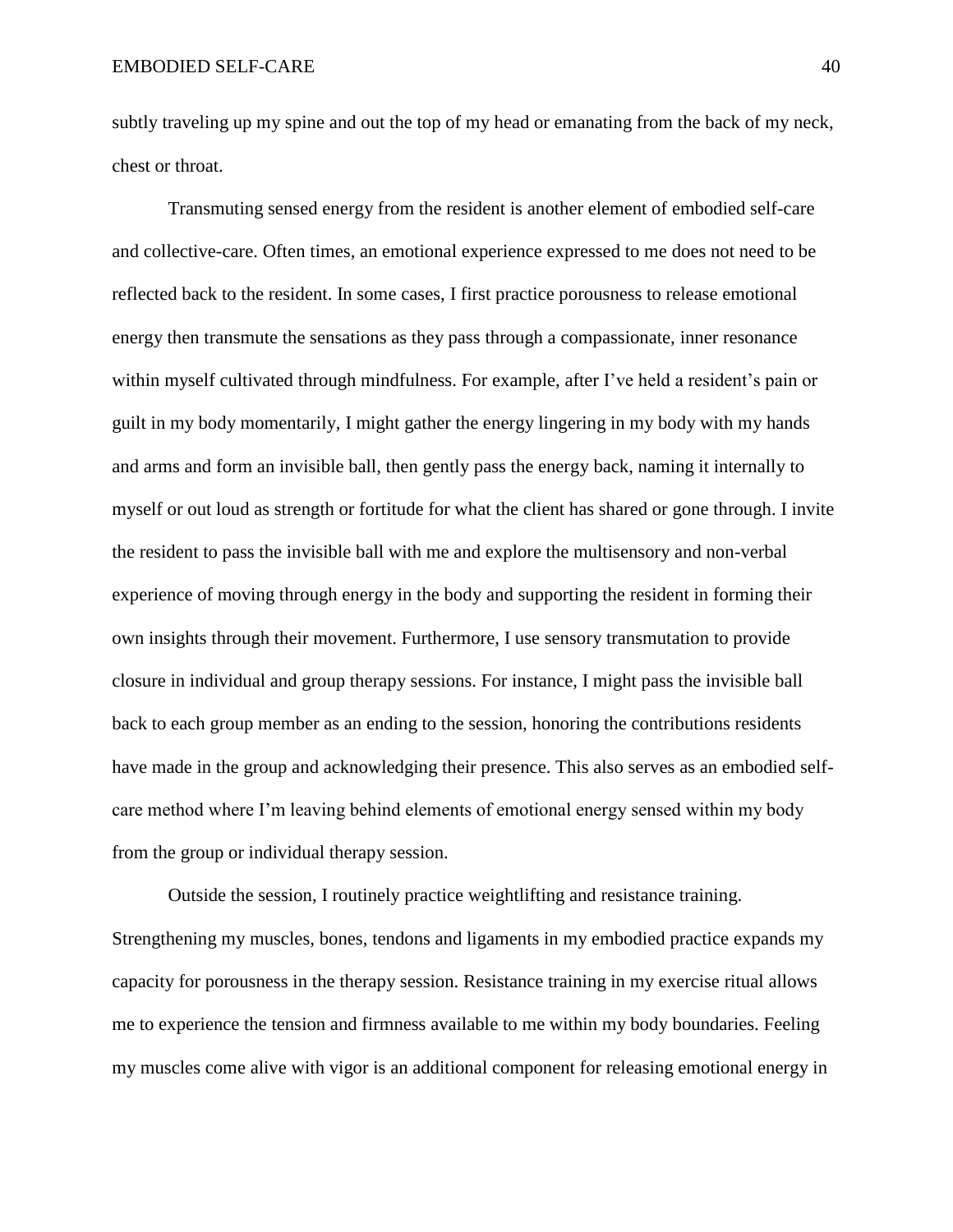subtly traveling up my spine and out the top of my head or emanating from the back of my neck, chest or throat.

Transmuting sensed energy from the resident is another element of embodied self-care and collective-care. Often times, an emotional experience expressed to me does not need to be reflected back to the resident. In some cases, I first practice porousness to release emotional energy then transmute the sensations as they pass through a compassionate, inner resonance within myself cultivated through mindfulness. For example, after I've held a resident's pain or guilt in my body momentarily, I might gather the energy lingering in my body with my hands and arms and form an invisible ball, then gently pass the energy back, naming it internally to myself or out loud as strength or fortitude for what the client has shared or gone through. I invite the resident to pass the invisible ball with me and explore the multisensory and non-verbal experience of moving through energy in the body and supporting the resident in forming their own insights through their movement. Furthermore, I use sensory transmutation to provide closure in individual and group therapy sessions. For instance, I might pass the invisible ball back to each group member as an ending to the session, honoring the contributions residents have made in the group and acknowledging their presence. This also serves as an embodied self-care method where I'm leaving behind elements of emotional energy sensed within my body from the group or individual therapy session.

Outside the session, I routinely practice weightlifting and resistance training. Strengthening my muscles, bones, tendons and ligaments in my embodied practice expands my capacity for porousness in the therapy session. Resistance training in my exercise ritual allows me to experience the tension and firmness available to me within my body boundaries. Feeling my muscles come alive with vigor is an additional component for releasing emotional energy in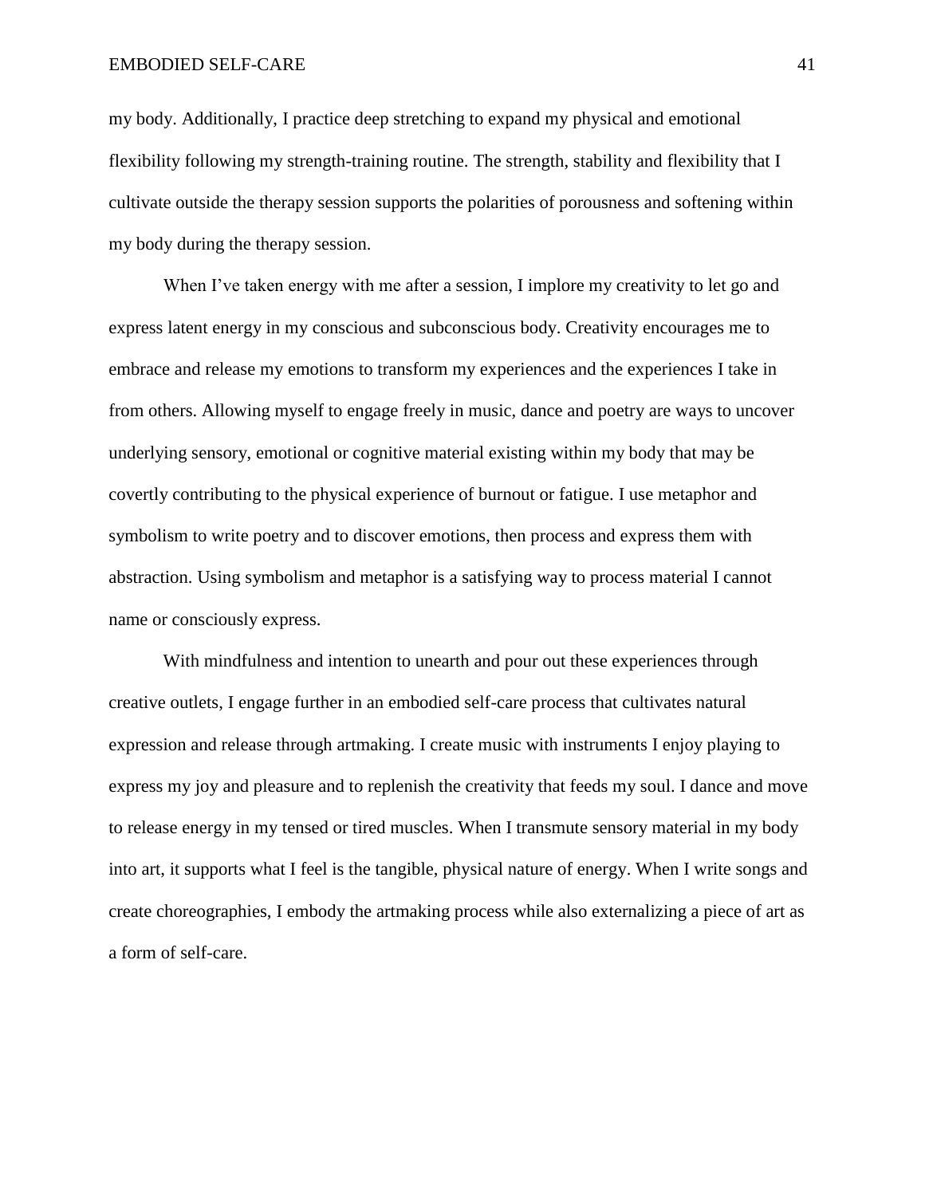my body. Additionally, I practice deep stretching to expand my physical and emotional flexibility following my strength-training routine. The strength, stability and flexibility that I cultivate outside the therapy session supports the polarities of porousness and softening within my body during the therapy session.

When I've taken energy with me after a session, I implore my creativity to let go and express latent energy in my conscious and subconscious body. Creativity encourages me to embrace and release my emotions to transform my experiences and the experiences I take in from others. Allowing myself to engage freely in music, dance and poetry are ways to uncover underlying sensory, emotional or cognitive material existing within my body that may be covertly contributing to the physical experience of burnout or fatigue. I use metaphor and symbolism to write poetry and to discover emotions, then process and express them with abstraction. Using symbolism and metaphor is a satisfying way to process material I cannot name or consciously express.

With mindfulness and intention to unearth and pour out these experiences through creative outlets, I engage further in an embodied self-care process that cultivates natural expression and release through artmaking. I create music with instruments I enjoy playing to express my joy and pleasure and to replenish the creativity that feeds my soul. I dance and move to release energy in my tensed or tired muscles. When I transmute sensory material in my body into art, it supports what I feel is the tangible, physical nature of energy. When I write songs and create choreographies, I embody the artmaking process while also externalizing a piece of art as a form of self-care.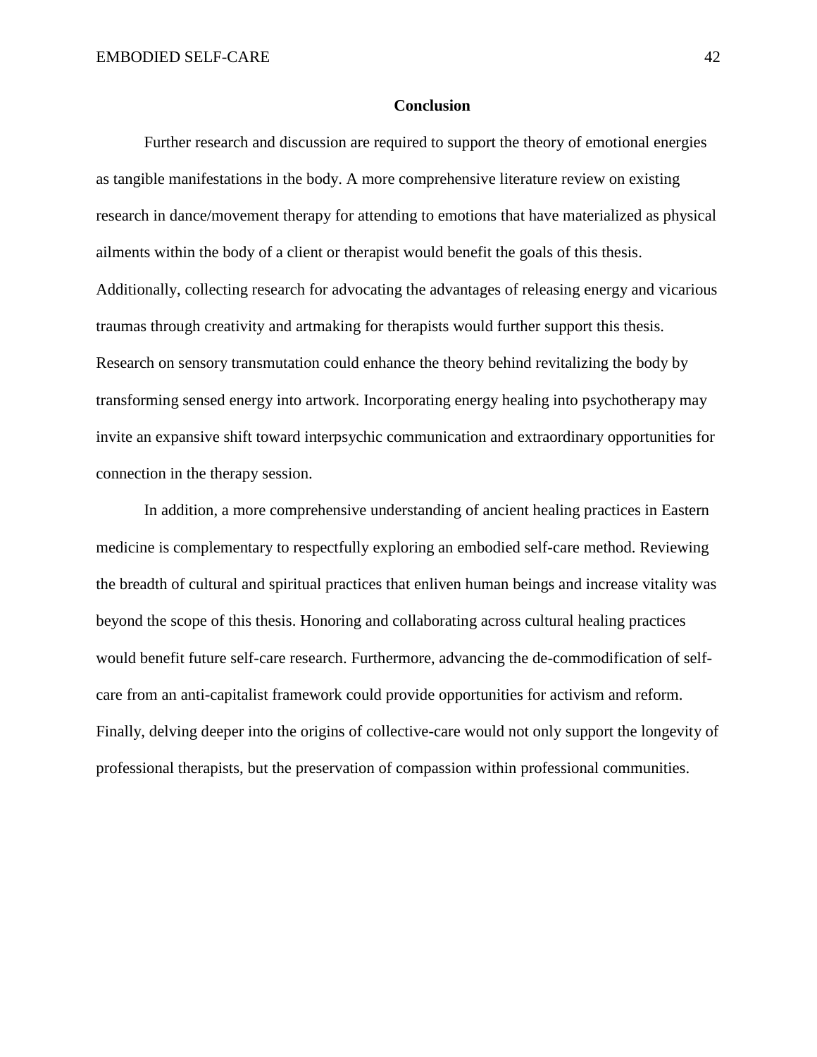## Conclusion

Further research and discussion are required to support the theory of emotional energies as tangible manifestations in the body. A more comprehensive literature review on existing research in dance/movement therapy for attending to emotions that have materialized as physical ailments within the body of a client or therapist would benefit the goals of this thesis. Additionally, collecting research for advocating the advantages of releasing energy and vicarious traumas through creativity and artmaking for therapists would further support this thesis. Research on sensory transmutation could enhance the theory behind revitalizing the body by transforming sensed energy into artwork. Incorporating energy healing into psychotherapy may invite an expansive shift toward interpsychic communication and extraordinary opportunities for connection in the therapy session.

In addition, a more comprehensive understanding of ancient healing practices in Eastern medicine is complementary to respectfully exploring an embodied self-care method. Reviewing the breadth of cultural and spiritual practices that enliven human beings and increase vitality was beyond the scope of this thesis. Honoring and collaborating across cultural healing practices would benefit future self-care research. Furthermore, advancing the de-commodification of self-care from an anti-capitalist framework could provide opportunities for activism and reform. Finally, delving deeper into the origins of collective-care would not only support the longevity of professional therapists, but the preservation of compassion within professional communities.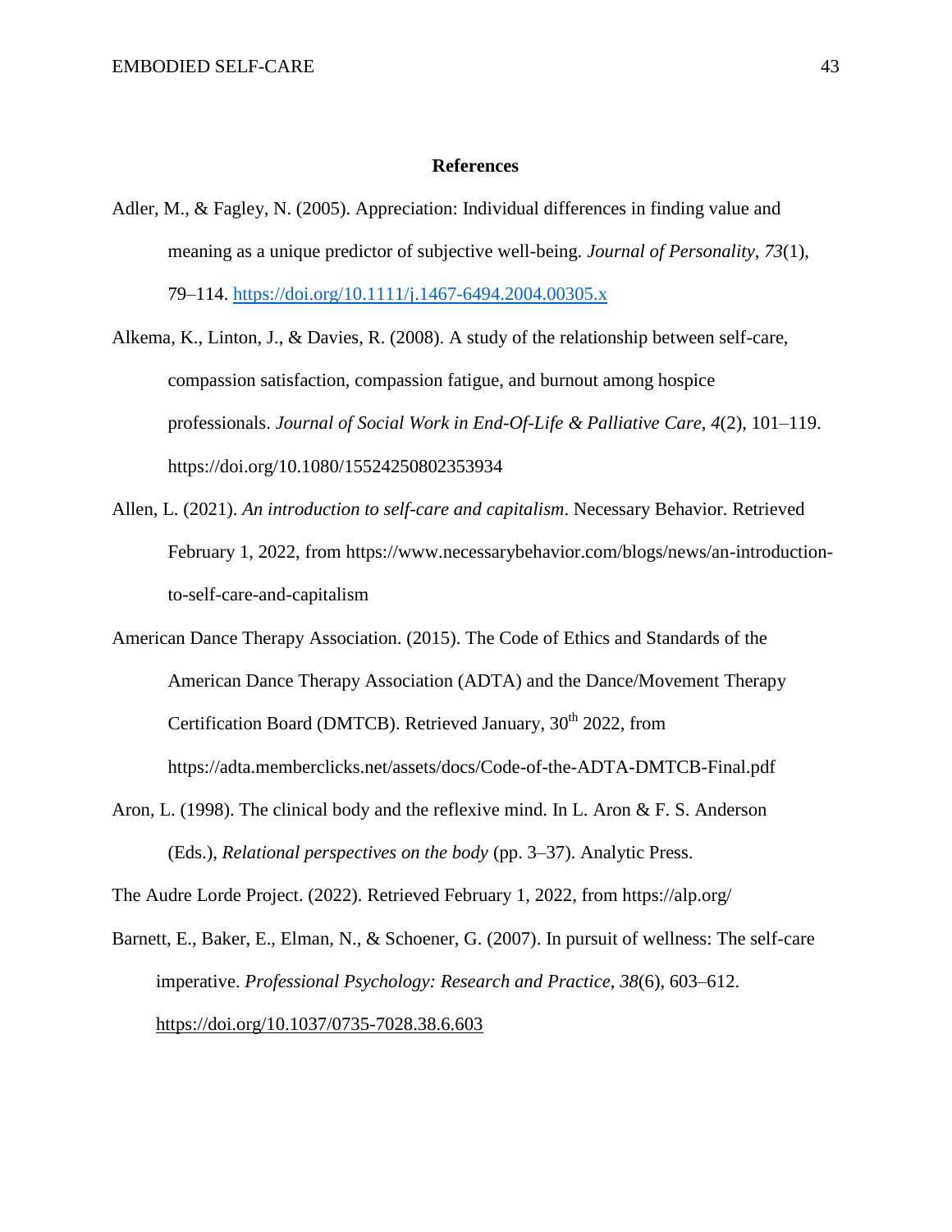# References

Adler, M., & Fagley, N. (2005). Appreciation: Individual differences in finding value and meaning as a unique predictor of subjective well-being. *Journal of Personality*, *73*(1), 79–114. https://doi.org/10.1111/j.1467-6494.2004.00305.x

Alkema, K., Linton, J., & Davies, R. (2008). A study of the relationship between self-care, compassion satisfaction, compassion fatigue, and burnout among hospice professionals. *Journal of Social Work in End-Of-Life & Palliative Care*, *4*(2), 101–119. https://doi.org/10.1080/15524250802353934

Allen, L. (2021). *An introduction to self-care and capitalism*. Necessary Behavior. Retrieved February 1, 2022, from https://www.necessarybehavior.com/blogs/news/an-introduction-to-self-care-and-capitalism

American Dance Therapy Association. (2015). The Code of Ethics and Standards of the American Dance Therapy Association (ADTA) and the Dance/Movement Therapy Certification Board (DMTCB). Retrieved January, 30th 2022, from https://adta.memberclicks.net/assets/docs/Code-of-the-ADTA-DMTCB-Final.pdf

Aron, L. (1998). The clinical body and the reflexive mind. In L. Aron & F. S. Anderson (Eds.), *Relational perspectives on the body* (pp. 3–37). Analytic Press.

The Audre Lorde Project. (2022). Retrieved February 1, 2022, from https://alp.org/

Barnett, E., Baker, E., Elman, N., & Schoener, G. (2007). In pursuit of wellness: The self-care imperative. *Professional Psychology: Research and Practice*, *38*(6), 603–612. https://doi.org/10.1037/0735-7028.38.6.603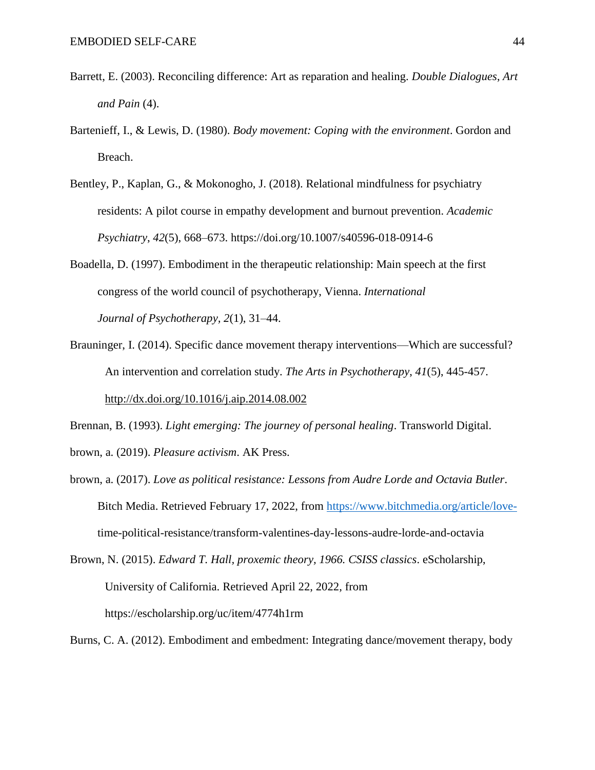Barrett, E. (2003). Reconciling difference: Art as reparation and healing. *Double Dialogues*, *Art and Pain* (4).

Bartenieff, I., & Lewis, D. (1980). *Body movement: Coping with the environment*. Gordon and Breach.

Bentley, P., Kaplan, G., & Mokonogho, J. (2018). Relational mindfulness for psychiatry residents: A pilot course in empathy development and burnout prevention. *Academic Psychiatry*, *42*(5), 668–673. https://doi.org/10.1007/s40596-018-0914-6

Boadella, D. (1997). Embodiment in the therapeutic relationship: Main speech at the first congress of the world council of psychotherapy, Vienna. *International Journal of Psychotherapy, 2*(1), 31–44.

Brauninger, I. (2014). Specific dance movement therapy interventions—Which are successful? An intervention and correlation study. *The Arts in Psychotherapy*, *41*(5), 445-457. http://dx.doi.org/10.1016/j.aip.2014.08.002

Brennan, B. (1993). *Light emerging: The journey of personal healing*. Transworld Digital.

brown, a. (2019). *Pleasure activism*. AK Press.

brown, a. (2017). *Love as political resistance: Lessons from Audre Lorde and Octavia Butler*. Bitch Media. Retrieved February 17, 2022, from https://www.bitchmedia.org/article/love-time-political-resistance/transform-valentines-day-lessons-audre-lorde-and-octavia

Brown, N. (2015). *Edward T. Hall, proxemic theory, 1966. CSISS classics*. eScholarship, University of California. Retrieved April 22, 2022, from https://escholarship.org/uc/item/4774h1rm

Burns, C. A. (2012). Embodiment and embedment: Integrating dance/movement therapy, body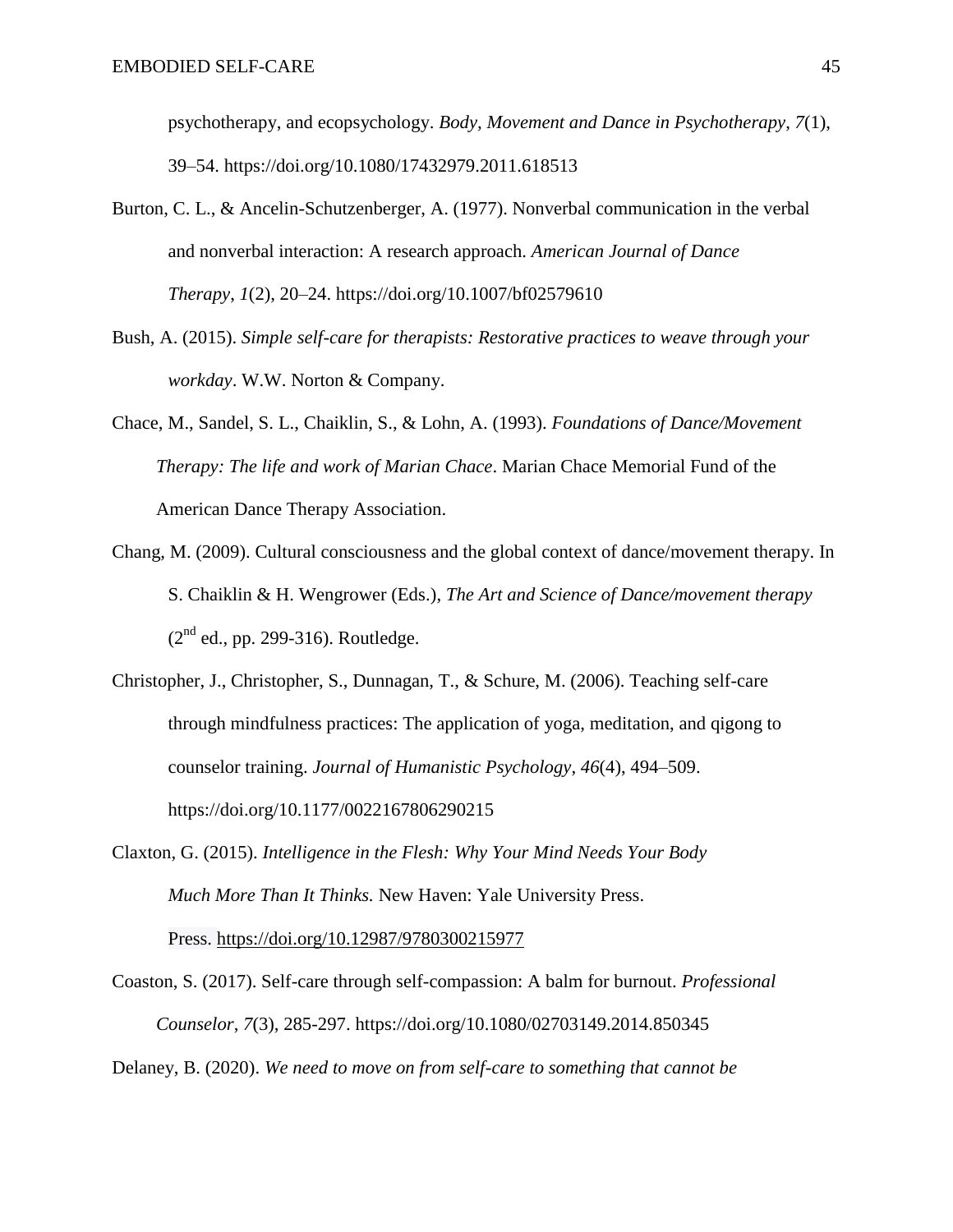psychotherapy, and ecopsychology. *Body, Movement and Dance in Psychotherapy*, *7*(1), 39–54. https://doi.org/10.1080/17432979.2011.618513

Burton, C. L., & Ancelin-Schutzenberger, A. (1977). Nonverbal communication in the verbal and nonverbal interaction: A research approach. *American Journal of Dance Therapy*, *1*(2), 20–24. https://doi.org/10.1007/bf02579610

Bush, A. (2015). *Simple self-care for therapists: Restorative practices to weave through your workday*. W.W. Norton & Company.

Chace, M., Sandel, S. L., Chaiklin, S., & Lohn, A. (1993). *Foundations of Dance/Movement Therapy: The life and work of Marian Chace*. Marian Chace Memorial Fund of the American Dance Therapy Association.

Chang, M. (2009). Cultural consciousness and the global context of dance/movement therapy. In S. Chaiklin & H. Wengrower (Eds.), *The Art and Science of Dance/movement therapy* (2nd ed., pp. 299-316). Routledge.

Christopher, J., Christopher, S., Dunnagan, T., & Schure, M. (2006). Teaching self-care through mindfulness practices: The application of yoga, meditation, and qigong to counselor training. *Journal of Humanistic Psychology*, *46*(4), 494–509. https://doi.org/10.1177/0022167806290215

Claxton, G. (2015). *Intelligence in the Flesh: Why Your Mind Needs Your Body Much More Than It Thinks.* New Haven: Yale University Press. Press. https://doi.org/10.12987/9780300215977

Coaston, S. (2017). Self-care through self-compassion: A balm for burnout. *Professional Counselor*, *7*(3), 285-297. https://doi.org/10.1080/02703149.2014.850345

Delaney, B. (2020). *We need to move on from self-care to something that cannot be*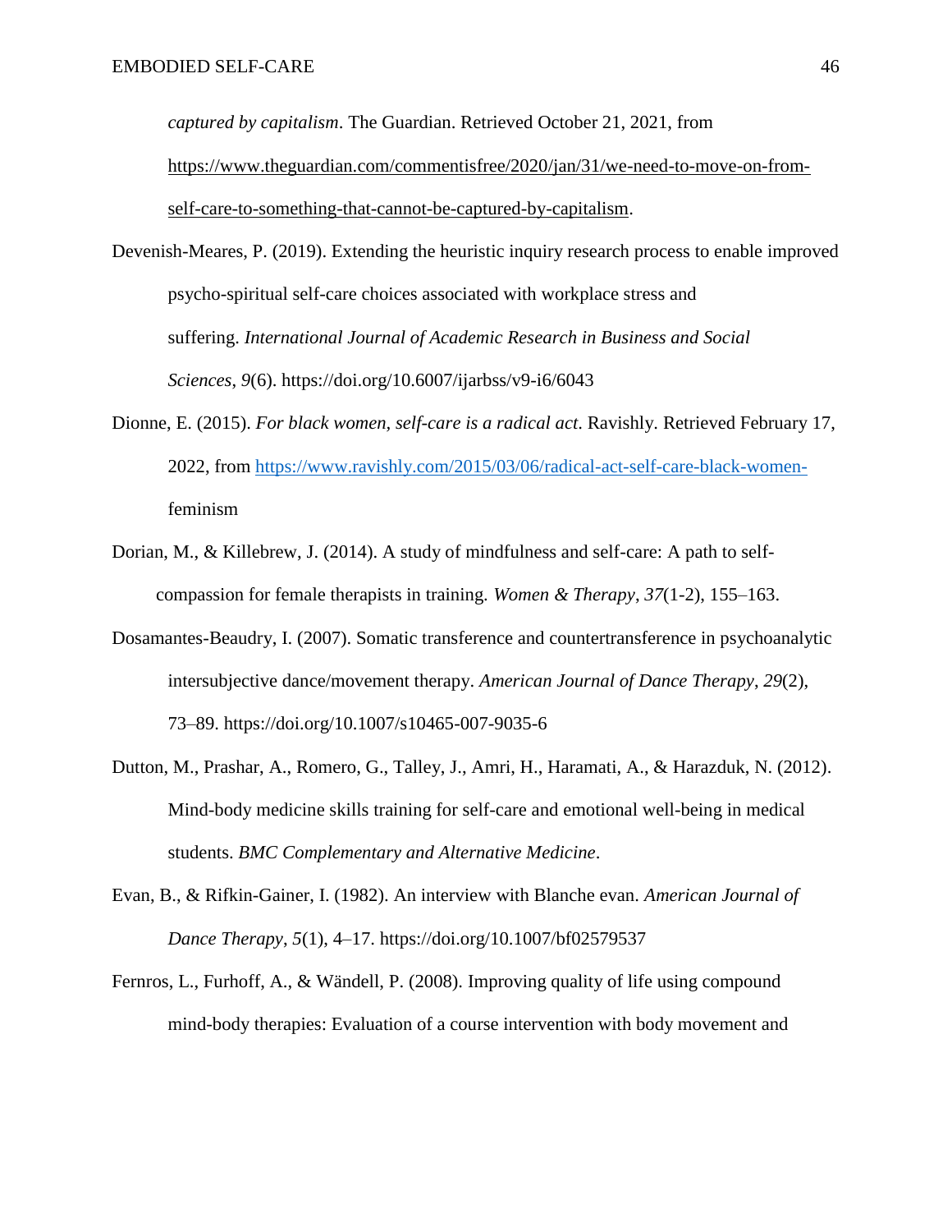*captured by capitalism*. The Guardian. Retrieved October 21, 2021, from https://www.theguardian.com/commentisfree/2020/jan/31/we-need-to-move-on-from-self-care-to-something-that-cannot-be-captured-by-capitalism.

Devenish-Meares, P. (2019). Extending the heuristic inquiry research process to enable improved psycho-spiritual self-care choices associated with workplace stress and suffering. *International Journal of Academic Research in Business and Social Sciences*, *9*(6). https://doi.org/10.6007/ijarbss/v9-i6/6043

Dionne, E. (2015). *For black women, self-care is a radical act*. Ravishly. Retrieved February 17, 2022, from https://www.ravishly.com/2015/03/06/radical-act-self-care-black-women-feminism

Dorian, M., & Killebrew, J. (2014). A study of mindfulness and self-care: A path to self-compassion for female therapists in training. *Women & Therapy*, *37*(1-2), 155–163.

Dosamantes-Beaudry, I. (2007). Somatic transference and countertransference in psychoanalytic intersubjective dance/movement therapy. *American Journal of Dance Therapy*, *29*(2), 73–89. https://doi.org/10.1007/s10465-007-9035-6

Dutton, M., Prashar, A., Romero, G., Talley, J., Amri, H., Haramati, A., & Harazduk, N. (2012). Mind-body medicine skills training for self-care and emotional well-being in medical students. *BMC Complementary and Alternative Medicine*.

Evan, B., & Rifkin-Gainer, I. (1982). An interview with Blanche evan. *American Journal of Dance Therapy*, *5*(1), 4–17. https://doi.org/10.1007/bf02579537

Fernros, L., Furhoff, A., & Wändell, P. (2008). Improving quality of life using compound mind-body therapies: Evaluation of a course intervention with body movement and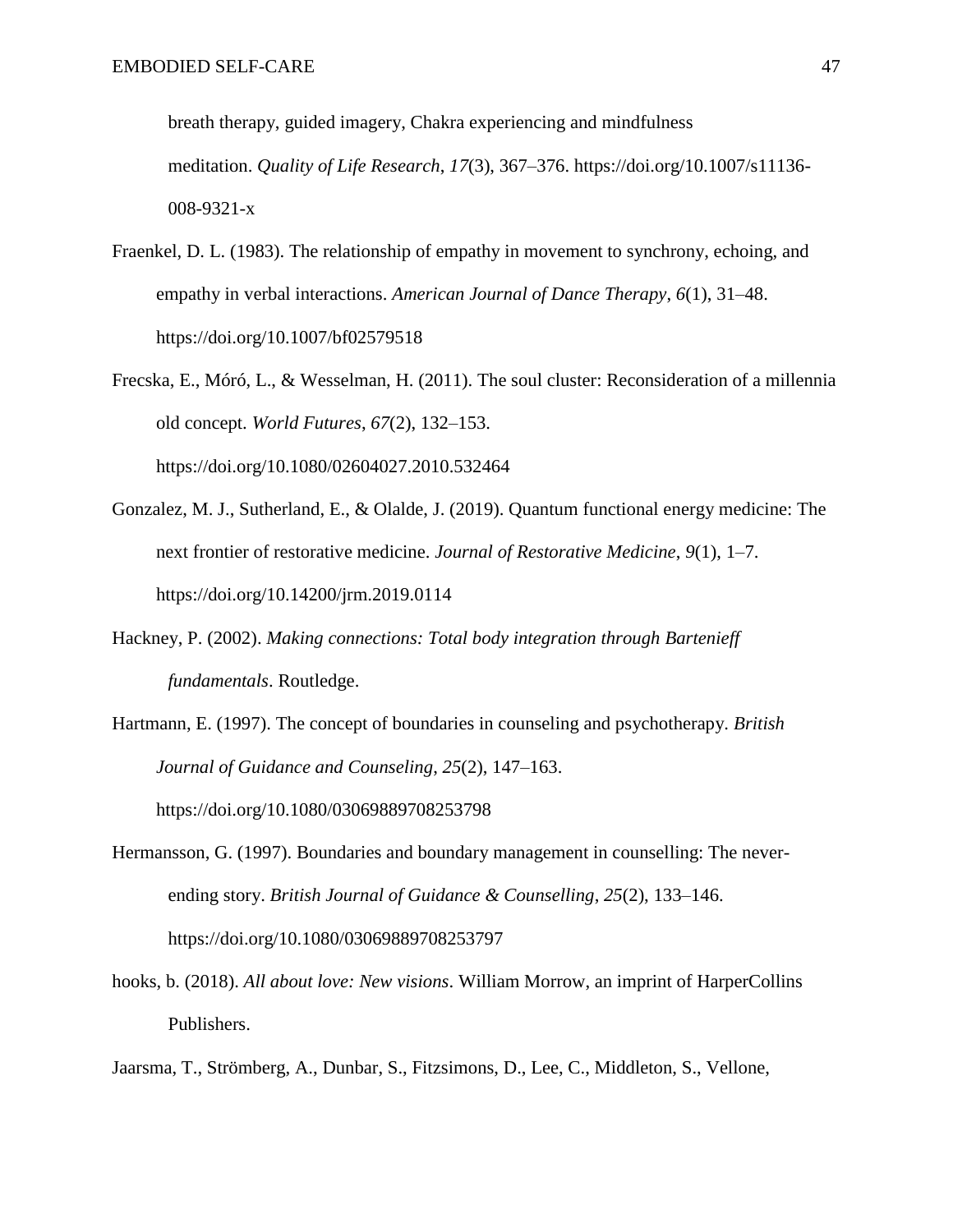breath therapy, guided imagery, Chakra experiencing and mindfulness meditation. *Quality of Life Research*, *17*(3), 367–376. https://doi.org/10.1007/s11136-008-9321-x

Fraenkel, D. L. (1983). The relationship of empathy in movement to synchrony, echoing, and empathy in verbal interactions. *American Journal of Dance Therapy*, *6*(1), 31–48. https://doi.org/10.1007/bf02579518

Frecska, E., Móró, L., & Wesselman, H. (2011). The soul cluster: Reconsideration of a millennia old concept. *World Futures*, *67*(2), 132–153. https://doi.org/10.1080/02604027.2010.532464

Gonzalez, M. J., Sutherland, E., & Olalde, J. (2019). Quantum functional energy medicine: The next frontier of restorative medicine. *Journal of Restorative Medicine*, *9*(1), 1–7. https://doi.org/10.14200/jrm.2019.0114

Hackney, P. (2002). *Making connections: Total body integration through Bartenieff fundamentals*. Routledge.

Hartmann, E. (1997). The concept of boundaries in counseling and psychotherapy. *British Journal of Guidance and Counseling*, *25*(2), 147–163. https://doi.org/10.1080/03069889708253798

Hermansson, G. (1997). Boundaries and boundary management in counselling: The never-ending story. *British Journal of Guidance & Counselling*, *25*(2), 133–146. https://doi.org/10.1080/03069889708253797

hooks, b. (2018). *All about love: New visions*. William Morrow, an imprint of HarperCollins Publishers.

Jaarsma, T., Strömberg, A., Dunbar, S., Fitzsimons, D., Lee, C., Middleton, S., Vellone,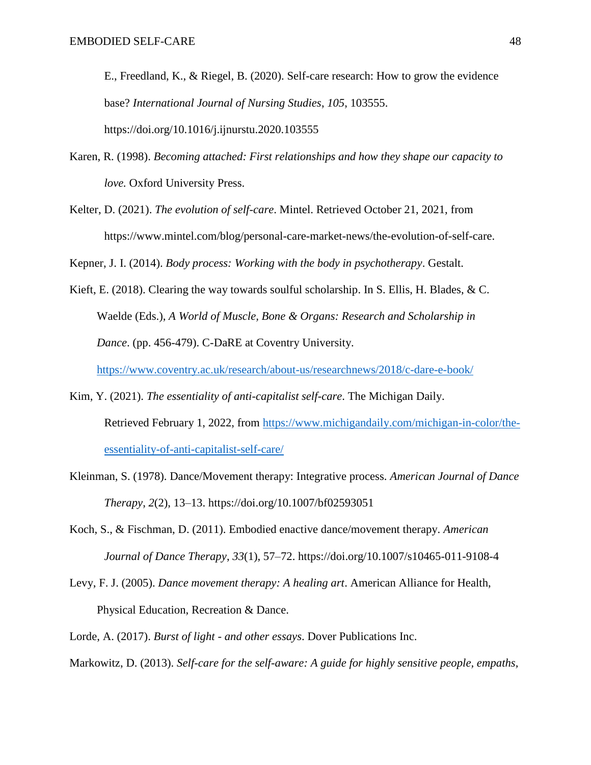E., Freedland, K., & Riegel, B. (2020). Self-care research: How to grow the evidence base? *International Journal of Nursing Studies*, *105*, 103555. https://doi.org/10.1016/j.ijnurstu.2020.103555

Karen, R. (1998). *Becoming attached: First relationships and how they shape our capacity to love.* Oxford University Press.

Kelter, D. (2021). *The evolution of self-care*. Mintel. Retrieved October 21, 2021, from https://www.mintel.com/blog/personal-care-market-news/the-evolution-of-self-care.

Kepner, J. I. (2014). *Body process: Working with the body in psychotherapy*. Gestalt.

Kieft, E. (2018). Clearing the way towards soulful scholarship. In S. Ellis, H. Blades, & C. Waelde (Eds.), *A World of Muscle, Bone & Organs: Research and Scholarship in Dance*. (pp. 456-479). C-DaRE at Coventry University. https://www.coventry.ac.uk/research/about-us/researchnews/2018/c-dare-e-book/

Kim, Y. (2021). *The essentiality of anti-capitalist self-care*. The Michigan Daily. Retrieved February 1, 2022, from https://www.michigandaily.com/michigan-in-color/the-essentiality-of-anti-capitalist-self-care/

Kleinman, S. (1978). Dance/Movement therapy: Integrative process. *American Journal of Dance Therapy*, *2*(2), 13–13. https://doi.org/10.1007/bf02593051

Koch, S., & Fischman, D. (2011). Embodied enactive dance/movement therapy. *American Journal of Dance Therapy*, *33*(1), 57–72. https://doi.org/10.1007/s10465-011-9108-4

Levy, F. J. (2005). *Dance movement therapy: A healing art*. American Alliance for Health, Physical Education, Recreation & Dance.

Lorde, A. (2017). *Burst of light - and other essays*. Dover Publications Inc.

Markowitz, D. (2013). *Self-care for the self-aware: A guide for highly sensitive people, empaths,*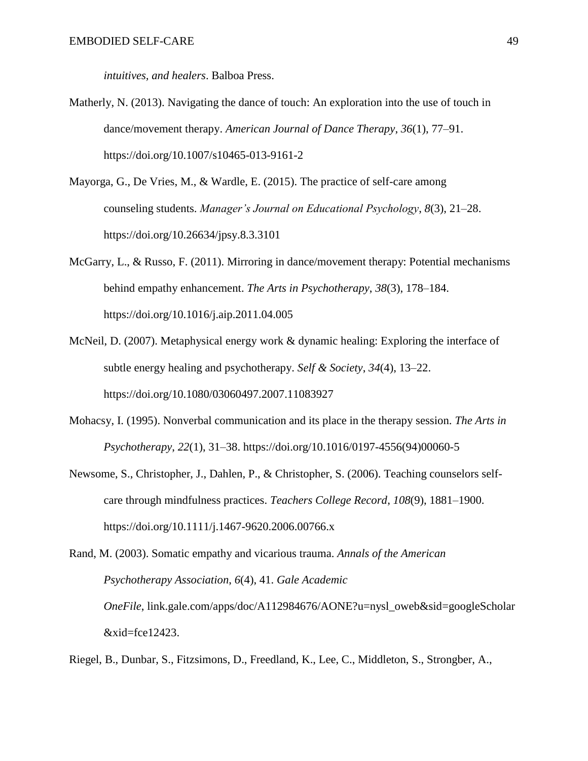*intuitives, and healers*. Balboa Press.

Matherly, N. (2013). Navigating the dance of touch: An exploration into the use of touch in dance/movement therapy. *American Journal of Dance Therapy*, *36*(1), 77–91. https://doi.org/10.1007/s10465-013-9161-2

Mayorga, G., De Vries, M., & Wardle, E. (2015). The practice of self-care among counseling students. *Manager's Journal on Educational Psychology*, *8*(3), 21–28. https://doi.org/10.26634/jpsy.8.3.3101

McGarry, L., & Russo, F. (2011). Mirroring in dance/movement therapy: Potential mechanisms behind empathy enhancement. *The Arts in Psychotherapy*, *38*(3), 178–184. https://doi.org/10.1016/j.aip.2011.04.005

McNeil, D. (2007). Metaphysical energy work & dynamic healing: Exploring the interface of subtle energy healing and psychotherapy. *Self & Society*, *34*(4), 13–22. https://doi.org/10.1080/03060497.2007.11083927

Mohacsy, I. (1995). Nonverbal communication and its place in the therapy session. *The Arts in Psychotherapy*, *22*(1), 31–38. https://doi.org/10.1016/0197-4556(94)00060-5

Newsome, S., Christopher, J., Dahlen, P., & Christopher, S. (2006). Teaching counselors self-care through mindfulness practices. *Teachers College Record*, *108*(9), 1881–1900. https://doi.org/10.1111/j.1467-9620.2006.00766.x

Rand, M. (2003). Somatic empathy and vicarious trauma. *Annals of the American Psychotherapy Association*, *6*(4), 41. *Gale Academic OneFile*, link.gale.com/apps/doc/A112984676/AONE?u=nysl_oweb&sid=googleScholar&xid=fce12423.

Riegel, B., Dunbar, S., Fitzsimons, D., Freedland, K., Lee, C., Middleton, S., Strongber, A.,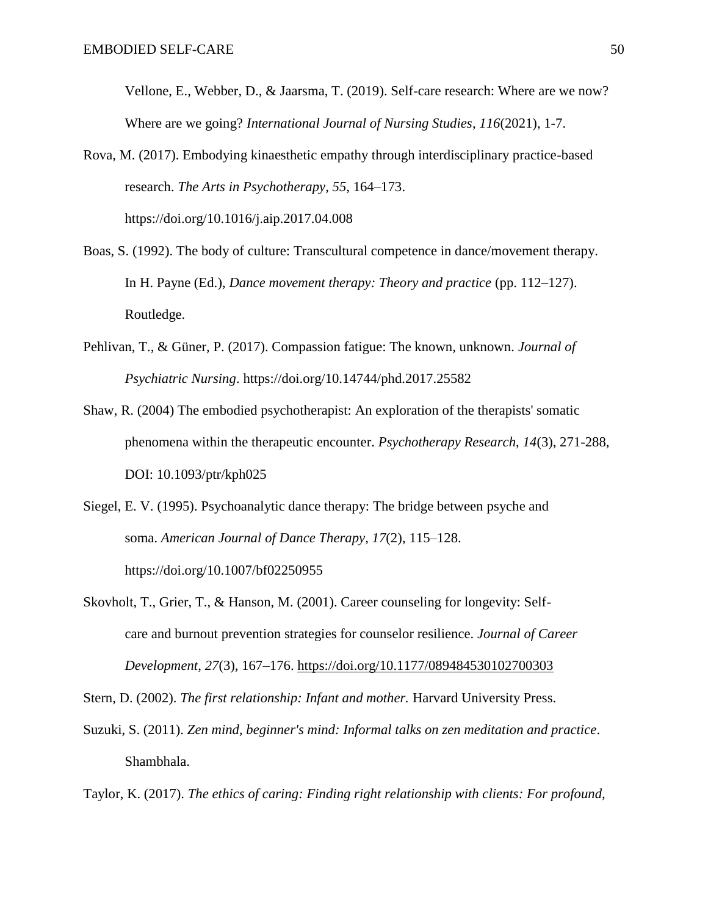Vellone, E., Webber, D., & Jaarsma, T. (2019). Self-care research: Where are we now? Where are we going? *International Journal of Nursing Studies*, *116*(2021), 1-7.

Rova, M. (2017). Embodying kinaesthetic empathy through interdisciplinary practice-based research. *The Arts in Psychotherapy*, *55*, 164–173. https://doi.org/10.1016/j.aip.2017.04.008

Boas, S. (1992). The body of culture: Transcultural competence in dance/movement therapy. In H. Payne (Ed.), *Dance movement therapy: Theory and practice* (pp. 112–127). Routledge.

Pehlivan, T., & Güner, P. (2017). Compassion fatigue: The known, unknown. *Journal of Psychiatric Nursing*. https://doi.org/10.14744/phd.2017.25582

Shaw, R. (2004) The embodied psychotherapist: An exploration of the therapists' somatic phenomena within the therapeutic encounter. *Psychotherapy Research*, *14*(3), 271-288, DOI: 10.1093/ptr/kph025

Siegel, E. V. (1995). Psychoanalytic dance therapy: The bridge between psyche and soma. *American Journal of Dance Therapy*, *17*(2), 115–128. https://doi.org/10.1007/bf02250955

Skovholt, T., Grier, T., & Hanson, M. (2001). Career counseling for longevity: Self-care and burnout prevention strategies for counselor resilience. *Journal of Career Development*, *27*(3), 167–176. https://doi.org/10.1177/089484530102700303

Stern, D. (2002). *The first relationship: Infant and mother.* Harvard University Press.

Suzuki, S. (2011). *Zen mind, beginner's mind: Informal talks on zen meditation and practice*. Shambhala.

Taylor, K. (2017). *The ethics of caring: Finding right relationship with clients: For profound,*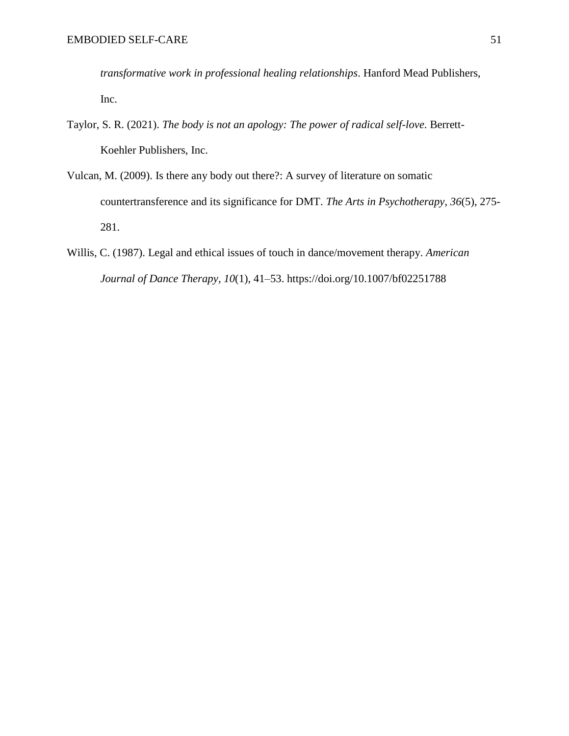*transformative work in professional healing relationships*. Hanford Mead Publishers, Inc.

Taylor, S. R. (2021). *The body is not an apology: The power of radical self-love*. Berrett-Koehler Publishers, Inc.

Vulcan, M. (2009). Is there any body out there?: A survey of literature on somatic countertransference and its significance for DMT. *The Arts in Psychotherapy*, *36*(5), 275-281.

Willis, C. (1987). Legal and ethical issues of touch in dance/movement therapy. *American Journal of Dance Therapy*, *10*(1), 41–53. https://doi.org/10.1007/bf02251788